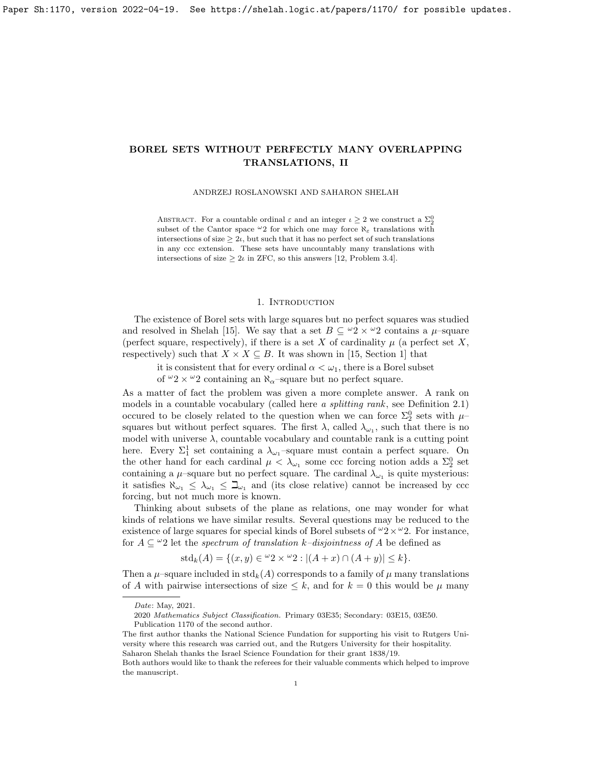# BOREL SETS WITHOUT PERFECTLY MANY OVERLAPPING TRANSLATIONS, II

ANDRZEJ ROSŁANOWSKI AND SAHARON SHELAH

ABSTRACT. For a countable ordinal $\varepsilon$ and an integer $\iota \geq 2$ we construct a $\Sigma^0_2$ subset of the Cantor space ${}^\omega 2$ for which one may force $\aleph_\varepsilon$ translations with intersections of size $\geq 2\iota$, but such that it has no perfect set of such translations in any ccc extension. These sets have uncountably many translations with intersections of size $\geq 2\iota$ in ZFC, so this answers [12, Problem 3.4].

## 1. Introduction

The existence of Borel sets with large squares but no perfect squares was studied and resolved in Shelah [15]. We say that a set $B \subseteq {}^\omega 2 \times {}^\omega 2$ contains a $\mu$–square (perfect square, respectively), if there is a set $X$ of cardinality $\mu$ (a perfect set $X$, respectively) such that $X \times X \subseteq B$. It was shown in [15, Section 1] that

> it is consistent that for every ordinal $\alpha < \omega_1$, there is a Borel subset of ${}^\omega 2 \times {}^\omega 2$ containing an $\aleph_\alpha$–square but no perfect square.

As a matter of fact the problem was given a more complete answer. A rank on models in a countable vocabulary (called here *a splitting rank*, see Definition 2.1) occured to be closely related to the question when we can force $\Sigma^0_2$ sets with $\mu$–squares but without perfect squares. The first $\lambda$, called $\lambda_{\omega_1}$, such that there is no model with universe $\lambda$, countable vocabulary and countable rank is a cutting point here. Every $\Sigma^1_1$ set containing a $\lambda_{\omega_1}$–square must contain a perfect square. On the other hand for each cardinal $\mu < \lambda_{\omega_1}$ some ccc forcing notion adds a $\Sigma^0_2$ set containing a $\mu$–square but no perfect square. The cardinal $\lambda_{\omega_1}$ is quite mysterious: it satisfies $\aleph_{\omega_1} \leq \lambda_{\omega_1} \leq \beth_{\omega_1}$ and (its close relative) cannot be increased by ccc forcing, but not much more is known.

Thinking about subsets of the plane as relations, one may wonder for what kinds of relations we have similar results. Several questions may be reduced to the existence of large squares for special kinds of Borel subsets of ${}^\omega 2 \times {}^\omega 2$. For instance, for $A \subseteq {}^\omega 2$ let the *spectrum of translation $k$–disjointness of $A$* be defined as

$$\mathrm{std}_k(A) = \{(x, y) \in {}^\omega 2 \times {}^\omega 2 : |(A + x) \cap (A + y)| \leq k\}.$$

Then a $\mu$–square included in $\mathrm{std}_k(A)$ corresponds to a family of $\mu$ many translations of $A$ with pairwise intersections of size $\leq k$, and for $k = 0$ this would be $\mu$ many

---

*Date*: May, 2021.

2020 *Mathematics Subject Classification.* Primary 03E35; Secondary: 03E15, 03E50.

Publication 1170 of the second author.

The first author thanks the National Science Fundation for supporting his visit to Rutgers University where this research was carried out, and the Rutgers University for their hospitality.

Saharon Shelah thanks the Israel Science Foundation for their grant 1838/19.

Both authors would like to thank the referees for their valuable comments which helped to improve the manuscript.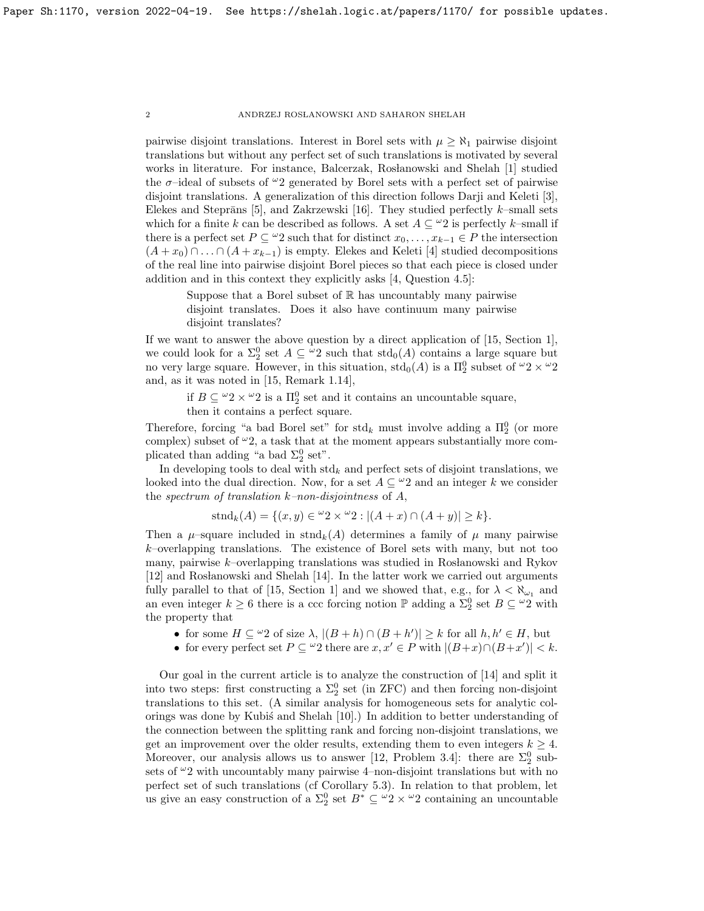pairwise disjoint translations. Interest in Borel sets with $\mu \geq \aleph_1$ pairwise disjoint translations but without any perfect set of such translations is motivated by several works in literature. For instance, Balcerzak, Rosłanowski and Shelah [1] studied the $\sigma$–ideal of subsets of ${}^\omega 2$ generated by Borel sets with a perfect set of pairwise disjoint translations. A generalization of this direction follows Darji and Keleti [3], Elekes and Steprāns [5], and Zakrzewski [16]. They studied perfectly $k$–small sets which for a finite $k$ can be described as follows. A set $A \subseteq {}^\omega 2$ is perfectly $k$–small if there is a perfect set $P \subseteq {}^\omega 2$ such that for distinct $x_0, \ldots, x_{k-1} \in P$ the intersection $(A + x_0) \cap \ldots \cap (A + x_{k-1})$ is empty. Elekes and Keleti [4] studied decompositions of the real line into pairwise disjoint Borel pieces so that each piece is closed under addition and in this context they explicitly asks [4, Question 4.5]:

> Suppose that a Borel subset of $\mathbb{R}$ has uncountably many pairwise disjoint translates. Does it also have continuum many pairwise disjoint translates?

If we want to answer the above question by a direct application of [15, Section 1], we could look for a $\Sigma^0_2$ set $A \subseteq {}^\omega 2$ such that $\mathrm{std}_0(A)$ contains a large square but no very large square. However, in this situation, $\mathrm{std}_0(A)$ is a $\Pi^0_2$ subset of ${}^\omega 2 \times {}^\omega 2$ and, as it was noted in [15, Remark 1.14],

> if $B \subseteq {}^\omega 2 \times {}^\omega 2$ is a $\Pi^0_2$ set and it contains an uncountable square, then it contains a perfect square.

Therefore, forcing "a bad Borel set" for $\mathrm{std}_k$ must involve adding a $\Pi^0_2$ (or more complex) subset of ${}^\omega 2$, a task that at the moment appears substantially more complicated than adding "a bad $\Sigma^0_2$ set".

In developing tools to deal with $\mathrm{std}_k$ and perfect sets of disjoint translations, we looked into the dual direction. Now, for a set $A \subseteq {}^\omega 2$ and an integer $k$ we consider the *spectrum of translation $k$–non-disjointness* of $A$,

$$\mathrm{stnd}_k(A) = \{(x, y) \in {}^\omega 2 \times {}^\omega 2 : |(A + x) \cap (A + y)| \geq k\}.$$

Then a $\mu$–square included in $\mathrm{stnd}_k(A)$ determines a family of $\mu$ many pairwise $k$–overlapping translations. The existence of Borel sets with many, but not too many, pairwise $k$–overlapping translations was studied in Rosłanowski and Rykov [12] and Rosłanowski and Shelah [14]. In the latter work we carried out arguments fully parallel to that of [15, Section 1] and we showed that, e.g., for $\lambda < \aleph_{\omega_1}$ and an even integer $k \geq 6$ there is a ccc forcing notion $\mathbb{P}$ adding a $\Sigma^0_2$ set $B \subseteq {}^\omega 2$ with the property that

- for some $H \subseteq {}^\omega 2$ of size $\lambda$, $|(B + h) \cap (B + h')| \geq k$ for all $h, h' \in H$, but
- for every perfect set $P \subseteq {}^\omega 2$ there are $x, x' \in P$ with $|(B + x) \cap (B + x')| < k$.

Our goal in the current article is to analyze the construction of [14] and split it into two steps: first constructing a $\Sigma^0_2$ set (in ZFC) and then forcing non-disjoint translations to this set. (A similar analysis for homogeneous sets for analytic colorings was done by Kubiś and Shelah [10].) In addition to better understanding of the connection between the splitting rank and forcing non-disjoint translations, we get an improvement over the older results, extending them to even integers $k \geq 4$. Moreover, our analysis allows us to answer [12, Problem 3.4]: there are $\Sigma^0_2$ subsets of ${}^\omega 2$ with uncountably many pairwise 4–non-disjoint translations but with no perfect set of such translations (cf Corollary 5.3). In relation to that problem, let us give an easy construction of a $\Sigma^0_2$ set $B^* \subseteq {}^\omega 2 \times {}^\omega 2$ containing an uncountable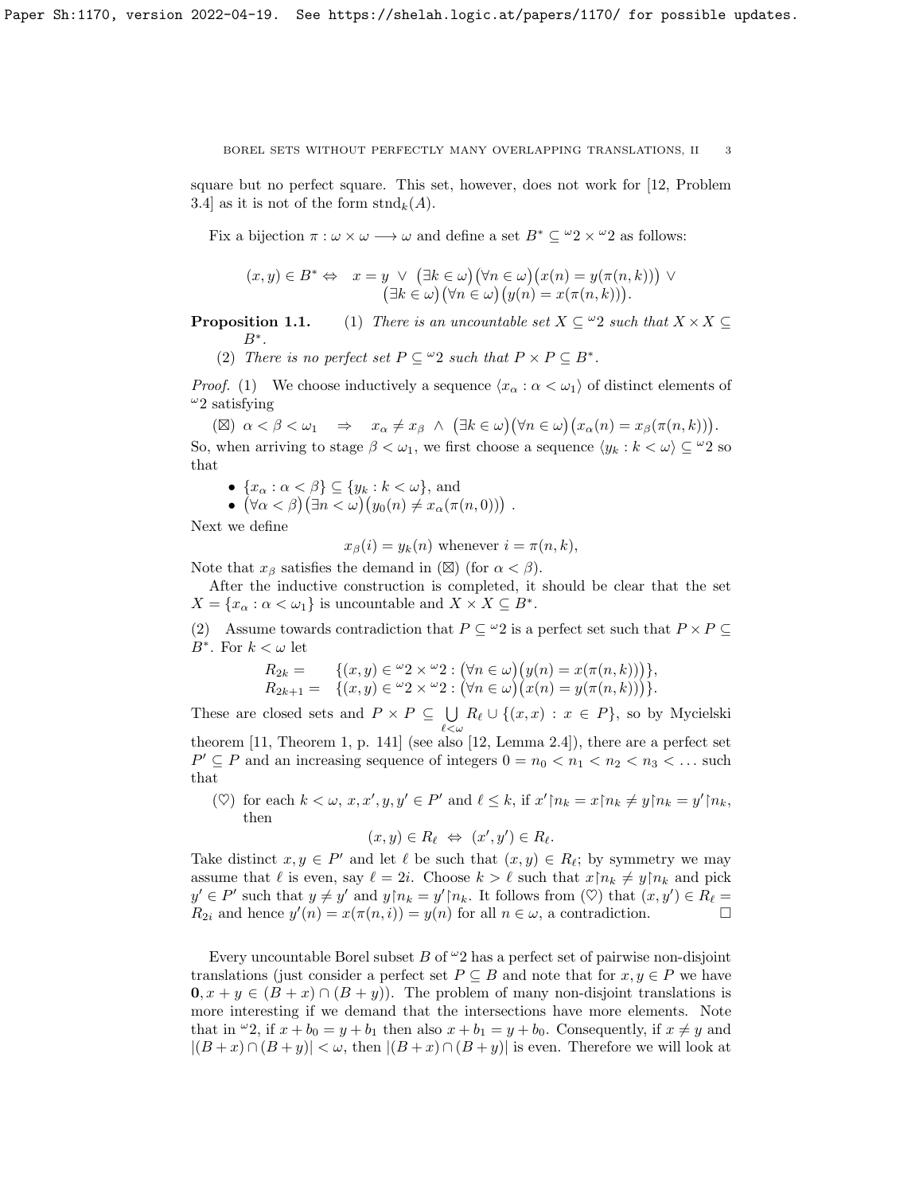square but no perfect square. This set, however, does not work for [12, Problem 3.4] as it is not of the form $\mathrm{stnd}_k(A)$.

Fix a bijection $\pi : \omega \times \omega \longrightarrow \omega$ and define a set $B^* \subseteq {}^\omega 2 \times {}^\omega 2$ as follows:

$$(x,y) \in B^* \Leftrightarrow \quad x = y \ \vee \ \big(\exists k \in \omega\big)\big(\forall n \in \omega\big)\big(x(n) = y(\pi(n,k))\big) \ \vee \\ \big(\exists k \in \omega\big)\big(\forall n \in \omega\big)\big(y(n) = x(\pi(n,k))\big).$$

**Proposition 1.1.** (1) *There is an uncountable set $X \subseteq {}^\omega 2$ such that $X \times X \subseteq B^*$.*

(2) *There is no perfect set $P \subseteq {}^\omega 2$ such that $P \times P \subseteq B^*$.*

*Proof.* (1) We choose inductively a sequence $\langle x_\alpha : \alpha < \omega_1 \rangle$ of distinct elements of ${}^\omega 2$ satisfying

($\boxtimes$) $\alpha < \beta < \omega_1 \quad \Rightarrow \quad x_\alpha \neq x_\beta \ \wedge \ \big(\exists k \in \omega\big)\big(\forall n \in \omega\big)\big(x_\alpha(n) = x_\beta(\pi(n,k))\big)$.

So, when arriving to stage $\beta < \omega_1$, we first choose a sequence $\langle y_k : k < \omega \rangle \subseteq {}^\omega 2$ so that

- $\{x_\alpha : \alpha < \beta\} \subseteq \{y_k : k < \omega\}$, and
- $\big(\forall \alpha < \beta\big)\big(\exists n < \omega\big)\big(y_0(n) \neq x_\alpha(\pi(n,0))\big)$ .

Next we define

$$x_\beta(i) = y_k(n) \text{ whenever } i = \pi(n,k),$$

Note that $x_\beta$ satisfies the demand in ($\boxtimes$) (for $\alpha < \beta$).

After the inductive construction is completed, it should be clear that the set $X = \{x_\alpha : \alpha < \omega_1\}$ is uncountable and $X \times X \subseteq B^*$.

(2) Assume towards contradiction that $P \subseteq {}^\omega 2$ is a perfect set such that $P \times P \subseteq B^*$. For $k < \omega$ let

$$R_{2k} = \quad \{(x,y) \in {}^\omega 2 \times {}^\omega 2 : \big(\forall n \in \omega\big)\big(y(n) = x(\pi(n,k))\big)\},$$
$$R_{2k+1} = \quad \{(x,y) \in {}^\omega 2 \times {}^\omega 2 : \big(\forall n \in \omega\big)\big(x(n) = y(\pi(n,k))\big)\}.$$

These are closed sets and $P \times P \subseteq \bigcup\limits_{\ell < \omega} R_\ell \cup \{(x,x) : x \in P\}$, so by Mycielski theorem [11, Theorem 1, p. 141] (see also [12, Lemma 2.4]), there are a perfect set $P' \subseteq P$ and an increasing sequence of integers $0 = n_0 < n_1 < n_2 < n_3 < \ldots$ such that

($\heartsuit$) for each $k < \omega$, $x, x', y, y' \in P'$ and $\ell \leq k$, if $x' \restriction n_k = x \restriction n_k \neq y \restriction n_k = y' \restriction n_k$, then
$$(x,y) \in R_\ell \ \Leftrightarrow \ (x',y') \in R_\ell.$$

Take distinct $x, y \in P'$ and let $\ell$ be such that $(x,y) \in R_\ell$; by symmetry we may assume that $\ell$ is even, say $\ell = 2i$. Choose $k > \ell$ such that $x \restriction n_k \neq y \restriction n_k$ and pick $y' \in P'$ such that $y \neq y'$ and $y \restriction n_k = y' \restriction n_k$. It follows from ($\heartsuit$) that $(x,y') \in R_\ell = R_{2i}$ and hence $y'(n) = x(\pi(n,i)) = y(n)$ for all $n \in \omega$, a contradiction. $\square$

Every uncountable Borel subset $B$ of ${}^\omega 2$ has a perfect set of pairwise non-disjoint translations (just consider a perfect set $P \subseteq B$ and note that for $x, y \in P$ we have $\mathbf{0}, x + y \in (B + x) \cap (B + y)$). The problem of many non-disjoint translations is more interesting if we demand that the intersections have more elements. Note that in ${}^\omega 2$, if $x + b_0 = y + b_1$ then also $x + b_1 = y + b_0$. Consequently, if $x \neq y$ and $|(B+x) \cap (B+y)| < \omega$, then $|(B+x) \cap (B+y)|$ is even. Therefore we will look at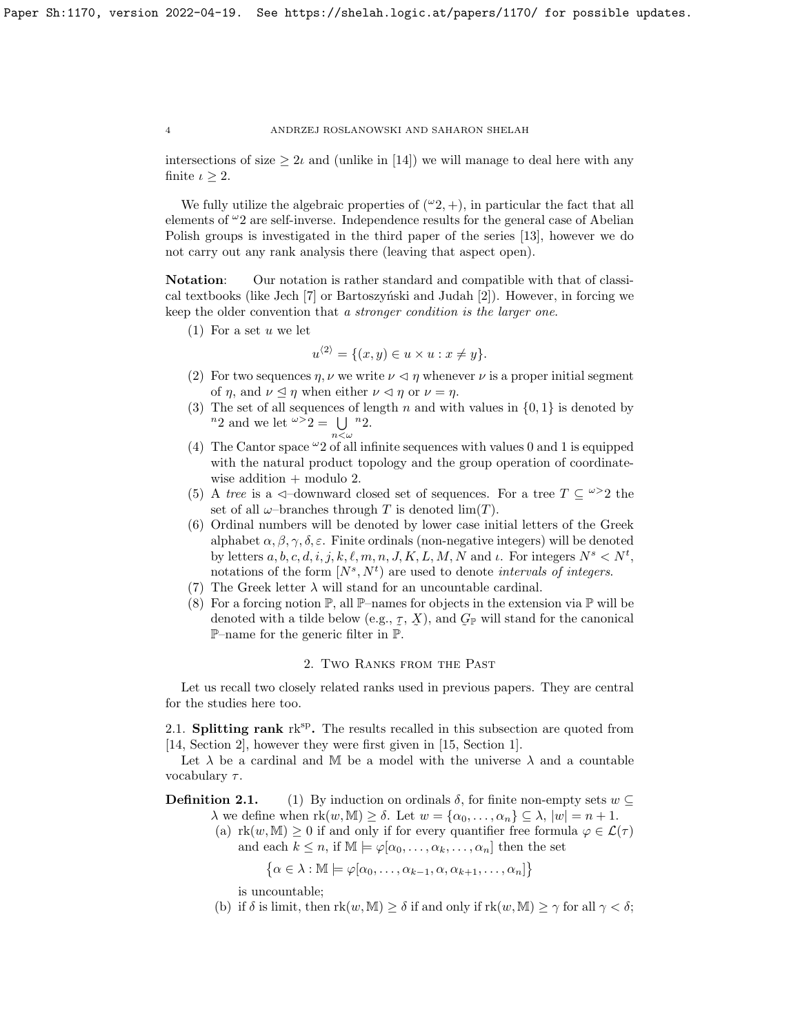intersections of size $\geq 2\iota$ and (unlike in [14]) we will manage to deal here with any finite $\iota \geq 2$.

We fully utilize the algebraic properties of $({}^{\omega}2, +)$, in particular the fact that all elements of ${}^{\omega}2$ are self-inverse. Independence results for the general case of Abelian Polish groups is investigated in the third paper of the series [13], however we do not carry out any rank analysis there (leaving that aspect open).

**Notation**: Our notation is rather standard and compatible with that of classical textbooks (like Jech [7] or Bartoszyński and Judah [2]). However, in forcing we keep the older convention that *a stronger condition is the larger one*.

1. For a set $u$ we let
$$u^{\langle 2 \rangle} = \{(x, y) \in u \times u : x \neq y\}.$$
2. For two sequences $\eta, \nu$ we write $\nu \vartriangleleft \eta$ whenever $\nu$ is a proper initial segment of $\eta$, and $\nu \trianglelefteq \eta$ when either $\nu \vartriangleleft \eta$ or $\nu = \eta$.
3. The set of all sequences of length $n$ and with values in $\{0, 1\}$ is denoted by ${}^{n}2$ and we let ${}^{\omega>}2 = \bigcup\limits_{n<\omega} {}^{n}2$.
4. The Cantor space ${}^{\omega}2$ of all infinite sequences with values 0 and 1 is equipped with the natural product topology and the group operation of coordinate-wise addition $+$ modulo 2.
5. A *tree* is a $\vartriangleleft$–downward closed set of sequences. For a tree $T \subseteq {}^{\omega>}2$ the set of all $\omega$–branches through $T$ is denoted $\lim(T)$.
6. Ordinal numbers will be denoted by lower case initial letters of the Greek alphabet $\alpha, \beta, \gamma, \delta, \varepsilon$. Finite ordinals (non-negative integers) will be denoted by letters $a, b, c, d, i, j, k, \ell, m, n, J, K, L, M, N$ and $\iota$. For integers $N^s < N^t$, notations of the form $[N^s, N^t)$ are used to denote *intervals of integers*.
7. The Greek letter $\lambda$ will stand for an uncountable cardinal.
8. For a forcing notion $\mathbb{P}$, all $\mathbb{P}$–names for objects in the extension via $\mathbb{P}$ will be denoted with a tilde below (e.g., $\underset{\sim}{\tau}$, $\underset{\sim}{X}$), and $\underset{\sim}{G}_{\mathbb{P}}$ will stand for the canonical $\mathbb{P}$–name for the generic filter in $\mathbb{P}$.

## 2. Two Ranks from the Past

Let us recall two closely related ranks used in previous papers. They are central for the studies here too.

### 2.1. Splitting rank $\mathrm{rk}^{\mathrm{sp}}$.

The results recalled in this subsection are quoted from [14, Section 2], however they were first given in [15, Section 1].

Let $\lambda$ be a cardinal and $\mathbb{M}$ be a model with the universe $\lambda$ and a countable vocabulary $\tau$.

**Definition 2.1.** (1) By induction on ordinals $\delta$, for finite non-empty sets $w \subseteq \lambda$ we define when $\mathrm{rk}(w, \mathbb{M}) \geq \delta$. Let $w = \{\alpha_0, \ldots, \alpha_n\} \subseteq \lambda$, $|w| = n + 1$.

(a) $\mathrm{rk}(w, \mathbb{M}) \geq 0$ if and only if for every quantifier free formula $\varphi \in \mathcal{L}(\tau)$ and each $k \leq n$, if $\mathbb{M} \models \varphi[\alpha_0, \ldots, \alpha_k, \ldots, \alpha_n]$ then the set
$$\big\{\alpha \in \lambda : \mathbb{M} \models \varphi[\alpha_0, \ldots, \alpha_{k-1}, \alpha, \alpha_{k+1}, \ldots, \alpha_n]\big\}$$
is uncountable;

(b) if $\delta$ is limit, then $\mathrm{rk}(w, \mathbb{M}) \geq \delta$ if and only if $\mathrm{rk}(w, \mathbb{M}) \geq \gamma$ for all $\gamma < \delta$;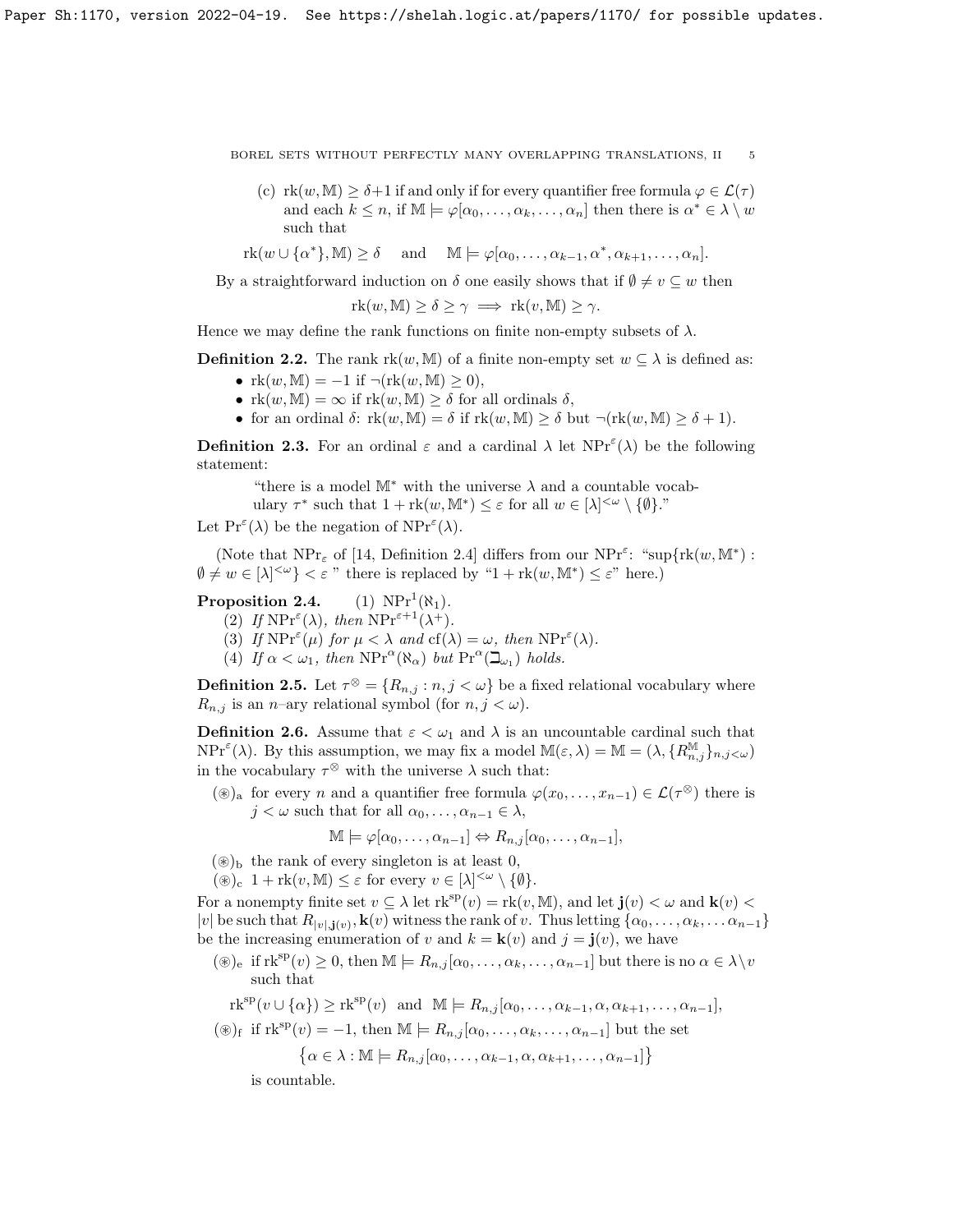(c) $\mathrm{rk}(w,\mathbb{M}) \geq \delta+1$ if and only if for every quantifier free formula $\varphi \in \mathcal{L}(\tau)$ and each $k \leq n$, if $\mathbb{M} \models \varphi[\alpha_0,\ldots,\alpha_k,\ldots,\alpha_n]$ then there is $\alpha^* \in \lambda \setminus w$ such that

$$\mathrm{rk}(w \cup \{\alpha^*\},\mathbb{M}) \geq \delta \quad \text{and} \quad \mathbb{M} \models \varphi[\alpha_0,\ldots,\alpha_{k-1},\alpha^*,\alpha_{k+1},\ldots,\alpha_n].$$

By a straightforward induction on $\delta$ one easily shows that if $\emptyset \neq v \subseteq w$ then

$$\mathrm{rk}(w,\mathbb{M}) \geq \delta \geq \gamma \implies \mathrm{rk}(v,\mathbb{M}) \geq \gamma.$$

Hence we may define the rank functions on finite non-empty subsets of $\lambda$.

**Definition 2.2.** The rank $\mathrm{rk}(w,\mathbb{M})$ of a finite non-empty set $w \subseteq \lambda$ is defined as:

- $\mathrm{rk}(w,\mathbb{M}) = -1$ if $\neg(\mathrm{rk}(w,\mathbb{M}) \geq 0)$,
- $\mathrm{rk}(w,\mathbb{M}) = \infty$ if $\mathrm{rk}(w,\mathbb{M}) \geq \delta$ for all ordinals $\delta$,
- for an ordinal $\delta$: $\mathrm{rk}(w,\mathbb{M}) = \delta$ if $\mathrm{rk}(w,\mathbb{M}) \geq \delta$ but $\neg(\mathrm{rk}(w,\mathbb{M}) \geq \delta+1)$.

**Definition 2.3.** For an ordinal $\varepsilon$ and a cardinal $\lambda$ let $\mathrm{NPr}^{\varepsilon}(\lambda)$ be the following statement:

> "there is a model $\mathbb{M}^*$ with the universe $\lambda$ and a countable vocabulary $\tau^*$ such that $1+\mathrm{rk}(w,\mathbb{M}^*) \leq \varepsilon$ for all $w \in [\lambda]^{<\omega} \setminus \{\emptyset\}$."

Let $\mathrm{Pr}^{\varepsilon}(\lambda)$ be the negation of $\mathrm{NPr}^{\varepsilon}(\lambda)$.

(Note that $\mathrm{NPr}_{\varepsilon}$ of [14, Definition 2.4] differs from our $\mathrm{NPr}^{\varepsilon}$: "$\sup\{\mathrm{rk}(w,\mathbb{M}^*) : \emptyset \neq w \in [\lambda]^{<\omega}\} < \varepsilon$ " there is replaced by "$1+\mathrm{rk}(w,\mathbb{M}^*) \leq \varepsilon$" here.)

**Proposition 2.4.** (1) $\mathrm{NPr}^{1}(\aleph_1)$.

(2) *If* $\mathrm{NPr}^{\varepsilon}(\lambda)$*, then* $\mathrm{NPr}^{\varepsilon+1}(\lambda^+)$.

(3) *If* $\mathrm{NPr}^{\varepsilon}(\mu)$ *for* $\mu < \lambda$ *and* $\mathrm{cf}(\lambda) = \omega$*, then* $\mathrm{NPr}^{\varepsilon}(\lambda)$.

(4) *If* $\alpha < \omega_1$*, then* $\mathrm{NPr}^{\alpha}(\aleph_\alpha)$ *but* $\mathrm{Pr}^{\alpha}(\beth_{\omega_1})$ *holds.*

**Definition 2.5.** Let $\tau^{\otimes} = \{R_{n,j} : n,j < \omega\}$ be a fixed relational vocabulary where $R_{n,j}$ is an $n$–ary relational symbol (for $n,j < \omega$).

**Definition 2.6.** Assume that $\varepsilon < \omega_1$ and $\lambda$ is an uncountable cardinal such that $\mathrm{NPr}^{\varepsilon}(\lambda)$. By this assumption, we may fix a model $\mathbb{M}(\varepsilon,\lambda) = \mathbb{M} = (\lambda, \{R^{\mathbb{M}}_{n,j}\}_{n,j<\omega})$ in the vocabulary $\tau^{\otimes}$ with the universe $\lambda$ such that:

$(\circledast)_{\mathrm{a}}$ for every $n$ and a quantifier free formula $\varphi(x_0,\ldots,x_{n-1}) \in \mathcal{L}(\tau^{\otimes})$ there is $j < \omega$ such that for all $\alpha_0,\ldots,\alpha_{n-1} \in \lambda$,

$$\mathbb{M} \models \varphi[\alpha_0,\ldots,\alpha_{n-1}] \Leftrightarrow R_{n,j}[\alpha_0,\ldots,\alpha_{n-1}],$$

$(\circledast)_{\mathrm{b}}$ the rank of every singleton is at least 0,

$(\circledast)_{\mathrm{c}}$ $1+\mathrm{rk}(v,\mathbb{M}) \leq \varepsilon$ for every $v \in [\lambda]^{<\omega} \setminus \{\emptyset\}$.

For a nonempty finite set $v \subseteq \lambda$ let $\mathrm{rk}^{\mathrm{sp}}(v) = \mathrm{rk}(v,\mathbb{M})$, and let $\mathbf{j}(v) < \omega$ and $\mathbf{k}(v) < |v|$ be such that $R_{|v|,\mathbf{j}(v)}, \mathbf{k}(v)$ witness the rank of $v$. Thus letting $\{\alpha_0,\ldots,\alpha_k,\ldots\alpha_{n-1}\}$ be the increasing enumeration of $v$ and $k = \mathbf{k}(v)$ and $j = \mathbf{j}(v)$, we have

$(\circledast)_{\mathrm{e}}$ if $\mathrm{rk}^{\mathrm{sp}}(v) \geq 0$, then $\mathbb{M} \models R_{n,j}[\alpha_0,\ldots,\alpha_k,\ldots,\alpha_{n-1}]$ but there is no $\alpha \in \lambda \setminus v$ such that

$$\mathrm{rk}^{\mathrm{sp}}(v \cup \{\alpha\}) \geq \mathrm{rk}^{\mathrm{sp}}(v) \ \text{ and } \ \mathbb{M} \models R_{n,j}[\alpha_0,\ldots,\alpha_{k-1},\alpha,\alpha_{k+1},\ldots,\alpha_{n-1}],$$

$(\circledast)_{\mathrm{f}}$ if $\mathrm{rk}^{\mathrm{sp}}(v) = -1$, then $\mathbb{M} \models R_{n,j}[\alpha_0,\ldots,\alpha_k,\ldots,\alpha_{n-1}]$ but the set

$$\big\{\alpha \in \lambda : \mathbb{M} \models R_{n,j}[\alpha_0,\ldots,\alpha_{k-1},\alpha,\alpha_{k+1},\ldots,\alpha_{n-1}]\big\}$$

is countable.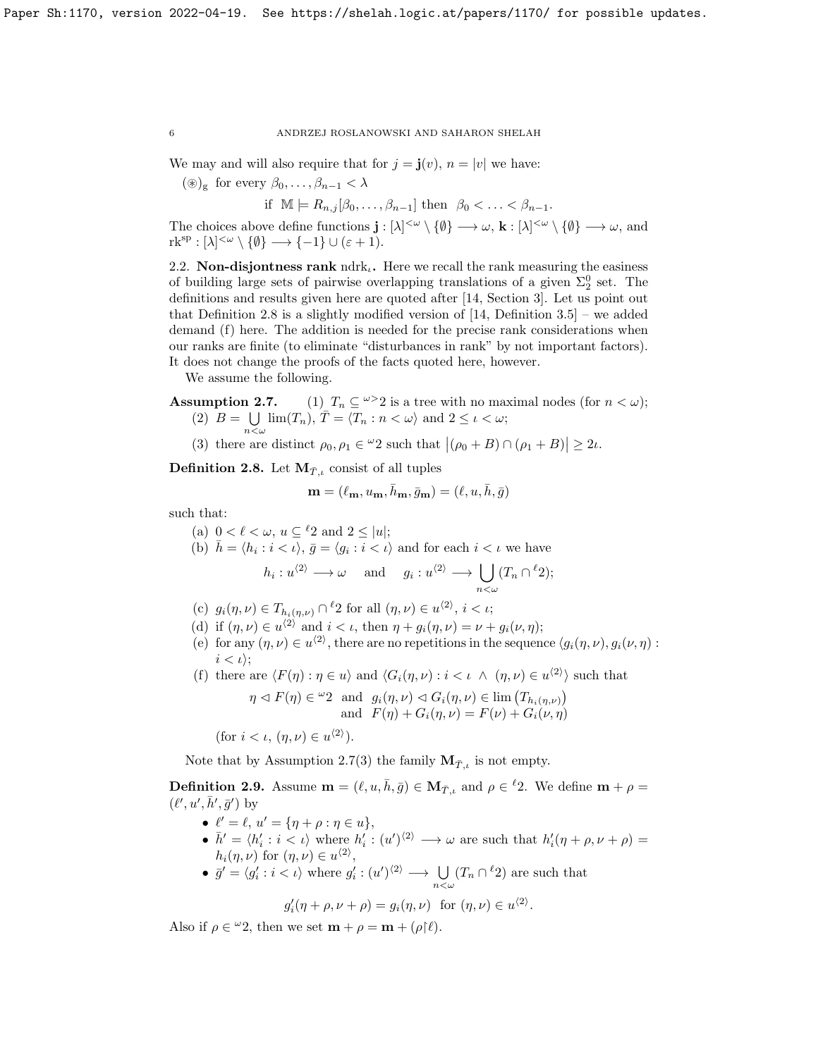We may and will also require that for $j = \mathbf{j}(v)$, $n = |v|$ we have:

$(\circledast)_{\rm g}$ for every $\beta_0, \ldots, \beta_{n-1} < \lambda$

$$\text{if } \mathbb{M} \models R_{n,j}[\beta_0, \ldots, \beta_{n-1}] \text{ then } \beta_0 < \ldots < \beta_{n-1}.$$

The choices above define functions $\mathbf{j} : [\lambda]^{<\omega} \setminus \{\emptyset\} \longrightarrow \omega$, $\mathbf{k} : [\lambda]^{<\omega} \setminus \{\emptyset\} \longrightarrow \omega$, and $\mathrm{rk}^{\rm sp} : [\lambda]^{<\omega} \setminus \{\emptyset\} \longrightarrow \{-1\} \cup (\varepsilon + 1)$.

**2.2. Non-disjontness rank $\mathrm{ndrk}_\iota$.** Here we recall the rank measuring the easiness of building large sets of pairwise overlapping translations of a given $\Sigma^0_2$ set. The definitions and results given here are quoted after [14, Section 3]. Let us point out that Definition 2.8 is a slightly modified version of [14, Definition 3.5] – we added demand (f) here. The addition is needed for the precise rank considerations when our ranks are finite (to eliminate "disturbances in rank" by not important factors). It does not change the proofs of the facts quoted here, however.

We assume the following.

**Assumption 2.7.** (1) $T_n \subseteq {}^{\omega>}2$ is a tree with no maximal nodes (for $n < \omega$);

(2) $B = \bigcup\limits_{n<\omega} \lim(T_n)$, $\bar{T} = \langle T_n : n < \omega \rangle$ and $2 \leq \iota < \omega$;

(3) there are distinct $\rho_0, \rho_1 \in {}^{\omega}2$ such that $\big|(\rho_0 + B) \cap (\rho_1 + B)\big| \geq 2\iota$.

**Definition 2.8.** Let $\mathbf{M}_{\bar{T},\iota}$ consist of all tuples

$$\mathbf{m} = (\ell_{\mathbf{m}}, u_{\mathbf{m}}, \bar{h}_{\mathbf{m}}, \bar{g}_{\mathbf{m}}) = (\ell, u, \bar{h}, \bar{g})$$

such that:

(a) $0 < \ell < \omega$, $u \subseteq {}^{\ell}2$ and $2 \leq |u|$;

(b) $\bar{h} = \langle h_i : i < \iota \rangle$, $\bar{g} = \langle g_i : i < \iota \rangle$ and for each $i < \iota$ we have

$$h_i : u^{\langle 2 \rangle} \longrightarrow \omega \quad \text{ and } \quad g_i : u^{\langle 2 \rangle} \longrightarrow \bigcup_{n<\omega} (T_n \cap {}^{\ell}2);$$

(c) $g_i(\eta, \nu) \in T_{h_i(\eta,\nu)} \cap {}^{\ell}2$ for all $(\eta, \nu) \in u^{\langle 2 \rangle}$, $i < \iota$;

(d) if $(\eta, \nu) \in u^{\langle 2 \rangle}$ and $i < \iota$, then $\eta + g_i(\eta, \nu) = \nu + g_i(\nu, \eta)$;

(e) for any $(\eta, \nu) \in u^{\langle 2 \rangle}$, there are no repetitions in the sequence $\langle g_i(\eta, \nu), g_i(\nu, \eta) : i < \iota \rangle$;

(f) there are $\langle F(\eta) : \eta \in u \rangle$ and $\langle G_i(\eta, \nu) : i < \iota \ \wedge \ (\eta, \nu) \in u^{\langle 2 \rangle} \rangle$ such that

$$\eta \vartriangleleft F(\eta) \in {}^{\omega}2 \ \text{ and } \ g_i(\eta, \nu) \vartriangleleft G_i(\eta, \nu) \in \lim\big(T_{h_i(\eta,\nu)}\big)$$
$$\text{and } \ F(\eta) + G_i(\eta, \nu) = F(\nu) + G_i(\nu, \eta)$$

(for $i < \iota$, $(\eta, \nu) \in u^{\langle 2 \rangle}$).

Note that by Assumption 2.7(3) the family $\mathbf{M}_{\bar{T},\iota}$ is not empty.

**Definition 2.9.** Assume $\mathbf{m} = (\ell, u, \bar{h}, \bar{g}) \in \mathbf{M}_{\bar{T},\iota}$ and $\rho \in {}^{\ell}2$. We define $\mathbf{m} + \rho = (\ell', u', \bar{h}', \bar{g}')$ by

- $\ell' = \ell$, $u' = \{\eta + \rho : \eta \in u\}$,
- $\bar{h}' = \langle h'_i : i < \iota \rangle$ where $h'_i : (u')^{\langle 2 \rangle} \longrightarrow \omega$ are such that $h'_i(\eta + \rho, \nu + \rho) = h_i(\eta, \nu)$ for $(\eta, \nu) \in u^{\langle 2 \rangle}$,
- $\bar{g}' = \langle g'_i : i < \iota \rangle$ where $g'_i : (u')^{\langle 2 \rangle} \longrightarrow \bigcup\limits_{n<\omega} (T_n \cap {}^{\ell}2)$ are such that

$$g'_i(\eta + \rho, \nu + \rho) = g_i(\eta, \nu) \ \text{ for } (\eta, \nu) \in u^{\langle 2 \rangle}.$$

Also if $\rho \in {}^{\omega}2$, then we set $\mathbf{m} + \rho = \mathbf{m} + (\rho{\restriction}\ell)$.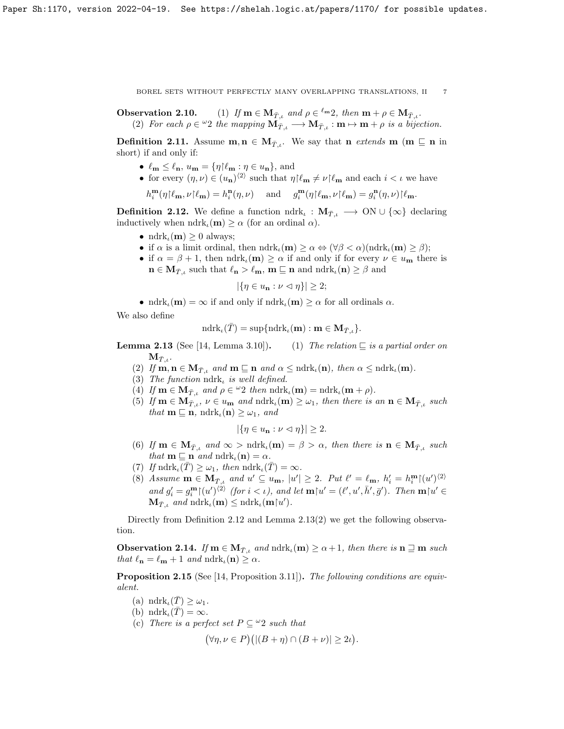**Observation 2.10.** (1) *If $\mathbf{m} \in \mathbf{M}_{\bar{T},\iota}$ and $\rho \in {}^{\ell_\mathbf{m}}2$, then $\mathbf{m} + \rho \in \mathbf{M}_{\bar{T},\iota}$.*

(2) *For each $\rho \in {}^{\omega}2$ the mapping $\mathbf{M}_{\bar{T},\iota} \longrightarrow \mathbf{M}_{\bar{T},\iota} : \mathbf{m} \mapsto \mathbf{m} + \rho$ is a bijection.*

**Definition 2.11.** Assume $\mathbf{m}, \mathbf{n} \in \mathbf{M}_{\bar{T},\iota}$. We say that $\mathbf{n}$ *extends* $\mathbf{m}$ ($\mathbf{m} \sqsubseteq \mathbf{n}$ in short) if and only if:

- $\ell_\mathbf{m} \leq \ell_\mathbf{n}$, $u_\mathbf{m} = \{\eta{\restriction}\ell_\mathbf{m} : \eta \in u_\mathbf{n}\}$, and
- for every $(\eta, \nu) \in (u_\mathbf{n})^{\langle 2 \rangle}$ such that $\eta{\restriction}\ell_\mathbf{m} \neq \nu{\restriction}\ell_\mathbf{m}$ and each $i < \iota$ we have
$$h_i^\mathbf{m}(\eta{\restriction}\ell_\mathbf{m}, \nu{\restriction}\ell_\mathbf{m}) = h_i^\mathbf{n}(\eta, \nu) \quad \text{ and } \quad g_i^\mathbf{m}(\eta{\restriction}\ell_\mathbf{m}, \nu{\restriction}\ell_\mathbf{m}) = g_i^\mathbf{n}(\eta, \nu){\restriction}\ell_\mathbf{m}.$$

**Definition 2.12.** We define a function $\mathrm{ndrk}_\iota : \mathbf{M}_{\bar{T},\iota} \longrightarrow \mathrm{ON} \cup \{\infty\}$ declaring inductively when $\mathrm{ndrk}_\iota(\mathbf{m}) \geq \alpha$ (for an ordinal $\alpha$).

- $\mathrm{ndrk}_\iota(\mathbf{m}) \geq 0$ always;
- if $\alpha$ is a limit ordinal, then $\mathrm{ndrk}_\iota(\mathbf{m}) \geq \alpha \Leftrightarrow (\forall \beta < \alpha)(\mathrm{ndrk}_\iota(\mathbf{m}) \geq \beta)$;
- if $\alpha = \beta + 1$, then $\mathrm{ndrk}_\iota(\mathbf{m}) \geq \alpha$ if and only if for every $\nu \in u_\mathbf{m}$ there is $\mathbf{n} \in \mathbf{M}_{\bar{T},\iota}$ such that $\ell_\mathbf{n} > \ell_\mathbf{m}$, $\mathbf{m} \sqsubseteq \mathbf{n}$ and $\mathrm{ndrk}_\iota(\mathbf{n}) \geq \beta$ and
$$|\{\eta \in u_\mathbf{n} : \nu \vartriangleleft \eta\}| \geq 2;$$
- $\mathrm{ndrk}_\iota(\mathbf{m}) = \infty$ if and only if $\mathrm{ndrk}_\iota(\mathbf{m}) \geq \alpha$ for all ordinals $\alpha$.

We also define
$$\mathrm{ndrk}_\iota(\bar{T}) = \sup\{\mathrm{ndrk}_\iota(\mathbf{m}) : \mathbf{m} \in \mathbf{M}_{\bar{T},\iota}\}.$$

**Lemma 2.13** (See [14, Lemma 3.10])**.** (1) *The relation $\sqsubseteq$ is a partial order on $\mathbf{M}_{\bar{T},\iota}$.*

(2) *If $\mathbf{m}, \mathbf{n} \in \mathbf{M}_{\bar{T},\iota}$ and $\mathbf{m} \sqsubseteq \mathbf{n}$ and $\alpha \leq \mathrm{ndrk}_\iota(\mathbf{n})$, then $\alpha \leq \mathrm{ndrk}_\iota(\mathbf{m})$.*

(3) *The function $\mathrm{ndrk}_\iota$ is well defined.*

(4) *If $\mathbf{m} \in \mathbf{M}_{\bar{T},\iota}$ and $\rho \in {}^{\omega}2$ then $\mathrm{ndrk}_\iota(\mathbf{m}) = \mathrm{ndrk}_\iota(\mathbf{m} + \rho)$.*

(5) *If $\mathbf{m} \in \mathbf{M}_{\bar{T},\iota}$, $\nu \in u_\mathbf{m}$ and $\mathrm{ndrk}_\iota(\mathbf{m}) \geq \omega_1$, then there is an $\mathbf{n} \in \mathbf{M}_{\bar{T},\iota}$ such that $\mathbf{m} \sqsubseteq \mathbf{n}$, $\mathrm{ndrk}_\iota(\mathbf{n}) \geq \omega_1$, and*
$$|\{\eta \in u_\mathbf{n} : \nu \vartriangleleft \eta\}| \geq 2.$$

(6) *If $\mathbf{m} \in \mathbf{M}_{\bar{T},\iota}$ and $\infty > \mathrm{ndrk}_\iota(\mathbf{m}) = \beta > \alpha$, then there is $\mathbf{n} \in \mathbf{M}_{\bar{T},\iota}$ such that $\mathbf{m} \sqsubseteq \mathbf{n}$ and $\mathrm{ndrk}_\iota(\mathbf{n}) = \alpha$.*

(7) *If $\mathrm{ndrk}_\iota(\bar{T}) \geq \omega_1$, then $\mathrm{ndrk}_\iota(\bar{T}) = \infty$.*

(8) *Assume $\mathbf{m} \in \mathbf{M}_{\bar{T},\iota}$ and $u' \subseteq u_\mathbf{m}$, $|u'| \geq 2$. Put $\ell' = \ell_\mathbf{m}$, $h_i' = h_i^\mathbf{m}{\restriction}(u')^{\langle 2 \rangle}$ and $g_i' = g_i^\mathbf{m}{\restriction}(u')^{\langle 2 \rangle}$ (for $i < \iota$), and let $\mathbf{m}{\restriction}u' = (\ell', u', \bar{h}', \bar{g}')$. Then $\mathbf{m}{\restriction}u' \in \mathbf{M}_{\bar{T},\iota}$ and $\mathrm{ndrk}_\iota(\mathbf{m}) \leq \mathrm{ndrk}_\iota(\mathbf{m}{\restriction}u')$.*

Directly from Definition 2.12 and Lemma 2.13(2) we get the following observation.

**Observation 2.14.** *If $\mathbf{m} \in \mathbf{M}_{\bar{T},\iota}$ and $\mathrm{ndrk}_\iota(\mathbf{m}) \geq \alpha + 1$, then there is $\mathbf{n} \sqsupseteq \mathbf{m}$ such that $\ell_\mathbf{n} = \ell_\mathbf{m} + 1$ and $\mathrm{ndrk}_\iota(\mathbf{n}) \geq \alpha$.*

**Proposition 2.15** (See [14, Proposition 3.11])**.** *The following conditions are equivalent.*

(a) *$\mathrm{ndrk}_\iota(\bar{T}) \geq \omega_1$.*

(b) *$\mathrm{ndrk}_\iota(\bar{T}) = \infty$.*

(c) *There is a perfect set $P \subseteq {}^{\omega}2$ such that*
$$\big(\forall \eta, \nu \in P\big)\big(|(B + \eta) \cap (B + \nu)| \geq 2\iota\big).$$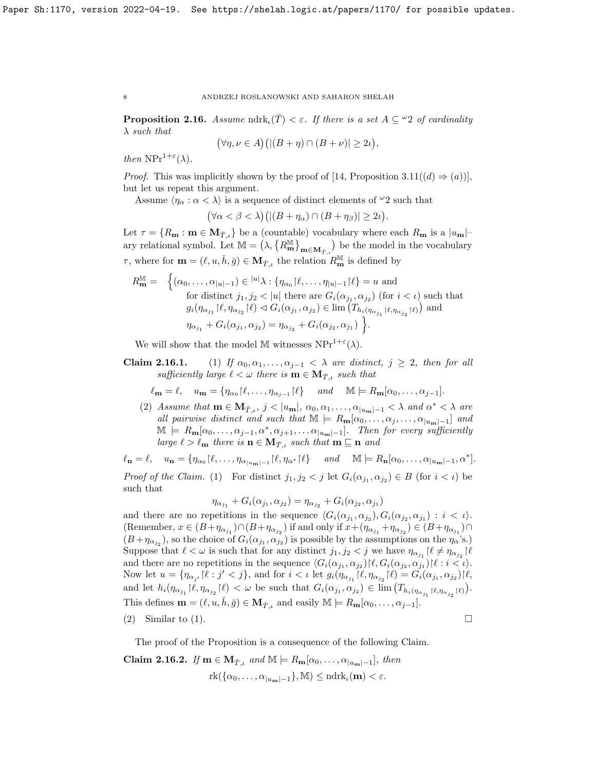**Proposition 2.16.** *Assume* $\mathrm{ndrk}_\iota(\bar{T}) < \varepsilon$. *If there is a set* $A \subseteq {}^\omega 2$ *of cardinality* $\lambda$ *such that*

$$\big(\forall \eta, \nu \in A\big)\big(|(B+\eta) \cap (B+\nu)| \geq 2\iota\big),$$

*then* $\mathrm{NPr}^{1+\varepsilon}(\lambda)$.

*Proof.* This was implicitly shown by the proof of [14, Proposition 3.11((d) $\Rightarrow$ (a))], but let us repeat this argument.

Assume $\langle \eta_\alpha : \alpha < \lambda \rangle$ is a sequence of distinct elements of ${}^\omega 2$ such that

$$\big(\forall \alpha < \beta < \lambda\big)\big(|(B+\eta_\alpha) \cap (B+\eta_\beta)| \geq 2\iota\big).$$

Let $\tau = \{R_{\mathbf{m}} : \mathbf{m} \in \mathbf{M}_{\bar{T},\iota}\}$ be a (countable) vocabulary where each $R_{\mathbf{m}}$ is a $|u_{\mathbf{m}}|$–ary relational symbol. Let $\mathbb{M} = \big(\lambda, \{R^{\mathbb{M}}_{\mathbf{m}}\}_{\mathbf{m} \in \mathbf{M}_{\bar{T},\iota}}\big)$ be the model in the vocabulary $\tau$, where for $\mathbf{m} = (\ell, u, \bar{h}, \bar{g}) \in \mathbf{M}_{\bar{T},\iota}$ the relation $R^{\mathbb{M}}_{\mathbf{m}}$ is defined by

$$\begin{aligned} R^{\mathbb{M}}_{\mathbf{m}} = \Big\{ & (\alpha_0, \ldots, \alpha_{|u|-1}) \in {}^{|u|}\lambda : \{\eta_{\alpha_0}\restriction\ell, \ldots, \eta_{|u|-1}\restriction\ell\} = u \text{ and} \\ & \text{for distinct } j_1, j_2 < |u| \text{ there are } G_i(\alpha_{j_1}, \alpha_{j_2}) \text{ (for } i < \iota\text{) such that} \\ & g_i(\eta_{\alpha_{j_1}}\restriction\ell, \eta_{\alpha_{j_2}}\restriction\ell) \lhd G_i(\alpha_{j_1}, \alpha_{j_2}) \in \lim\big(T_{h_i(\eta_{\alpha_{j_1}}\restriction\ell, \eta_{\alpha_{j_2}}\restriction\ell)}\big) \text{ and} \\ & \eta_{\alpha_{j_1}} + G_i(\alpha_{j_1}, \alpha_{j_2}) = \eta_{\alpha_{j_2}} + G_i(\alpha_{j_2}, \alpha_{j_1}) \Big\}. \end{aligned}$$

We will show that the model $\mathbb{M}$ witnesses $\mathrm{NPr}^{1+\varepsilon}(\lambda)$.

**Claim 2.16.1.** (1) *If* $\alpha_0, \alpha_1, \ldots, \alpha_{j-1} < \lambda$ *are distinct,* $j \geq 2$, *then for all sufficiently large* $\ell < \omega$ *there is* $\mathbf{m} \in \mathbf{M}_{\bar{T},\iota}$ *such that*

$$\ell_{\mathbf{m}} = \ell, \quad u_{\mathbf{m}} = \{\eta_{\alpha_0}\restriction\ell, \ldots, \eta_{\alpha_{j-1}}\restriction\ell\} \quad \text{and} \quad \mathbb{M} \models R_{\mathbf{m}}[\alpha_0, \ldots, \alpha_{j-1}].$$

(2) *Assume that* $\mathbf{m} \in \mathbf{M}_{\bar{T},\iota}$, $j < |u_{\mathbf{m}}|$, $\alpha_0, \alpha_1, \ldots, \alpha_{|u_{\mathbf{m}}|-1} < \lambda$ *and* $\alpha^* < \lambda$ *are all pairwise distinct and such that* $\mathbb{M} \models R_{\mathbf{m}}[\alpha_0, \ldots, \alpha_j, \ldots, \alpha_{|u_{\mathbf{m}}|-1}]$ *and* $\mathbb{M} \models R_{\mathbf{m}}[\alpha_0, \ldots, \alpha_{j-1}, \alpha^*, \alpha_{j+1}, \ldots \alpha_{|u_{\mathbf{m}}|-1}]$. *Then for every sufficiently large* $\ell > \ell_{\mathbf{m}}$ *there is* $\mathbf{n} \in \mathbf{M}_{\bar{T},\iota}$ *such that* $\mathbf{m} \sqsubseteq \mathbf{n}$ *and*

$$\ell_{\mathbf{n}} = \ell, \quad u_{\mathbf{n}} = \{\eta_{\alpha_0}\restriction\ell, \ldots, \eta_{\alpha_{|u_{\mathbf{m}}|-1}}\restriction\ell, \eta_{\alpha^*}\restriction\ell\} \quad \text{and} \quad \mathbb{M} \models R_{\mathbf{n}}[\alpha_0, \ldots, \alpha_{|u_{\mathbf{m}}|-1}, \alpha^*].$$

*Proof of the Claim.* (1) For distinct $j_1, j_2 < j$ let $G_i(\alpha_{j_1}, \alpha_{j_2}) \in B$ (for $i < \iota$) be such that

$$\eta_{\alpha_{j_1}} + G_i(\alpha_{j_1}, \alpha_{j_2}) = \eta_{\alpha_{j_2}} + G_i(\alpha_{j_2}, \alpha_{j_1})$$

and there are no repetitions in the sequence $\langle G_i(\alpha_{j_1}, \alpha_{j_2}), G_i(\alpha_{j_2}, \alpha_{j_1}) : i < \iota \rangle$. (Remember, $x \in (B+\eta_{\alpha_{j_1}}) \cap (B+\eta_{\alpha_{j_2}})$ if and only if $x + (\eta_{\alpha_{j_1}} + \eta_{\alpha_{j_2}}) \in (B+\eta_{\alpha_{j_1}}) \cap (B+\eta_{\alpha_{j_2}})$, so the choice of $G_i(\alpha_{j_1}, \alpha_{j_2})$ is possible by the assumptions on the $\eta_\alpha$'s.) Suppose that $\ell < \omega$ is such that for any distinct $j_1, j_2 < j$ we have $\eta_{\alpha_{j_1}}\restriction\ell \neq \eta_{\alpha_{j_2}}\restriction\ell$ and there are no repetitions in the sequence $\langle G_i(\alpha_{j_1}, \alpha_{j_2})\restriction\ell, G_i(\alpha_{j_2}, \alpha_{j_1})\restriction\ell : i < \iota \rangle$. Now let $u = \{\eta_{\alpha_{j'}}\restriction\ell : j' < j\}$, and for $i < \iota$ let $g_i(\eta_{\alpha_{j_1}}\restriction\ell, \eta_{\alpha_{j_2}}\restriction\ell) = G_i(\alpha_{j_1}, \alpha_{j_2})\restriction\ell$, and let $h_i(\eta_{\alpha_{j_1}}\restriction\ell, \eta_{\alpha_{j_2}}\restriction\ell) < \omega$ be such that $G_i(\alpha_{j_1}, \alpha_{j_2}) \in \lim\big(T_{h_i(\eta_{\alpha_{j_1}}\restriction\ell, \eta_{\alpha_{j_2}}\restriction\ell)}\big)$. This defines $\mathbf{m} = (\ell, u, \bar{h}, \bar{g}) \in \mathbf{M}_{\bar{T},\iota}$ and easily $\mathbb{M} \models R_{\mathbf{m}}[\alpha_0, \ldots, \alpha_{j-1}]$.

(2) Similar to (1). $\square$

The proof of the Proposition is a consequence of the following Claim.

**Claim 2.16.2.** *If* $\mathbf{m} \in \mathbf{M}_{\bar{T},\iota}$ *and* $\mathbb{M} \models R_{\mathbf{m}}[\alpha_0, \ldots, \alpha_{|u_{\mathbf{m}}|-1}]$, *then*

$$\mathrm{rk}(\{\alpha_0, \ldots, \alpha_{|u_{\mathbf{m}}|-1}\}, \mathbb{M}) \leq \mathrm{ndrk}_\iota(\mathbf{m}) < \varepsilon.$$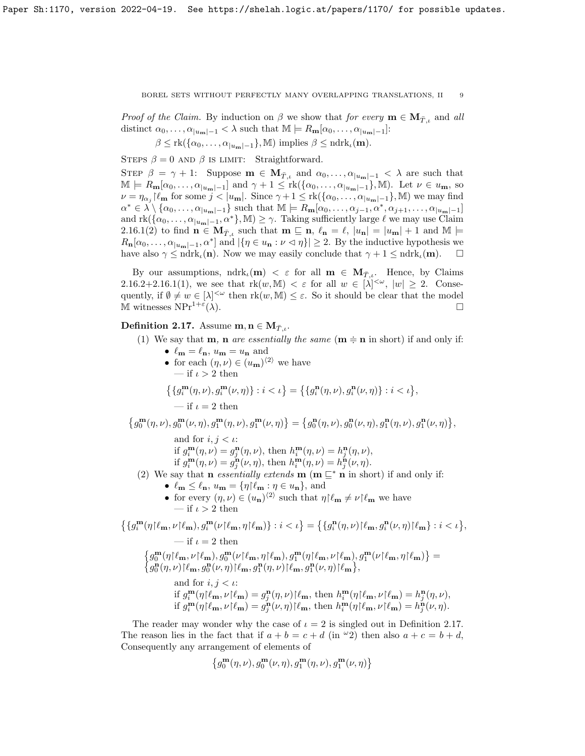*Proof of the Claim.* By induction on $\beta$ we show that *for every* $\mathbf{m} \in \mathbf{M}_{\bar{T},\iota}$ and *all* distinct $\alpha_0, \ldots, \alpha_{|u_{\mathbf{m}}|-1} < \lambda$ such that $\mathbb{M} \models R_{\mathbf{m}}[\alpha_0, \ldots, \alpha_{|u_{\mathbf{m}}|-1}]$:

$$\beta \leq \mathrm{rk}(\{\alpha_0, \ldots, \alpha_{|u_{\mathbf{m}}|-1}\}, \mathbb{M}) \text{ implies } \beta \leq \mathrm{ndrk}_\iota(\mathbf{m}).$$

STEPS $\beta = 0$ AND $\beta$ IS LIMIT: Straightforward.

STEP $\beta = \gamma + 1$: Suppose $\mathbf{m} \in \mathbf{M}_{\bar{T},\iota}$ and $\alpha_0, \ldots, \alpha_{|u_{\mathbf{m}}|-1} < \lambda$ are such that $\mathbb{M} \models R_{\mathbf{m}}[\alpha_0, \ldots, \alpha_{|u_{\mathbf{m}}|-1}]$ and $\gamma + 1 \leq \mathrm{rk}(\{\alpha_0, \ldots, \alpha_{|u_{\mathbf{m}}|-1}\}, \mathbb{M})$. Let $\nu \in u_{\mathbf{m}}$, so $\nu = \eta_{\alpha_j}{\restriction}\ell_{\mathbf{m}}$ for some $j < |u_{\mathbf{m}}|$. Since $\gamma+1 \leq \mathrm{rk}(\{\alpha_0, \ldots, \alpha_{|u_{\mathbf{m}}|-1}\}, \mathbb{M})$ we may find $\alpha^* \in \lambda \setminus \{\alpha_0, \ldots, \alpha_{|u_{\mathbf{m}}|-1}\}$ such that $\mathbb{M} \models R_{\mathbf{m}}[\alpha_0, \ldots, \alpha_{j-1}, \alpha^*, \alpha_{j+1}, \ldots, \alpha_{|u_{\mathbf{m}}|-1}]$ and $\mathrm{rk}(\{\alpha_0, \ldots, \alpha_{|u_{\mathbf{m}}|-1}, \alpha^*\}, \mathbb{M}) \geq \gamma$. Taking sufficiently large $\ell$ we may use Claim 2.16.1(2) to find $\mathbf{n} \in \mathbf{M}_{\bar{T},\iota}$ such that $\mathbf{m} \sqsubseteq \mathbf{n}$, $\ell_{\mathbf{n}} = \ell$, $|u_{\mathbf{n}}| = |u_{\mathbf{m}}| + 1$ and $\mathbb{M} \models R_{\mathbf{n}}[\alpha_0, \ldots, \alpha_{|u_{\mathbf{m}}|-1}, \alpha^*]$ and $|\{\eta \in u_{\mathbf{n}} : \nu \vartriangleleft \eta\}| \geq 2$. By the inductive hypothesis we have also $\gamma \leq \mathrm{ndrk}_\iota(\mathbf{n})$. Now we may easily conclude that $\gamma + 1 \leq \mathrm{ndrk}_\iota(\mathbf{m})$. $\square$

By our assumptions, $\mathrm{ndrk}_\iota(\mathbf{m}) < \varepsilon$ for all $\mathbf{m} \in \mathbf{M}_{\bar{T},\iota}$. Hence, by Claims 2.16.2+2.16.1(1), we see that $\mathrm{rk}(w, \mathbb{M}) < \varepsilon$ for all $w \in [\lambda]^{<\omega}$, $|w| \geq 2$. Consequently, if $\emptyset \neq w \in [\lambda]^{<\omega}$ then $\mathrm{rk}(w, \mathbb{M}) \leq \varepsilon$. So it should be clear that the model $\mathbb{M}$ witnesses $\mathrm{NPr}^{1+\varepsilon}(\lambda)$. $\square$

**Definition 2.17.** Assume $\mathbf{m}, \mathbf{n} \in \mathbf{M}_{\bar{T},\iota}$.

(1) We say that $\mathbf{m}$, $\mathbf{n}$ *are essentially the same* ($\mathbf{m} \doteqdot \mathbf{n}$ in short) if and only if:
- $\ell_{\mathbf{m}} = \ell_{\mathbf{n}}$, $u_{\mathbf{m}} = u_{\mathbf{n}}$ and
- for each $(\eta, \nu) \in (u_{\mathbf{m}})^{\langle 2 \rangle}$ we have
  - if $\iota > 2$ then
  $$\big\{\{g^{\mathbf{m}}_i(\eta,\nu), g^{\mathbf{m}}_i(\nu,\eta)\} : i < \iota\big\} = \big\{\{g^{\mathbf{n}}_i(\eta,\nu), g^{\mathbf{n}}_i(\nu,\eta)\} : i < \iota\big\},$$
  - if $\iota = 2$ then
  $$\big\{g^{\mathbf{m}}_0(\eta,\nu), g^{\mathbf{m}}_0(\nu,\eta), g^{\mathbf{m}}_1(\eta,\nu), g^{\mathbf{m}}_1(\nu,\eta)\big\} = \big\{g^{\mathbf{n}}_0(\eta,\nu), g^{\mathbf{n}}_0(\nu,\eta), g^{\mathbf{n}}_1(\eta,\nu), g^{\mathbf{n}}_1(\nu,\eta)\big\},$$
  
  and for $i, j < \iota$:
  if $g^{\mathbf{m}}_i(\eta,\nu) = g^{\mathbf{n}}_j(\eta,\nu)$, then $h^{\mathbf{m}}_i(\eta,\nu) = h^{\mathbf{n}}_j(\eta,\nu)$,
  if $g^{\mathbf{m}}_i(\eta,\nu) = g^{\mathbf{n}}_j(\nu,\eta)$, then $h^{\mathbf{m}}_i(\eta,\nu) = h^{\mathbf{n}}_j(\nu,\eta)$.

(2) We say that $\mathbf{n}$ *essentially extends* $\mathbf{m}$ ($\mathbf{m} \sqsubseteq^* \mathbf{n}$ in short) if and only if:
- $\ell_{\mathbf{m}} \leq \ell_{\mathbf{n}}$, $u_{\mathbf{m}} = \{\eta{\restriction}\ell_{\mathbf{m}} : \eta \in u_{\mathbf{n}}\}$, and
- for every $(\eta, \nu) \in (u_{\mathbf{n}})^{\langle 2 \rangle}$ such that $\eta{\restriction}\ell_{\mathbf{m}} \neq \nu{\restriction}\ell_{\mathbf{m}}$ we have
  - if $\iota > 2$ then
  $$\big\{\{g^{\mathbf{m}}_i(\eta{\restriction}\ell_{\mathbf{m}},\nu{\restriction}\ell_{\mathbf{m}}), g^{\mathbf{m}}_i(\nu{\restriction}\ell_{\mathbf{m}},\eta{\restriction}\ell_{\mathbf{m}})\} : i < \iota\big\} = \big\{\{g^{\mathbf{n}}_i(\eta,\nu){\restriction}\ell_{\mathbf{m}}, g^{\mathbf{n}}_i(\nu,\eta){\restriction}\ell_{\mathbf{m}}\} : i < \iota\big\},$$
  - if $\iota = 2$ then
  $$\begin{aligned}&\big\{g^{\mathbf{m}}_0(\eta{\restriction}\ell_{\mathbf{m}},\nu{\restriction}\ell_{\mathbf{m}}), g^{\mathbf{m}}_0(\nu{\restriction}\ell_{\mathbf{m}},\eta{\restriction}\ell_{\mathbf{m}}), g^{\mathbf{m}}_1(\eta{\restriction}\ell_{\mathbf{m}},\nu{\restriction}\ell_{\mathbf{m}}), g^{\mathbf{m}}_1(\nu{\restriction}\ell_{\mathbf{m}},\eta{\restriction}\ell_{\mathbf{m}})\big\} = \\ &\big\{g^{\mathbf{n}}_0(\eta,\nu){\restriction}\ell_{\mathbf{m}}, g^{\mathbf{n}}_0(\nu,\eta){\restriction}\ell_{\mathbf{m}}, g^{\mathbf{n}}_1(\eta,\nu){\restriction}\ell_{\mathbf{m}}, g^{\mathbf{n}}_1(\nu,\eta){\restriction}\ell_{\mathbf{m}}\big\},\end{aligned}$$
  
  and for $i, j < \iota$:
  if $g^{\mathbf{m}}_i(\eta{\restriction}\ell_{\mathbf{m}},\nu{\restriction}\ell_{\mathbf{m}}) = g^{\mathbf{n}}_j(\eta,\nu){\restriction}\ell_{\mathbf{m}}$, then $h^{\mathbf{m}}_i(\eta{\restriction}\ell_{\mathbf{m}},\nu{\restriction}\ell_{\mathbf{m}}) = h^{\mathbf{n}}_j(\eta,\nu)$,
  if $g^{\mathbf{m}}_i(\eta{\restriction}\ell_{\mathbf{m}},\nu{\restriction}\ell_{\mathbf{m}}) = g^{\mathbf{n}}_j(\nu,\eta){\restriction}\ell_{\mathbf{m}}$, then $h^{\mathbf{m}}_i(\eta{\restriction}\ell_{\mathbf{m}},\nu{\restriction}\ell_{\mathbf{m}}) = h^{\mathbf{n}}_j(\nu,\eta)$.

The reader may wonder why the case of $\iota = 2$ is singled out in Definition 2.17. The reason lies in the fact that if $a + b = c + d$ (in ${}^{\omega}2$) then also $a + c = b + d$, Consequently any arrangement of elements of

$$\big\{g^{\mathbf{m}}_0(\eta,\nu), g^{\mathbf{m}}_0(\nu,\eta), g^{\mathbf{m}}_1(\eta,\nu), g^{\mathbf{m}}_1(\nu,\eta)\big\}$$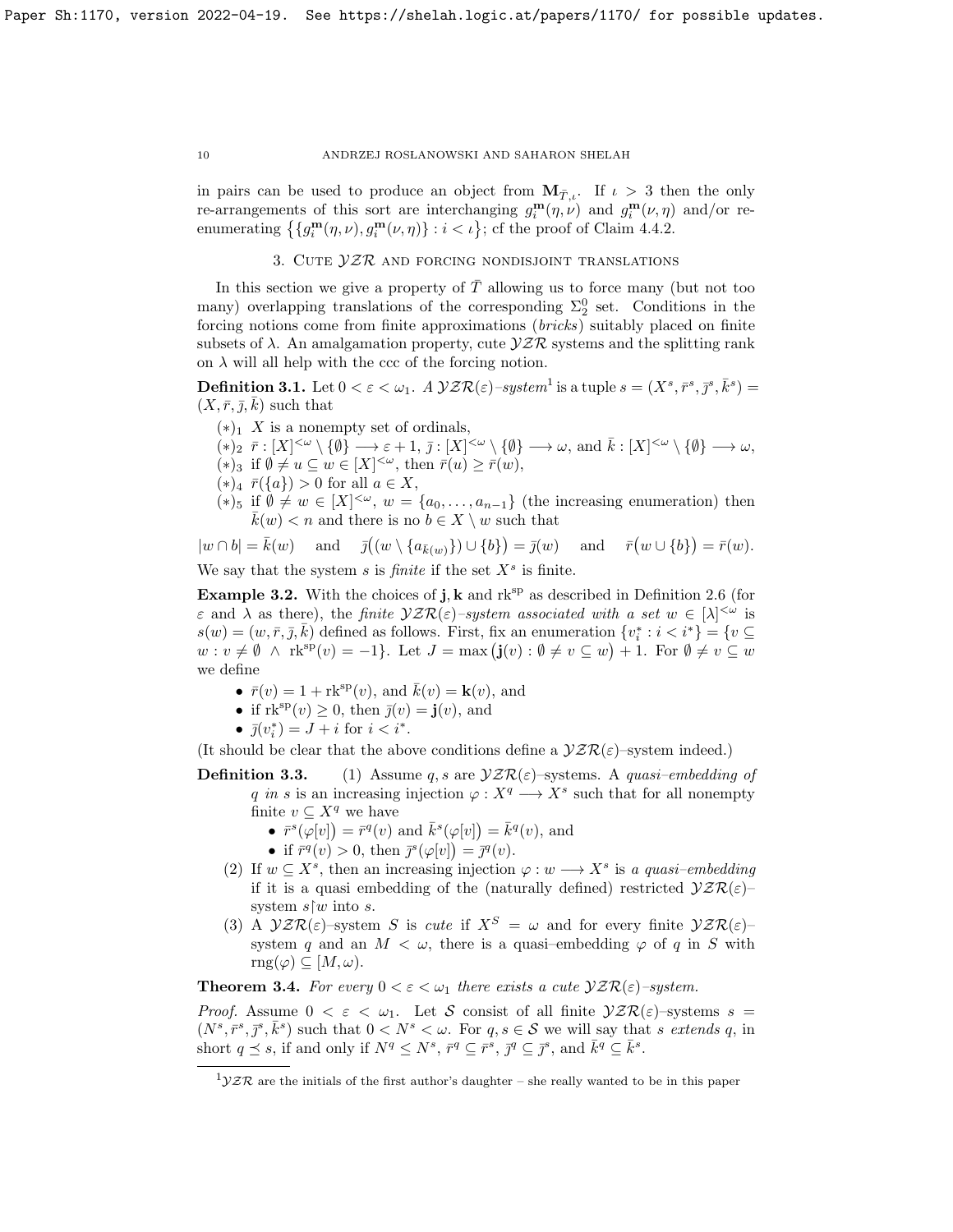in pairs can be used to produce an object from $\mathbf{M}_{\bar{T},\iota}$. If $\iota > 3$ then the only re-arrangements of this sort are interchanging $g^{\mathbf{m}}_i(\eta,\nu)$ and $g^{\mathbf{m}}_i(\nu,\eta)$ and/or re-enumerating $\big\{\{g^{\mathbf{m}}_i(\eta,\nu), g^{\mathbf{m}}_i(\nu,\eta)\} : i < \iota\big\}$; cf the proof of Claim 4.4.2.

## 3. Cute $\mathcal{YZR}$ and forcing nondisjoint translations

In this section we give a property of $\bar{T}$ allowing us to force many (but not too many) overlapping translations of the corresponding $\Sigma^0_2$ set. Conditions in the forcing notions come from finite approximations (*bricks*) suitably placed on finite subsets of $\lambda$. An amalgamation property, cute $\mathcal{YZR}$ systems and the splitting rank on $\lambda$ will all help with the ccc of the forcing notion.

**Definition 3.1.** Let $0 < \varepsilon < \omega_1$. *A $\mathcal{YZR}(\varepsilon)$–system*[1] is a tuple $s = (X^s, \bar{r}^s, \bar{\jmath}^s, \bar{k}^s) = (X, \bar{r}, \bar{\jmath}, \bar{k})$ such that

- $(*)_1$ $X$ is a nonempty set of ordinals,
- $(*)_2$ $\bar{r} : [X]^{<\omega} \setminus \{\emptyset\} \longrightarrow \varepsilon + 1$, $\bar{\jmath} : [X]^{<\omega} \setminus \{\emptyset\} \longrightarrow \omega$, and $\bar{k} : [X]^{<\omega} \setminus \{\emptyset\} \longrightarrow \omega$,
- $(*)_3$ if $\emptyset \neq u \subseteq w \in [X]^{<\omega}$, then $\bar{r}(u) \geq \bar{r}(w)$,
- $(*)_4$ $\bar{r}(\{a\}) > 0$ for all $a \in X$,
- $(*)_5$ if $\emptyset \neq w \in [X]^{<\omega}$, $w = \{a_0, \ldots, a_{n-1}\}$ (the increasing enumeration) then $\bar{k}(w) < n$ and there is no $b \in X \setminus w$ such that

$$|w \cap b| = \bar{k}(w) \quad \text{and} \quad \bar{\jmath}\big((w \setminus \{a_{\bar{k}(w)}\}) \cup \{b\}\big) = \bar{\jmath}(w) \quad \text{and} \quad \bar{r}\big(w \cup \{b\}\big) = \bar{r}(w).$$

We say that the system $s$ is *finite* if the set $X^s$ is finite.

**Example 3.2.** With the choices of $\mathbf{j}, \mathbf{k}$ and $\mathrm{rk}^{\rm sp}$ as described in Definition 2.6 (for $\varepsilon$ and $\lambda$ as there), the *finite $\mathcal{YZR}(\varepsilon)$–system associated with a set $w \in [\lambda]^{<\omega}$* is $s(w) = (w, \bar{r}, \bar{\jmath}, \bar{k})$ defined as follows. First, fix an enumeration $\{v^*_i : i < i^*\} = \{v \subseteq w : v \neq \emptyset \ \wedge \ \mathrm{rk}^{\rm sp}(v) = -1\}$. Let $J = \max\big(\mathbf{j}(v) : \emptyset \neq v \subseteq w\big) + 1$. For $\emptyset \neq v \subseteq w$ we define

- $\bar{r}(v) = 1 + \mathrm{rk}^{\rm sp}(v)$, and $\bar{k}(v) = \mathbf{k}(v)$, and
- if $\mathrm{rk}^{\rm sp}(v) \geq 0$, then $\bar{\jmath}(v) = \mathbf{j}(v)$, and
- $\bar{\jmath}(v^*_i) = J + i$ for $i < i^*$.

(It should be clear that the above conditions define a $\mathcal{YZR}(\varepsilon)$–system indeed.)

**Definition 3.3.**
1. Assume $q, s$ are $\mathcal{YZR}(\varepsilon)$–systems. A *quasi–embedding of $q$ in $s$* is an increasing injection $\varphi : X^q \longrightarrow X^s$ such that for all nonempty finite $v \subseteq X^q$ we have
   - $\bar{r}^s\big(\varphi[v]\big) = \bar{r}^q(v)$ and $\bar{k}^s\big(\varphi[v]\big) = \bar{k}^q(v)$, and
   - if $\bar{r}^q(v) > 0$, then $\bar{\jmath}^s\big(\varphi[v]\big) = \bar{\jmath}^q(v)$.
2. If $w \subseteq X^s$, then an increasing injection $\varphi : w \longrightarrow X^s$ is *a quasi–embedding* if it is a quasi embedding of the (naturally defined) restricted $\mathcal{YZR}(\varepsilon)$–system $s{\restriction}w$ into $s$.
3. A $\mathcal{YZR}(\varepsilon)$–system $S$ is *cute* if $X^S = \omega$ and for every finite $\mathcal{YZR}(\varepsilon)$–system $q$ and an $M < \omega$, there is a quasi–embedding $\varphi$ of $q$ in $S$ with $\mathrm{rng}(\varphi) \subseteq [M, \omega)$.

**Theorem 3.4.** *For every $0 < \varepsilon < \omega_1$ there exists a cute $\mathcal{YZR}(\varepsilon)$–system.*

*Proof.* Assume $0 < \varepsilon < \omega_1$. Let $\mathcal{S}$ consist of all finite $\mathcal{YZR}(\varepsilon)$–systems $s = (N^s, \bar{r}^s, \bar{\jmath}^s, \bar{k}^s)$ such that $0 < N^s < \omega$. For $q, s \in \mathcal{S}$ we will say that *$s$ extends $q$*, in short $q \preceq s$, if and only if $N^q \leq N^s$, $\bar{r}^q \subseteq \bar{r}^s$, $\bar{\jmath}^q \subseteq \bar{\jmath}^s$, and $\bar{k}^q \subseteq \bar{k}^s$.

---

[1] $\mathcal{YZR}$ are the initials of the first author's daughter – she really wanted to be in this paper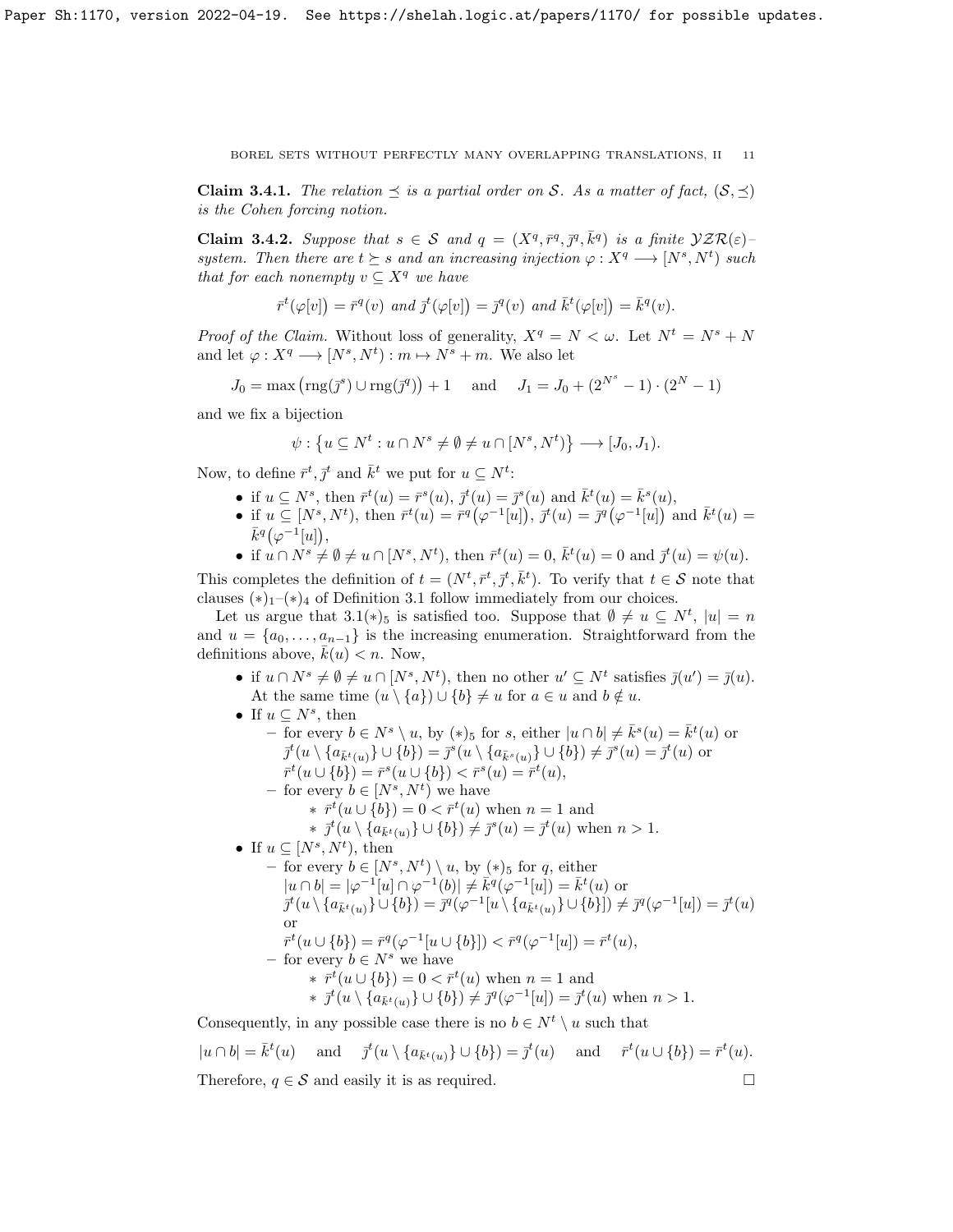**Claim 3.4.1.** *The relation $\preceq$ is a partial order on $\mathcal{S}$. As a matter of fact, $(\mathcal{S}, \preceq)$ is the Cohen forcing notion.*

**Claim 3.4.2.** *Suppose that $s \in \mathcal{S}$ and $q = (X^q, \bar{r}^q, \bar{\jmath}^q, \bar{k}^q)$ is a finite $\mathcal{YZR}(\varepsilon)$–system. Then there are $t \succeq s$ and an increasing injection $\varphi : X^q \longrightarrow [N^s, N^t)$ such that for each nonempty $v \subseteq X^q$ we have*

$$\bar{r}^t\big(\varphi[v]\big) = \bar{r}^q(v) \text{ and } \bar{\jmath}^t\big(\varphi[v]\big) = \bar{\jmath}^q(v) \text{ and } \bar{k}^t\big(\varphi[v]\big) = \bar{k}^q(v).$$

*Proof of the Claim.* Without loss of generality, $X^q = N < \omega$. Let $N^t = N^s + N$ and let $\varphi : X^q \longrightarrow [N^s, N^t) : m \mapsto N^s + m$. We also let

$$J_0 = \max\big(\mathrm{rng}(\bar{\jmath}^s) \cup \mathrm{rng}(\bar{\jmath}^q)\big) + 1 \quad \text{ and } \quad J_1 = J_0 + (2^{N^s} - 1)\cdot(2^N - 1)$$

and we fix a bijection

$$\psi : \big\{u \subseteq N^t : u \cap N^s \neq \emptyset \neq u \cap [N^s, N^t)\big\} \longrightarrow [J_0, J_1).$$

Now, to define $\bar{r}^t, \bar{\jmath}^t$ and $\bar{k}^t$ we put for $u \subseteq N^t$:

- if $u \subseteq N^s$, then $\bar{r}^t(u) = \bar{r}^s(u)$, $\bar{\jmath}^t(u) = \bar{\jmath}^s(u)$ and $\bar{k}^t(u) = \bar{k}^s(u)$,
- if $u \subseteq [N^s, N^t)$, then $\bar{r}^t(u) = \bar{r}^q\big(\varphi^{-1}[u]\big)$, $\bar{\jmath}^t(u) = \bar{\jmath}^q\big(\varphi^{-1}[u]\big)$ and $\bar{k}^t(u) = \bar{k}^q\big(\varphi^{-1}[u]\big)$,
- if $u \cap N^s \neq \emptyset \neq u \cap [N^s, N^t)$, then $\bar{r}^t(u) = 0$, $\bar{k}^t(u) = 0$ and $\bar{\jmath}^t(u) = \psi(u)$.

This completes the definition of $t = (N^t, \bar{r}^t, \bar{\jmath}^t, \bar{k}^t)$. To verify that $t \in \mathcal{S}$ note that clauses $(*)_1$–$(*)_4$ of Definition 3.1 follow immediately from our choices.

Let us argue that 3.1$(*)_5$ is satisfied too. Suppose that $\emptyset \neq u \subseteq N^t$, $|u| = n$ and $u = \{a_0, \ldots, a_{n-1}\}$ is the increasing enumeration. Straightforward from the definitions above, $\bar{k}(u) < n$. Now,

- if $u \cap N^s \neq \emptyset \neq u \cap [N^s, N^t)$, then no other $u' \subseteq N^t$ satisfies $\bar{\jmath}(u') = \bar{\jmath}(u)$. At the same time $(u \setminus \{a\}) \cup \{b\} \neq u$ for $a \in u$ and $b \notin u$.
- If $u \subseteq N^s$, then
  - for every $b \in N^s \setminus u$, by $(*)_5$ for $s$, either $|u \cap b| \neq \bar{k}^s(u) = \bar{k}^t(u)$ or $\bar{\jmath}^t(u \setminus \{a_{\bar{k}^t(u)}\} \cup \{b\}) = \bar{\jmath}^s(u \setminus \{a_{\bar{k}^s(u)}\} \cup \{b\}) \neq \bar{\jmath}^s(u) = \bar{\jmath}^t(u)$ or $\bar{r}^t(u \cup \{b\}) = \bar{r}^s(u \cup \{b\}) < \bar{r}^s(u) = \bar{r}^t(u)$,
  - for every $b \in [N^s, N^t)$ we have
    - $\bar{r}^t(u \cup \{b\}) = 0 < \bar{r}^t(u)$ when $n = 1$ and
    - $\bar{\jmath}^t(u \setminus \{a_{\bar{k}^t(u)}\} \cup \{b\}) \neq \bar{\jmath}^s(u) = \bar{\jmath}^t(u)$ when $n > 1$.
- If $u \subseteq [N^s, N^t)$, then
  - for every $b \in [N^s, N^t) \setminus u$, by $(*)_5$ for $q$, either $|u \cap b| = |\varphi^{-1}[u] \cap \varphi^{-1}(b)| \neq \bar{k}^q(\varphi^{-1}[u]) = \bar{k}^t(u)$ or $\bar{\jmath}^t(u \setminus \{a_{\bar{k}^t(u)}\} \cup \{b\}) = \bar{\jmath}^q(\varphi^{-1}[u \setminus \{a_{\bar{k}^t(u)}\} \cup \{b\}]) \neq \bar{\jmath}^q(\varphi^{-1}[u]) = \bar{\jmath}^t(u)$ or $\bar{r}^t(u \cup \{b\}) = \bar{r}^q(\varphi^{-1}[u \cup \{b\}]) < \bar{r}^q(\varphi^{-1}[u]) = \bar{r}^t(u)$,
  - for every $b \in N^s$ we have
    - $\bar{r}^t(u \cup \{b\}) = 0 < \bar{r}^t(u)$ when $n = 1$ and
    - $\bar{\jmath}^t(u \setminus \{a_{\bar{k}^t(u)}\} \cup \{b\}) \neq \bar{\jmath}^q(\varphi^{-1}[u]) = \bar{\jmath}^t(u)$ when $n > 1$.

Consequently, in any possible case there is no $b \in N^t \setminus u$ such that

$$|u \cap b| = \bar{k}^t(u) \quad \text{ and } \quad \bar{\jmath}^t(u \setminus \{a_{\bar{k}^t(u)}\} \cup \{b\}) = \bar{\jmath}^t(u) \quad \text{ and } \quad \bar{r}^t(u \cup \{b\}) = \bar{r}^t(u).$$

Therefore, $q \in \mathcal{S}$ and easily it is as required. $\square$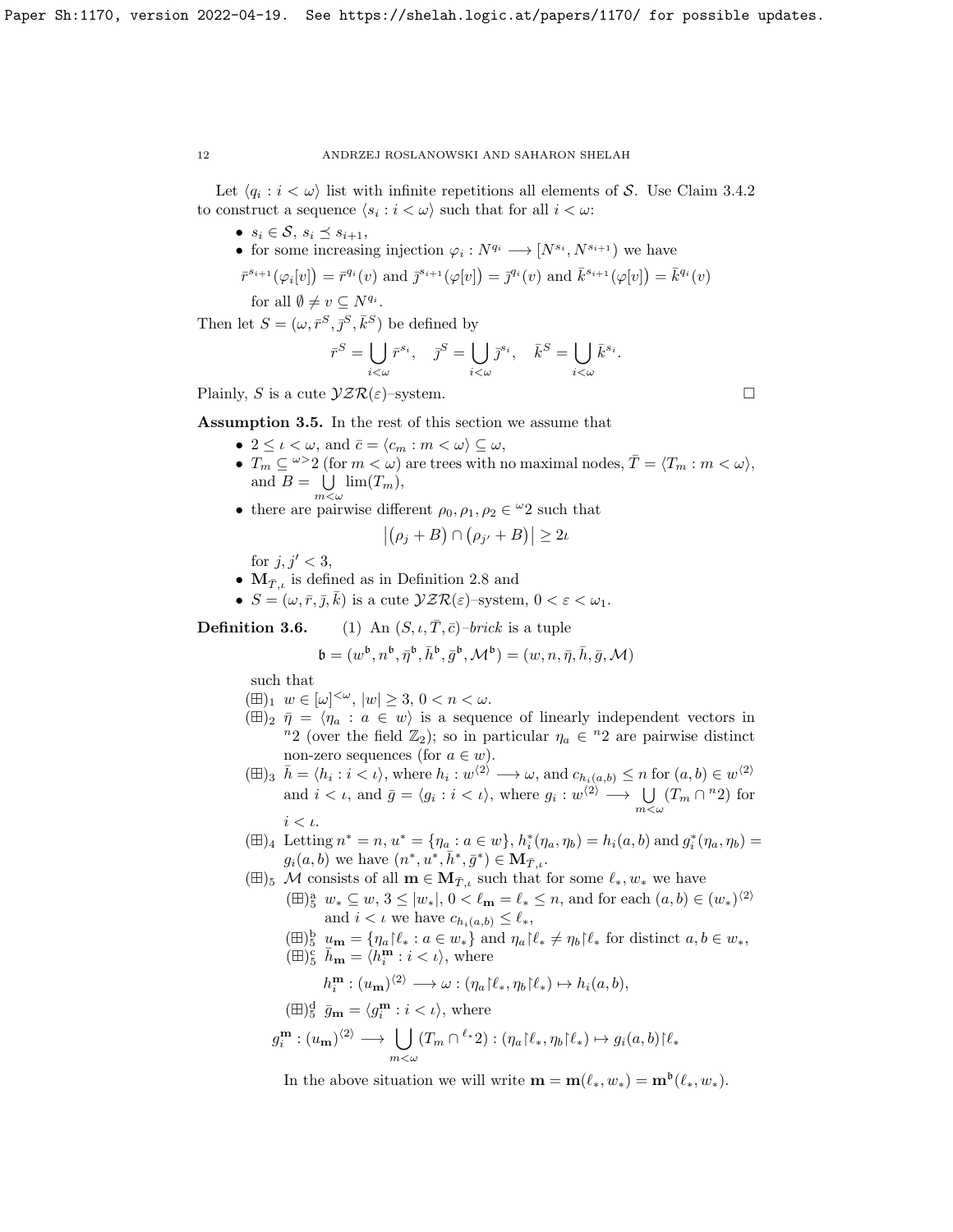Let $\langle q_i : i < \omega\rangle$ list with infinite repetitions all elements of $\mathcal{S}$. Use Claim 3.4.2 to construct a sequence $\langle s_i : i < \omega\rangle$ such that for all $i < \omega$:

- $s_i \in \mathcal{S}$, $s_i \preceq s_{i+1}$,
- for some increasing injection $\varphi_i : N^{q_i} \longrightarrow [N^{s_i}, N^{s_{i+1}})$ we have
  $\bar{r}^{s_{i+1}}(\varphi_i[v]) = \bar{r}^{q_i}(v)$ and $\bar{\jmath}^{s_{i+1}}(\varphi[v]) = \bar{\jmath}^{q_i}(v)$ and $\bar{k}^{s_{i+1}}(\varphi[v]) = \bar{k}^{q_i}(v)$
  for all $\emptyset \neq v \subseteq N^{q_i}$.

Then let $S = (\omega, \bar{r}^S, \bar{\jmath}^S, \bar{k}^S)$ be defined by

$$\bar{r}^S = \bigcup_{i<\omega} \bar{r}^{s_i}, \quad \bar{\jmath}^S = \bigcup_{i<\omega} \bar{\jmath}^{s_i}, \quad \bar{k}^S = \bigcup_{i<\omega} \bar{k}^{s_i}.$$

Plainly, $S$ is a cute $\mathcal{YZR}(\varepsilon)$–system. $\square$

**Assumption 3.5.** In the rest of this section we assume that

- $2 \leq \iota < \omega$, and $\bar{c} = \langle c_m : m < \omega\rangle \subseteq \omega$,
- $T_m \subseteq {}^{\omega>}2$ (for $m < \omega$) are trees with no maximal nodes, $\bar{T} = \langle T_m : m < \omega\rangle$, and $B = \bigcup\limits_{m<\omega} \lim(T_m)$,
- there are pairwise different $\rho_0, \rho_1, \rho_2 \in {}^{\omega}2$ such that
  $$\big|(\rho_j + B) \cap (\rho_{j'} + B)\big| \geq 2\iota$$
  for $j, j' < 3$,
- $\mathbf{M}_{\bar{T},\iota}$ is defined as in Definition 2.8 and
- $S = (\omega, \bar{r}, \bar{\jmath}, \bar{k})$ is a cute $\mathcal{YZR}(\varepsilon)$–system, $0 < \varepsilon < \omega_1$.

**Definition 3.6.** (1) An $(S, \iota, \bar{T}, \bar{c})$–*brick* is a tuple

$$\mathfrak{b} = (w^{\mathfrak{b}}, n^{\mathfrak{b}}, \bar{\eta}^{\mathfrak{b}}, \bar{h}^{\mathfrak{b}}, \bar{g}^{\mathfrak{b}}, \mathcal{M}^{\mathfrak{b}}) = (w, n, \bar{\eta}, \bar{h}, \bar{g}, \mathcal{M})$$

such that

$(\boxplus)_1$ $w \in [\omega]^{<\omega}$, $|w| \geq 3$, $0 < n < \omega$.

$(\boxplus)_2$ $\bar{\eta} = \langle \eta_a : a \in w\rangle$ is a sequence of linearly independent vectors in ${}^{n}2$ (over the field $\mathbb{Z}_2$); so in particular $\eta_a \in {}^{n}2$ are pairwise distinct non-zero sequences (for $a \in w$).

$(\boxplus)_3$ $\bar{h} = \langle h_i : i < \iota\rangle$, where $h_i : w^{\langle 2\rangle} \longrightarrow \omega$, and $c_{h_i(a,b)} \leq n$ for $(a,b) \in w^{\langle 2\rangle}$ and $i < \iota$, and $\bar{g} = \langle g_i : i < \iota\rangle$, where $g_i : w^{\langle 2\rangle} \longrightarrow \bigcup\limits_{m<\omega} (T_m \cap {}^{n}2)$ for $i < \iota$.

$(\boxplus)_4$ Letting $n^* = n$, $u^* = \{\eta_a : a \in w\}$, $h^*_i(\eta_a, \eta_b) = h_i(a,b)$ and $g^*_i(\eta_a, \eta_b) = g_i(a,b)$ we have $(n^*, u^*, \bar{h}^*, \bar{g}^*) \in \mathbf{M}_{\bar{T},\iota}$.

$(\boxplus)_5$ $\mathcal{M}$ consists of all $\mathbf{m} \in \mathbf{M}_{\bar{T},\iota}$ such that for some $\ell_*, w_*$ we have

$(\boxplus)_5^{\rm a}$ $w_* \subseteq w$, $3 \leq |w_*|$, $0 < \ell_{\mathbf{m}} = \ell_* \leq n$, and for each $(a,b) \in (w_*)^{\langle 2\rangle}$ and $i < \iota$ we have $c_{h_i(a,b)} \leq \ell_*$,

$(\boxplus)_5^{\rm b}$ $u_{\mathbf{m}} = \{\eta_a{\restriction}\ell_* : a \in w_*\}$ and $\eta_a{\restriction}\ell_* \neq \eta_b{\restriction}\ell_*$ for distinct $a, b \in w_*$,

$(\boxplus)_5^{\rm c}$ $\bar{h}_{\mathbf{m}} = \langle h^{\mathbf{m}}_i : i < \iota\rangle$, where

$$h^{\mathbf{m}}_i : (u_{\mathbf{m}})^{\langle 2\rangle} \longrightarrow \omega : (\eta_a{\restriction}\ell_*, \eta_b{\restriction}\ell_*) \mapsto h_i(a,b),$$

$(\boxplus)_5^{\rm d}$ $\bar{g}_{\mathbf{m}} = \langle g^{\mathbf{m}}_i : i < \iota\rangle$, where

$$g^{\mathbf{m}}_i : (u_{\mathbf{m}})^{\langle 2\rangle} \longrightarrow \bigcup_{m<\omega} (T_m \cap {}^{\ell_*}2) : (\eta_a{\restriction}\ell_*, \eta_b{\restriction}\ell_*) \mapsto g_i(a,b){\restriction}\ell_*$$

In the above situation we will write $\mathbf{m} = \mathbf{m}(\ell_*, w_*) = \mathbf{m}^{\mathfrak{b}}(\ell_*, w_*)$.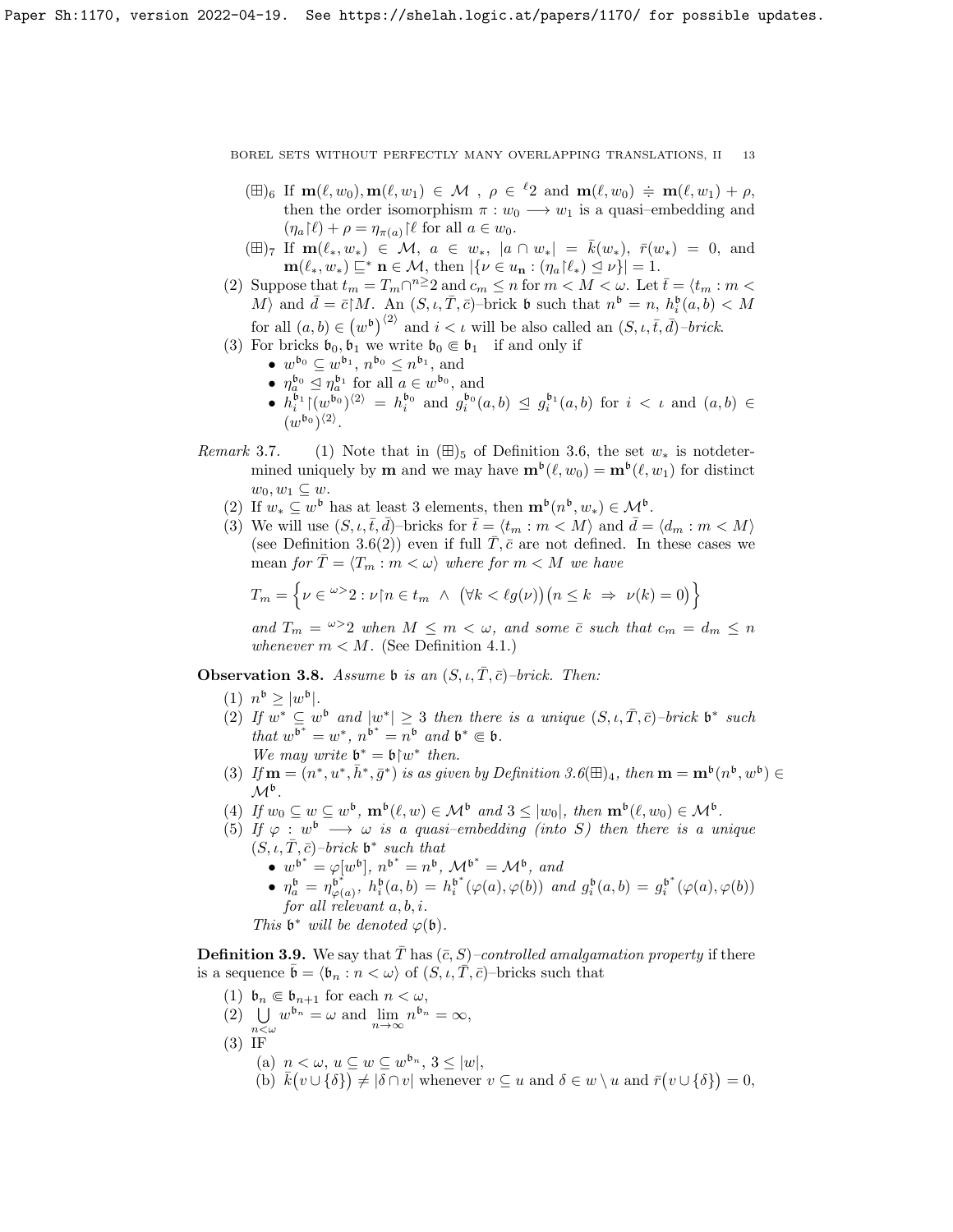($\boxplus$)$_6$ If $\mathbf{m}(\ell, w_0), \mathbf{m}(\ell, w_1) \in \mathcal{M}$ , $\rho \in {}^{\ell}2$ and $\mathbf{m}(\ell, w_0) \doteqdot \mathbf{m}(\ell, w_1) + \rho$, then the order isomorphism $\pi : w_0 \longrightarrow w_1$ is a quasi–embedding and $(\eta_a{\restriction}\ell) + \rho = \eta_{\pi(a)}{\restriction}\ell$ for all $a \in w_0$.

($\boxplus$)$_7$ If $\mathbf{m}(\ell_*, w_*) \in \mathcal{M}$, $a \in w_*$, $|a \cap w_*| = \bar{k}(w_*)$, $\bar{r}(w_*) = 0$, and $\mathbf{m}(\ell_*, w_*) \sqsubseteq^* \mathbf{n} \in \mathcal{M}$, then $|\{\nu \in u_{\mathbf{n}} : (\eta_a{\restriction}\ell_*) \trianglelefteq \nu\}| = 1$.

(2) Suppose that $t_m = T_m \cap {}^{n\geq}2$ and $c_m \leq n$ for $m < M < \omega$. Let $\bar{t} = \langle t_m : m < M\rangle$ and $\bar{d} = \bar{c}{\restriction}M$. An $(S, \iota, \bar{T}, \bar{c})$–brick $\mathfrak{b}$ such that $n^{\mathfrak{b}} = n$, $h^{\mathfrak{b}}_i(a, b) < M$ for all $(a, b) \in \big(w^{\mathfrak{b}}\big)^{\langle 2\rangle}$ and $i < \iota$ will be also called an $(S, \iota, \bar{t}, \bar{d})$–*brick*.

(3) For bricks $\mathfrak{b}_0, \mathfrak{b}_1$ we write $\mathfrak{b}_0 \Subset \mathfrak{b}_1$ if and only if
- $w^{\mathfrak{b}_0} \subseteq w^{\mathfrak{b}_1}$, $n^{\mathfrak{b}_0} \leq n^{\mathfrak{b}_1}$, and
- $\eta^{\mathfrak{b}_0}_a \trianglelefteq \eta^{\mathfrak{b}_1}_a$ for all $a \in w^{\mathfrak{b}_0}$, and
- $h^{\mathfrak{b}_1}_i{\restriction}(w^{\mathfrak{b}_0})^{\langle 2\rangle} = h^{\mathfrak{b}_0}_i$ and $g^{\mathfrak{b}_0}_i(a, b) \trianglelefteq g^{\mathfrak{b}_1}_i(a, b)$ for $i < \iota$ and $(a, b) \in (w^{\mathfrak{b}_0})^{\langle 2\rangle}$.

*Remark* 3.7. (1) Note that in ($\boxplus$)$_5$ of Definition 3.6, the set $w_*$ is notdetermined uniquely by $\mathbf{m}$ and we may have $\mathbf{m}^{\mathfrak{b}}(\ell, w_0) = \mathbf{m}^{\mathfrak{b}}(\ell, w_1)$ for distinct $w_0, w_1 \subseteq w$.

(2) If $w_* \subseteq w^{\mathfrak{b}}$ has at least 3 elements, then $\mathbf{m}^{\mathfrak{b}}(n^{\mathfrak{b}}, w_*) \in \mathcal{M}^{\mathfrak{b}}$.

(3) We will use $(S, \iota, \bar{t}, \bar{d})$–bricks for $\bar{t} = \langle t_m : m < M\rangle$ and $\bar{d} = \langle d_m : m < M\rangle$ (see Definition 3.6(2)) even if full $\bar{T}, \bar{c}$ are not defined. In these cases we mean *for* $\bar{T} = \langle T_m : m < \omega\rangle$ *where for* $m < M$ *we have*

$$T_m = \Big\{\nu \in {}^{\omega>}2 : \nu{\restriction}n \in t_m \;\wedge\; \big(\forall k < \ell g(\nu)\big)\big(n \leq k \;\Rightarrow\; \nu(k) = 0\big)\Big\}$$

*and* $T_m = {}^{\omega>}2$ *when* $M \leq m < \omega$, *and some* $\bar{c}$ *such that* $c_m = d_m \leq n$ *whenever* $m < M$. (See Definition 4.1.)

**Observation 3.8.** *Assume* $\mathfrak{b}$ *is an* $(S, \iota, \bar{T}, \bar{c})$*–brick. Then:*

(1) $n^{\mathfrak{b}} \geq |w^{\mathfrak{b}}|$.

(2) *If* $w^* \subseteq w^{\mathfrak{b}}$ *and* $|w^*| \geq 3$ *then there is a unique* $(S, \iota, \bar{T}, \bar{c})$*–brick* $\mathfrak{b}^*$ *such that* $w^{\mathfrak{b}^*} = w^*$, $n^{\mathfrak{b}^*} = n^{\mathfrak{b}}$ *and* $\mathfrak{b}^* \Subset \mathfrak{b}$.
*We may write* $\mathfrak{b}^* = \mathfrak{b}{\restriction}w^*$ *then.*

(3) *If* $\mathbf{m} = (n^*, u^*, \bar{h}^*, \bar{g}^*)$ *is as given by Definition 3.6($\boxplus$)$_4$, then* $\mathbf{m} = \mathbf{m}^{\mathfrak{b}}(n^{\mathfrak{b}}, w^{\mathfrak{b}}) \in \mathcal{M}^{\mathfrak{b}}$.

(4) *If* $w_0 \subseteq w \subseteq w^{\mathfrak{b}}$, $\mathbf{m}^{\mathfrak{b}}(\ell, w) \in \mathcal{M}^{\mathfrak{b}}$ *and* $3 \leq |w_0|$, *then* $\mathbf{m}^{\mathfrak{b}}(\ell, w_0) \in \mathcal{M}^{\mathfrak{b}}$.

(5) *If* $\varphi : w^{\mathfrak{b}} \longrightarrow \omega$ *is a quasi–embedding (into* $S$*) then there is a unique* $(S, \iota, \bar{T}, \bar{c})$*–brick* $\mathfrak{b}^*$ *such that*
- $w^{\mathfrak{b}^*} = \varphi[w^{\mathfrak{b}}]$, $n^{\mathfrak{b}^*} = n^{\mathfrak{b}}$, $\mathcal{M}^{\mathfrak{b}^*} = \mathcal{M}^{\mathfrak{b}}$, *and*
- $\eta^{\mathfrak{b}}_a = \eta^{\mathfrak{b}^*}_{\varphi(a)}$, $h^{\mathfrak{b}}_i(a, b) = h^{\mathfrak{b}^*}_i(\varphi(a), \varphi(b))$ *and* $g^{\mathfrak{b}}_i(a, b) = g^{\mathfrak{b}^*}_i(\varphi(a), \varphi(b))$ *for all relevant* $a, b, i$.

*This* $\mathfrak{b}^*$ *will be denoted* $\varphi(\mathfrak{b})$.

**Definition 3.9.** We say that $\bar{T}$ has $(\bar{c}, S)$*–controlled amalgamation property* if there is a sequence $\bar{\mathfrak{b}} = \langle \mathfrak{b}_n : n < \omega\rangle$ of $(S, \iota, \bar{T}, \bar{c})$–bricks such that

(1) $\mathfrak{b}_n \Subset \mathfrak{b}_{n+1}$ for each $n < \omega$,

(2) $\bigcup\limits_{n<\omega} w^{\mathfrak{b}_n} = \omega$ and $\lim\limits_{n\to\infty} n^{\mathfrak{b}_n} = \infty$,

(3) IF
 (a) $n < \omega$, $u \subseteq w \subseteq w^{\mathfrak{b}_n}$, $3 \leq |w|$,
 (b) $\bar{k}\big(v \cup \{\delta\}\big) \neq |\delta \cap v|$ whenever $v \subseteq u$ and $\delta \in w \setminus u$ and $\bar{r}\big(v \cup \{\delta\}\big) = 0$,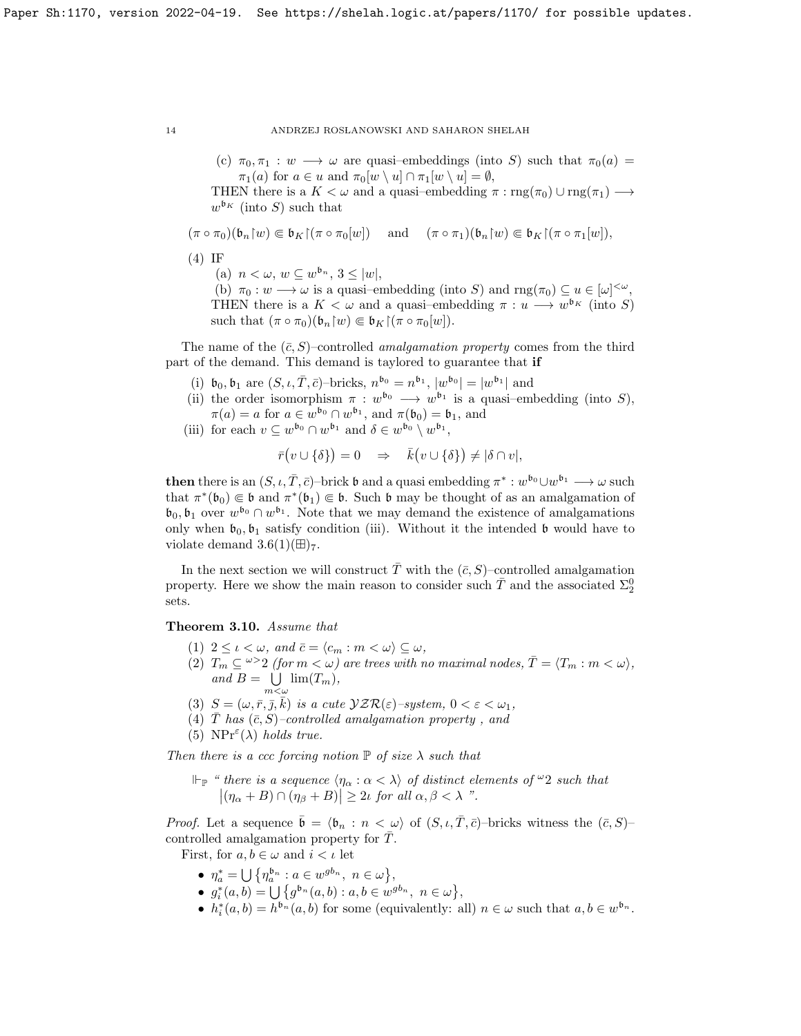(c) $\pi_0, \pi_1 : w \longrightarrow \omega$ are quasi–embeddings (into $S$) such that $\pi_0(a) = \pi_1(a)$ for $a \in u$ and $\pi_0[w \setminus u] \cap \pi_1[w \setminus u] = \emptyset$,

THEN there is a $K < \omega$ and a quasi–embedding $\pi : \mathrm{rng}(\pi_0) \cup \mathrm{rng}(\pi_1) \longrightarrow w^{\mathfrak{b}_K}$ (into $S$) such that

$$(\pi \circ \pi_0)(\mathfrak{b}_n {\restriction} w) \Subset \mathfrak{b}_K {\restriction} (\pi \circ \pi_0[w]) \quad \text{ and } \quad (\pi \circ \pi_1)(\mathfrak{b}_n {\restriction} w) \Subset \mathfrak{b}_K {\restriction} (\pi \circ \pi_1[w]),$$

(4) IF

(a) $n < \omega$, $w \subseteq w^{\mathfrak{b}_n}$, $3 \le |w|$,

(b) $\pi_0 : w \longrightarrow \omega$ is a quasi–embedding (into $S$) and $\mathrm{rng}(\pi_0) \subseteq u \in [\omega]^{<\omega}$,

THEN there is a $K < \omega$ and a quasi–embedding $\pi : u \longrightarrow w^{\mathfrak{b}_K}$ (into $S$) such that $(\pi \circ \pi_0)(\mathfrak{b}_n {\restriction} w) \Subset \mathfrak{b}_K {\restriction} (\pi \circ \pi_0[w])$.

The name of the $(\bar{c}, S)$–controlled *amalgamation property* comes from the third part of the demand. This demand is taylored to guarantee that **if**

(i) $\mathfrak{b}_0, \mathfrak{b}_1$ are $(S, \iota, \bar{T}, \bar{c})$–bricks, $n^{\mathfrak{b}_0} = n^{\mathfrak{b}_1}$, $|w^{\mathfrak{b}_0}| = |w^{\mathfrak{b}_1}|$ and

(ii) the order isomorphism $\pi : w^{\mathfrak{b}_0} \longrightarrow w^{\mathfrak{b}_1}$ is a quasi–embedding (into $S$), $\pi(a) = a$ for $a \in w^{\mathfrak{b}_0} \cap w^{\mathfrak{b}_1}$, and $\pi(\mathfrak{b}_0) = \mathfrak{b}_1$, and

(iii) for each $v \subseteq w^{\mathfrak{b}_0} \cap w^{\mathfrak{b}_1}$ and $\delta \in w^{\mathfrak{b}_0} \setminus w^{\mathfrak{b}_1}$,

$$\bar{r}\big(v \cup \{\delta\}\big) = 0 \quad \Rightarrow \quad \bar{k}\big(v \cup \{\delta\}\big) \neq |\delta \cap v|,$$

**then** there is an $(S, \iota, \bar{T}, \bar{c})$–brick $\mathfrak{b}$ and a quasi embedding $\pi^* : w^{\mathfrak{b}_0} \cup w^{\mathfrak{b}_1} \longrightarrow \omega$ such that $\pi^*(\mathfrak{b}_0) \Subset \mathfrak{b}$ and $\pi^*(\mathfrak{b}_1) \Subset \mathfrak{b}$. Such $\mathfrak{b}$ may be thought of as an amalgamation of $\mathfrak{b}_0, \mathfrak{b}_1$ over $w^{\mathfrak{b}_0} \cap w^{\mathfrak{b}_1}$. Note that we may demand the existence of amalgamations only when $\mathfrak{b}_0, \mathfrak{b}_1$ satisfy condition (iii). Without it the intended $\mathfrak{b}$ would have to violate demand 3.6(1)$(\boxplus)_7$.

In the next section we will construct $\bar{T}$ with the $(\bar{c}, S)$–controlled amalgamation property. Here we show the main reason to consider such $\bar{T}$ and the associated $\Sigma^0_2$ sets.

**Theorem 3.10.** *Assume that*

1. $2 \le \iota < \omega$, *and* $\bar{c} = \langle c_m : m < \omega \rangle \subseteq \omega$,
2. $T_m \subseteq {}^{\omega>}2$ *(for $m < \omega$) are trees with no maximal nodes,* $\bar{T} = \langle T_m : m < \omega \rangle$, *and* $B = \bigcup\limits_{m<\omega} \lim(T_m)$,
3. $S = (\omega, \bar{r}, \bar{\jmath}, \bar{k})$ *is a cute* $\mathcal{YZR}(\varepsilon)$*–system,* $0 < \varepsilon < \omega_1$,
4. $\bar{T}$ *has* $(\bar{c}, S)$*–controlled amalgamation property , and*
5. $\mathrm{NPr}^\varepsilon(\lambda)$ *holds true.*

*Then there is a ccc forcing notion* $\mathbb{P}$ *of size* $\lambda$ *such that*

$$\Vdash_{\mathbb{P}} \text{" there is a sequence } \langle \eta_\alpha : \alpha < \lambda \rangle \text{ of distinct elements of } {}^{\omega}2 \text{ such that } \big|(\eta_\alpha + B) \cap (\eta_\beta + B)\big| \ge 2\iota \text{ for all } \alpha, \beta < \lambda \text{ ".}$$

*Proof.* Let a sequence $\bar{\mathfrak{b}} = \langle \mathfrak{b}_n : n < \omega \rangle$ of $(S, \iota, \bar{T}, \bar{c})$–bricks witness the $(\bar{c}, S)$–controlled amalgamation property for $\bar{T}$.

First, for $a, b \in \omega$ and $i < \iota$ let

- $\eta^*_a = \bigcup \big\{ \eta^{\mathfrak{b}_n}_a : a \in w^{g\mathfrak{b}_n},\ n \in \omega \big\}$,
- $g^*_i(a, b) = \bigcup \big\{ g^{\mathfrak{b}_n}(a, b) : a, b \in w^{g\mathfrak{b}_n},\ n \in \omega \big\}$,
- $h^*_i(a, b) = h^{\mathfrak{b}_n}(a, b)$ for some (equivalently: all) $n \in \omega$ such that $a, b \in w^{\mathfrak{b}_n}$.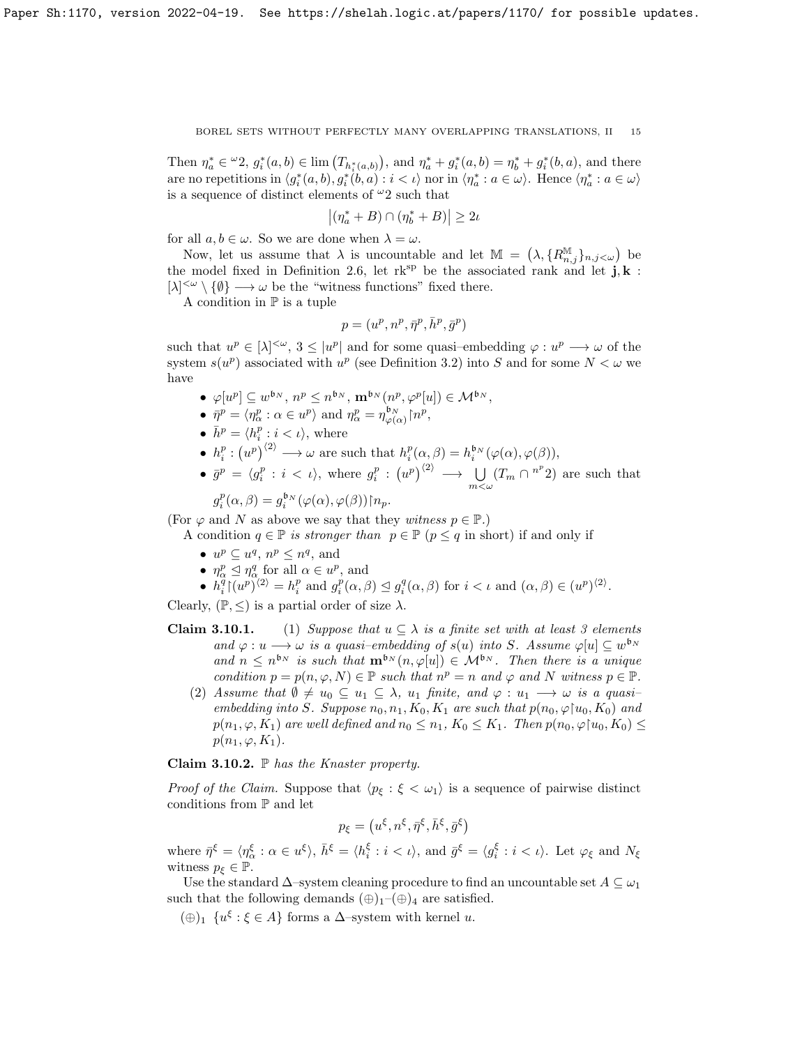Then $\eta^*_a \in {}^\omega 2$, $g^*_i(a,b) \in \lim\big(T_{h^*_i(a,b)}\big)$, and $\eta^*_a + g^*_i(a,b) = \eta^*_b + g^*_i(b,a)$, and there are no repetitions in $\langle g^*_i(a,b), g^*_i(b,a) : i < \iota\rangle$ nor in $\langle \eta^*_a : a \in \omega\rangle$. Hence $\langle \eta^*_a : a \in \omega\rangle$ is a sequence of distinct elements of ${}^\omega 2$ such that

$$\big|(\eta^*_a + B) \cap (\eta^*_b + B)\big| \geq 2\iota$$

for all $a, b \in \omega$. So we are done when $\lambda = \omega$.

Now, let us assume that $\lambda$ is uncountable and let $\mathbb{M} = \big(\lambda, \{R^{\mathbb{M}}_{n,j}\}_{n,j<\omega}\big)$ be the model fixed in Definition 2.6, let $\mathrm{rk}^{\mathrm{sp}}$ be the associated rank and let $\mathbf{j}, \mathbf{k} : [\lambda]^{<\omega} \setminus \{\emptyset\} \longrightarrow \omega$ be the "witness functions" fixed there.

A condition in $\mathbb{P}$ is a tuple

$$p = (u^p, n^p, \bar{\eta}^p, \bar{h}^p, \bar{g}^p)$$

such that $u^p \in [\lambda]^{<\omega}$, $3 \leq |u^p|$ and for some quasi–embedding $\varphi : u^p \longrightarrow \omega$ of the system $s(u^p)$ associated with $u^p$ (see Definition 3.2) into $S$ and for some $N < \omega$ we have

- $\varphi[u^p] \subseteq w^{\mathfrak{b}_N}$, $n^p \leq n^{\mathfrak{b}_N}$, $\mathbf{m}^{\mathfrak{b}_N}(n^p, \varphi^p[u]) \in \mathcal{M}^{\mathfrak{b}_N}$,
- $\bar{\eta}^p = \langle \eta^p_\alpha : \alpha \in u^p\rangle$ and $\eta^p_\alpha = \eta^{\mathfrak{b}_N}_{\varphi(\alpha)}\restriction n^p$,
- $\bar{h}^p = \langle h^p_i : i < \iota\rangle$, where
- $h^p_i : \big(u^p\big)^{\langle 2\rangle} \longrightarrow \omega$ are such that $h^p_i(\alpha,\beta) = h^{\mathfrak{b}_N}_i(\varphi(\alpha), \varphi(\beta))$,
- $\bar{g}^p = \langle g^p_i : i < \iota\rangle$, where $g^p_i : \big(u^p\big)^{\langle 2\rangle} \longrightarrow \bigcup\limits_{m<\omega} (T_m \cap {}^{n^p}2)$ are such that $g^p_i(\alpha,\beta) = g^{\mathfrak{b}_N}_i(\varphi(\alpha), \varphi(\beta))\restriction n_p$.

(For $\varphi$ and $N$ as above we say that they *witness* $p \in \mathbb{P}$.)

A condition $q \in \mathbb{P}$ *is stronger than* $p \in \mathbb{P}$ ($p \leq q$ in short) if and only if

- $u^p \subseteq u^q$, $n^p \leq n^q$, and
- $\eta^p_\alpha \trianglelefteq \eta^q_\alpha$ for all $\alpha \in u^p$, and
- $h^q_i\restriction (u^p)^{\langle 2\rangle} = h^p_i$ and $g^p_i(\alpha,\beta) \trianglelefteq g^q_i(\alpha,\beta)$ for $i < \iota$ and $(\alpha,\beta) \in (u^p)^{\langle 2\rangle}$.

Clearly, $(\mathbb{P}, \leq)$ is a partial order of size $\lambda$.

**Claim 3.10.1.** (1) *Suppose that $u \subseteq \lambda$ is a finite set with at least 3 elements and $\varphi : u \longrightarrow \omega$ is a quasi–embedding of $s(u)$ into $S$. Assume $\varphi[u] \subseteq w^{\mathfrak{b}_N}$ and $n \leq n^{\mathfrak{b}_N}$ is such that $\mathbf{m}^{\mathfrak{b}_N}(n, \varphi[u]) \in \mathcal{M}^{\mathfrak{b}_N}$. Then there is a unique condition $p = p(n, \varphi, N) \in \mathbb{P}$ such that $n^p = n$ and $\varphi$ and $N$ witness $p \in \mathbb{P}$.*

(2) *Assume that $\emptyset \neq u_0 \subseteq u_1 \subseteq \lambda$, $u_1$ finite, and $\varphi : u_1 \longrightarrow \omega$ is a quasi–embedding into $S$. Suppose $n_0, n_1, K_0, K_1$ are such that $p(n_0, \varphi\restriction u_0, K_0)$ and $p(n_1, \varphi, K_1)$ are well defined and $n_0 \leq n_1$, $K_0 \leq K_1$. Then $p(n_0, \varphi\restriction u_0, K_0) \leq p(n_1, \varphi, K_1)$.*

**Claim 3.10.2.** *$\mathbb{P}$ has the Knaster property.*

*Proof of the Claim.* Suppose that $\langle p_\xi : \xi < \omega_1\rangle$ is a sequence of pairwise distinct conditions from $\mathbb{P}$ and let

$$p_\xi = \big(u^\xi, n^\xi, \bar{\eta}^\xi, \bar{h}^\xi, \bar{g}^\xi\big)$$

where $\bar{\eta}^\xi = \langle \eta^\xi_\alpha : \alpha \in u^\xi\rangle$, $\bar{h}^\xi = \langle h^\xi_i : i < \iota\rangle$, and $\bar{g}^\xi = \langle g^\xi_i : i < \iota\rangle$. Let $\varphi_\xi$ and $N_\xi$ witness $p_\xi \in \mathbb{P}$.

Use the standard $\Delta$–system cleaning procedure to find an uncountable set $A \subseteq \omega_1$ such that the following demands $(\oplus)_1$–$(\oplus)_4$ are satisfied.

$(\oplus)_1$ $\{u^\xi : \xi \in A\}$ forms a $\Delta$–system with kernel $u$.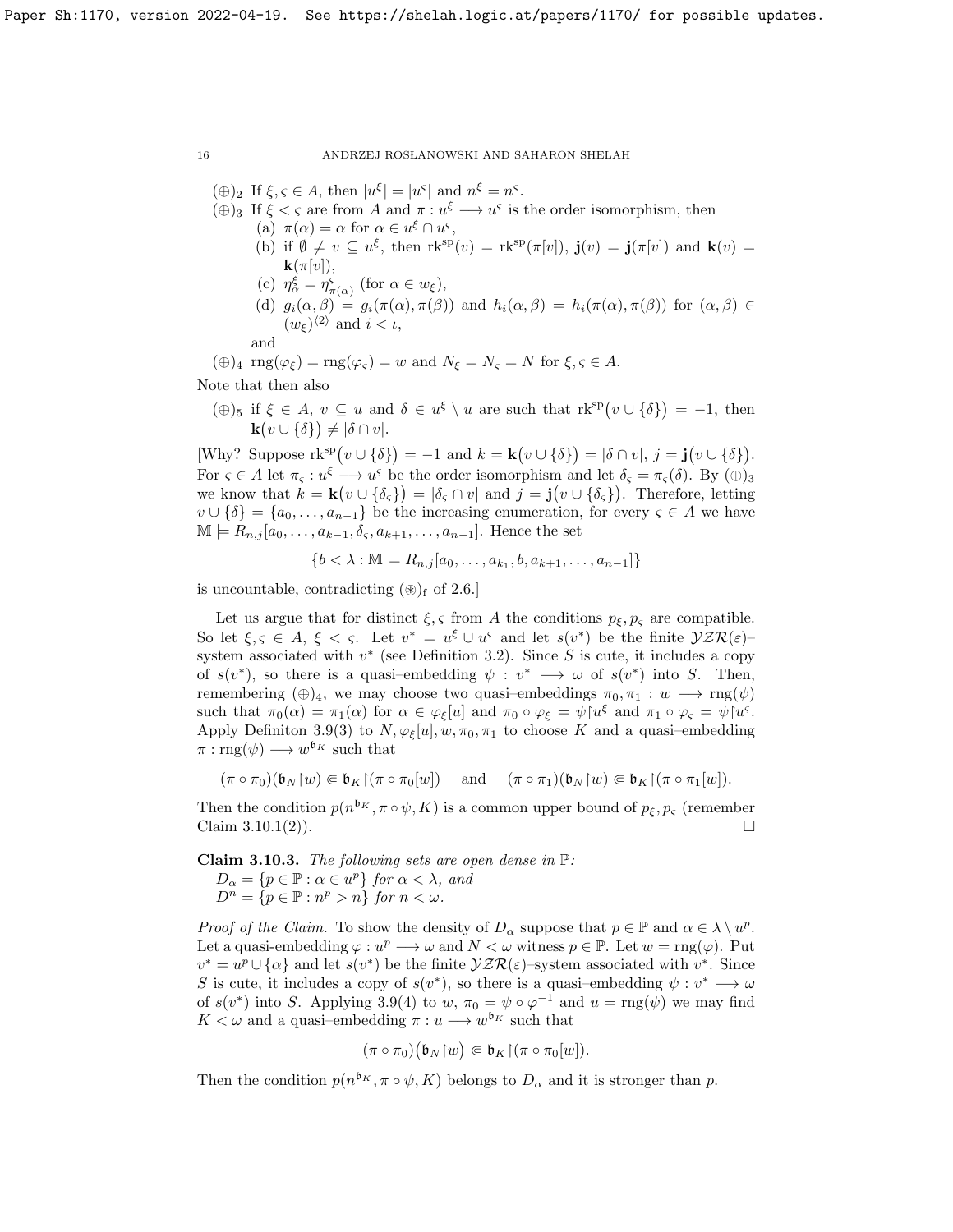$(\oplus)_2$ If $\xi, \varsigma \in A$, then $|u^\xi| = |u^\varsigma|$ and $n^\xi = n^\varsigma$.

$(\oplus)_3$ If $\xi < \varsigma$ are from $A$ and $\pi : u^\xi \longrightarrow u^\varsigma$ is the order isomorphism, then

- (a) $\pi(\alpha) = \alpha$ for $\alpha \in u^\xi \cap u^\varsigma$,
- (b) if $\emptyset \neq v \subseteq u^\xi$, then $\mathrm{rk}^{\mathrm{sp}}(v) = \mathrm{rk}^{\mathrm{sp}}(\pi[v])$, $\mathbf{j}(v) = \mathbf{j}(\pi[v])$ and $\mathbf{k}(v) = \mathbf{k}(\pi[v])$,
- (c) $\eta^\xi_\alpha = \eta^\varsigma_{\pi(\alpha)}$ (for $\alpha \in w_\xi$),
- (d) $g_i(\alpha, \beta) = g_i(\pi(\alpha), \pi(\beta))$ and $h_i(\alpha, \beta) = h_i(\pi(\alpha), \pi(\beta))$ for $(\alpha, \beta) \in (w_\xi)^{\langle 2 \rangle}$ and $i < \iota$,

and

$(\oplus)_4$ $\mathrm{rng}(\varphi_\xi) = \mathrm{rng}(\varphi_\varsigma) = w$ and $N_\xi = N_\varsigma = N$ for $\xi, \varsigma \in A$.

Note that then also

$(\oplus)_5$ if $\xi \in A$, $v \subseteq u$ and $\delta \in u^\xi \setminus u$ are such that $\mathrm{rk}^{\mathrm{sp}}\big(v \cup \{\delta\}\big) = -1$, then $\mathbf{k}\big(v \cup \{\delta\}\big) \neq |\delta \cap v|$.

[Why? Suppose $\mathrm{rk}^{\mathrm{sp}}\big(v \cup \{\delta\}\big) = -1$ and $k = \mathbf{k}\big(v \cup \{\delta\}\big) = |\delta \cap v|$, $j = \mathbf{j}\big(v \cup \{\delta\}\big)$. For $\varsigma \in A$ let $\pi_\varsigma : u^\xi \longrightarrow u^\varsigma$ be the order isomorphism and let $\delta_\varsigma = \pi_\varsigma(\delta)$. By $(\oplus)_3$ we know that $k = \mathbf{k}\big(v \cup \{\delta_\varsigma\}\big) = |\delta_\varsigma \cap v|$ and $j = \mathbf{j}\big(v \cup \{\delta_\varsigma\}\big)$. Therefore, letting $v \cup \{\delta\} = \{a_0, \ldots, a_{n-1}\}$ be the increasing enumeration, for every $\varsigma \in A$ we have $\mathbb{M} \models R_{n,j}[a_0, \ldots, a_{k-1}, \delta_\varsigma, a_{k+1}, \ldots, a_{n-1}]$. Hence the set

$$\{b < \lambda : \mathbb{M} \models R_{n,j}[a_0, \ldots, a_{k_1}, b, a_{k+1}, \ldots, a_{n-1}]\}$$

is uncountable, contradicting $(\circledast)_{\mathrm{f}}$ of 2.6.]

Let us argue that for distinct $\xi, \varsigma$ from $A$ the conditions $p_\xi, p_\varsigma$ are compatible. So let $\xi, \varsigma \in A$, $\xi < \varsigma$. Let $v^* = u^\xi \cup u^\varsigma$ and let $s(v^*)$ be the finite $\mathcal{YZR}(\varepsilon)$–system associated with $v^*$ (see Definition 3.2). Since $S$ is cute, it includes a copy of $s(v^*)$, so there is a quasi–embedding $\psi : v^* \longrightarrow \omega$ of $s(v^*)$ into $S$. Then, remembering $(\oplus)_4$, we may choose two quasi–embeddings $\pi_0, \pi_1 : w \longrightarrow \mathrm{rng}(\psi)$ such that $\pi_0(\alpha) = \pi_1(\alpha)$ for $\alpha \in \varphi_\xi[u]$ and $\pi_0 \circ \varphi_\xi = \psi{\restriction}u^\xi$ and $\pi_1 \circ \varphi_\varsigma = \psi{\restriction}u^\varsigma$. Apply Definiton 3.9(3) to $N, \varphi_\xi[u], w, \pi_0, \pi_1$ to choose $K$ and a quasi–embedding $\pi : \mathrm{rng}(\psi) \longrightarrow w^{\mathfrak{b}_K}$ such that

$$(\pi \circ \pi_0)(\mathfrak{b}_N{\restriction}w) \Subset \mathfrak{b}_K{\restriction}(\pi \circ \pi_0[w]) \quad \text{ and } \quad (\pi \circ \pi_1)(\mathfrak{b}_N{\restriction}w) \Subset \mathfrak{b}_K{\restriction}(\pi \circ \pi_1[w]).$$

Then the condition $p(n^{\mathfrak{b}_K}, \pi \circ \psi, K)$ is a common upper bound of $p_\xi, p_\varsigma$ (remember Claim 3.10.1(2)). $\square$

**Claim 3.10.3.** *The following sets are open dense in $\mathbb{P}$:*
$D_\alpha = \{p \in \mathbb{P} : \alpha \in u^p\}$ *for $\alpha < \lambda$, and*
$D^n = \{p \in \mathbb{P} : n^p > n\}$ *for $n < \omega$.*

*Proof of the Claim.* To show the density of $D_\alpha$ suppose that $p \in \mathbb{P}$ and $\alpha \in \lambda \setminus u^p$. Let a quasi-embedding $\varphi : u^p \longrightarrow \omega$ and $N < \omega$ witness $p \in \mathbb{P}$. Let $w = \mathrm{rng}(\varphi)$. Put $v^* = u^p \cup \{\alpha\}$ and let $s(v^*)$ be the finite $\mathcal{YZR}(\varepsilon)$–system associated with $v^*$. Since $S$ is cute, it includes a copy of $s(v^*)$, so there is a quasi–embedding $\psi : v^* \longrightarrow \omega$ of $s(v^*)$ into $S$. Applying 3.9(4) to $w$, $\pi_0 = \psi \circ \varphi^{-1}$ and $u = \mathrm{rng}(\psi)$ we may find $K < \omega$ and a quasi–embedding $\pi : u \longrightarrow w^{\mathfrak{b}_K}$ such that

$$(\pi \circ \pi_0)\big(\mathfrak{b}_N{\restriction}w\big) \Subset \mathfrak{b}_K{\restriction}(\pi \circ \pi_0[w]).$$

Then the condition $p(n^{\mathfrak{b}_K}, \pi \circ \psi, K)$ belongs to $D_\alpha$ and it is stronger than $p$.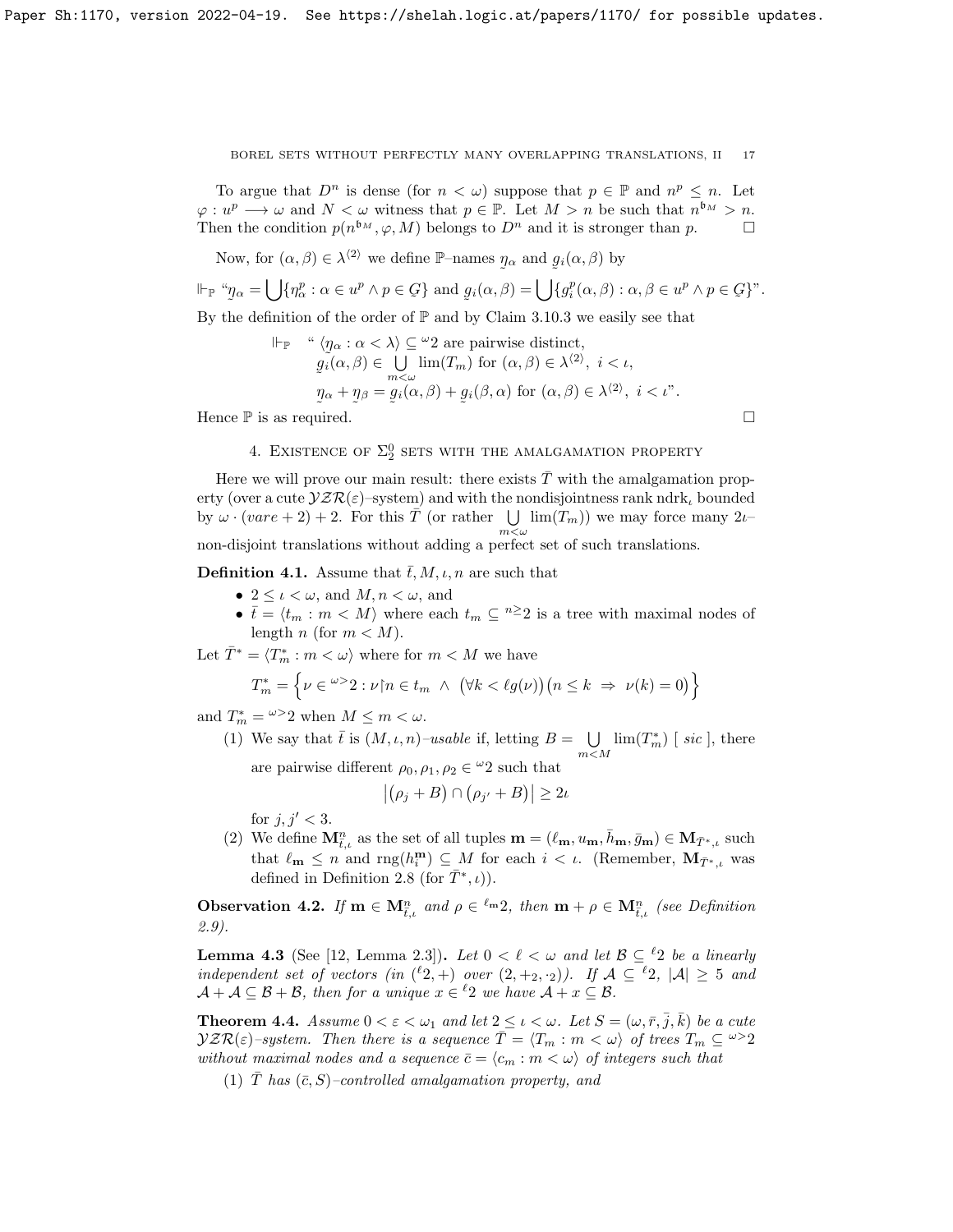To argue that $D^n$ is dense (for $n < \omega$) suppose that $p \in \mathbb{P}$ and $n^p \le n$. Let $\varphi : u^p \longrightarrow \omega$ and $N < \omega$ witness that $p \in \mathbb{P}$. Let $M > n$ be such that $n^{\mathfrak{b}_M} > n$. Then the condition $p(n^{\mathfrak{b}_M}, \varphi, M)$ belongs to $D^n$ and it is stronger than $p$. $\square$

Now, for $(\alpha, \beta) \in \lambda^{\langle 2 \rangle}$ we define $\mathbb{P}$–names $\underset{\sim}{\eta}_\alpha$ and $\underset{\sim}{g}_i(\alpha, \beta)$ by

$\Vdash_{\mathbb{P}}$ "$\underset{\sim}{\eta}_\alpha = \bigcup \{\eta^p_\alpha : \alpha \in u^p \wedge p \in \underset{\sim}{G}\}$ and $\underset{\sim}{g}_i(\alpha,\beta) = \bigcup \{g^p_i(\alpha,\beta) : \alpha, \beta \in u^p \wedge p \in \underset{\sim}{G}\}$".

By the definition of the order of $\mathbb{P}$ and by Claim 3.10.3 we easily see that

$$\begin{aligned} \Vdash_{\mathbb{P}} \text{ “ } & \langle \underset{\sim}{\eta}_\alpha : \alpha < \lambda \rangle \subseteq {}^{\omega}2 \text{ are pairwise distinct,} \\ & \underset{\sim}{g}_i(\alpha,\beta) \in \bigcup_{m<\omega} \lim(T_m) \text{ for } (\alpha,\beta) \in \lambda^{\langle 2 \rangle},\ i < \iota, \\ & \underset{\sim}{\eta}_\alpha + \underset{\sim}{\eta}_\beta = \underset{\sim}{g}_i(\alpha,\beta) + \underset{\sim}{g}_i(\beta,\alpha) \text{ for } (\alpha,\beta) \in \lambda^{\langle 2 \rangle},\ i < \iota\text{”}. \end{aligned}$$

Hence $\mathbb{P}$ is as required. $\square$

## 4. Existence of $\Sigma^0_2$ sets with the amalgamation property

Here we will prove our main result: there exists $\bar{T}$ with the amalgamation property (over a cute $\mathcal{YZR}(\varepsilon)$–system) and with the nondisjointness rank $\mathrm{ndrk}_\iota$ bounded by $\omega \cdot (vare + 2) + 2$. For this $\bar{T}$ (or rather $\bigcup_{m<\omega} \lim(T_m)$) we may force many $2\iota$–non-disjoint translations without adding a perfect set of such translations.

**Definition 4.1.** Assume that $\bar{t}, M, \iota, n$ are such that

- $2 \le \iota < \omega$, and $M, n < \omega$, and
- $\bar{t} = \langle t_m : m < M \rangle$ where each $t_m \subseteq {}^{n\ge}2$ is a tree with maximal nodes of length $n$ (for $m < M$).

Let $\bar{T}^* = \langle T^*_m : m < \omega \rangle$ where for $m < M$ we have

$$T^*_m = \Big\{ \nu \in {}^{\omega>}2 : \nu \restriction n \in t_m \ \wedge\ \big(\forall k < \ell g(\nu)\big)\big(n \le k \ \Rightarrow\ \nu(k) = 0\big) \Big\}$$

and $T^*_m = {}^{\omega>}2$ when $M \le m < \omega$.

(1) We say that $\bar{t}$ is $(M, \iota, n)$*–usable* if, letting $B = \bigcup_{m<M} \lim(T^*_m)$ [ *sic* ], there are pairwise different $\rho_0, \rho_1, \rho_2 \in {}^{\omega}2$ such that

$$\big|\big(\rho_j + B\big) \cap \big(\rho_{j'} + B\big)\big| \ge 2\iota$$

for $j, j' < 3$.

(2) We define $\mathbf{M}^n_{\bar{t},\iota}$ as the set of all tuples $\mathbf{m} = (\ell_{\mathbf{m}}, u_{\mathbf{m}}, \bar{h}_{\mathbf{m}}, \bar{g}_{\mathbf{m}}) \in \mathbf{M}_{\bar{T}^*,\iota}$ such that $\ell_{\mathbf{m}} \le n$ and $\mathrm{rng}(h^{\mathbf{m}}_i) \subseteq M$ for each $i < \iota$. (Remember, $\mathbf{M}_{\bar{T}^*,\iota}$ was defined in Definition 2.8 (for $\bar{T}^*, \iota$)).

**Observation 4.2.** *If $\mathbf{m} \in \mathbf{M}^n_{\bar{t},\iota}$ and $\rho \in {}^{\ell_{\mathbf{m}}}2$, then $\mathbf{m} + \rho \in \mathbf{M}^n_{\bar{t},\iota}$ (see Definition 2.9).*

**Lemma 4.3** (See [12, Lemma 2.3])**.** *Let $0 < \ell < \omega$ and let $\mathcal{B} \subseteq {}^{\ell}2$ be a linearly independent set of vectors (in $({}^{\ell}2, +)$ over $(2, +_2, \cdot_2)$). If $\mathcal{A} \subseteq {}^{\ell}2$, $|\mathcal{A}| \ge 5$ and $\mathcal{A} + \mathcal{A} \subseteq \mathcal{B} + \mathcal{B}$, then for a unique $x \in {}^{\ell}2$ we have $\mathcal{A} + x \subseteq \mathcal{B}$.*

**Theorem 4.4.** *Assume $0 < \varepsilon < \omega_1$ and let $2 \le \iota < \omega$. Let $S = (\omega, \bar{r}, \bar{j}, \bar{k})$ be a cute $\mathcal{YZR}(\varepsilon)$–system. Then there is a sequence $\bar{T} = \langle T_m : m < \omega \rangle$ of trees $T_m \subseteq {}^{\omega>}2$ without maximal nodes and a sequence $\bar{c} = \langle c_m : m < \omega \rangle$ of integers such that*

*(1) $\bar{T}$ has $(\bar{c}, S)$–controlled amalgamation property, and*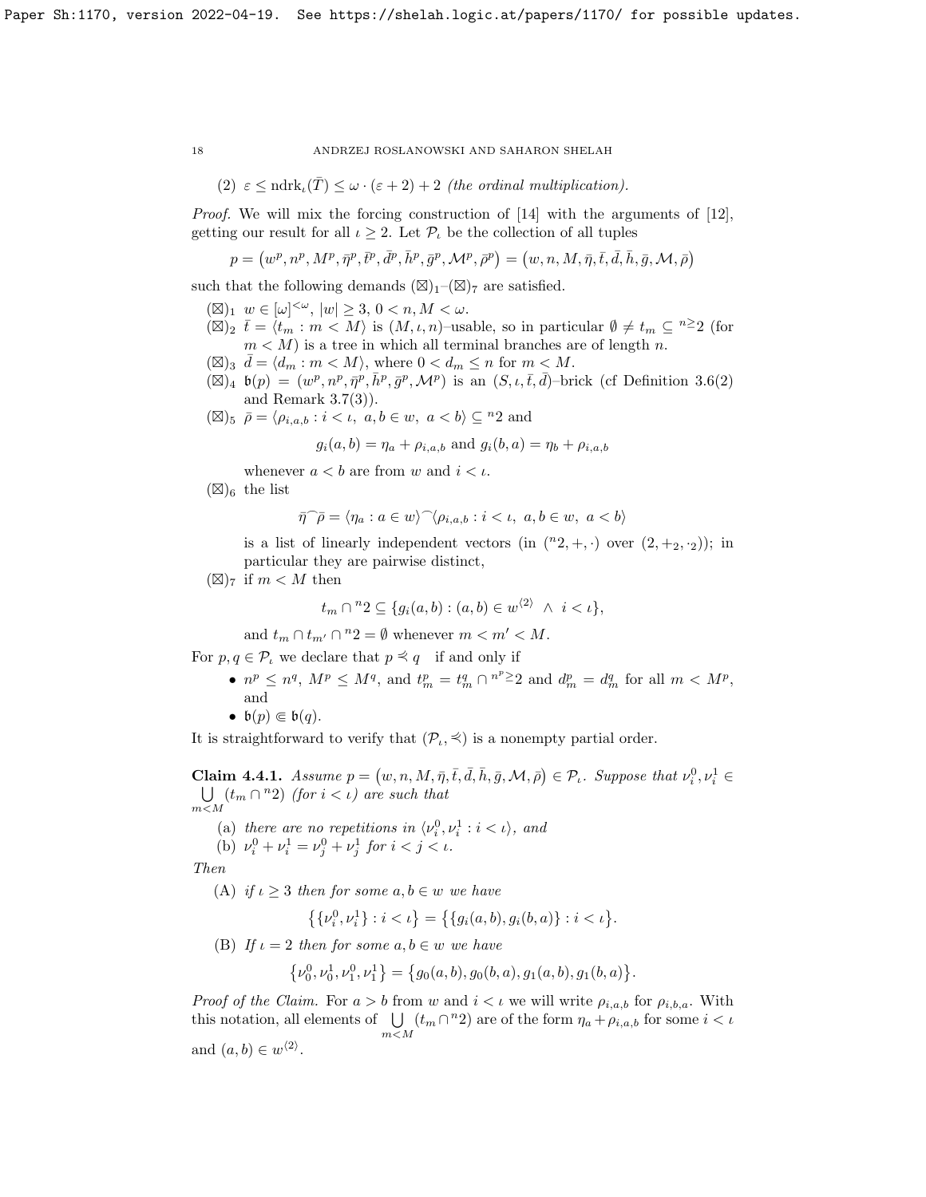(2) $\varepsilon \leq \mathrm{ndrk}_\iota(\bar{T}) \leq \omega \cdot (\varepsilon + 2) + 2$ *(the ordinal multiplication).*

*Proof.* We will mix the forcing construction of [14] with the arguments of [12], getting our result for all $\iota \geq 2$. Let $\mathcal{P}_\iota$ be the collection of all tuples

$$p = \big(w^p, n^p, M^p, \bar{\eta}^p, \bar{t}^p, \bar{d}^p, \bar{h}^p, \bar{g}^p, \mathcal{M}^p, \bar{\rho}^p\big) = \big(w, n, M, \bar{\eta}, \bar{t}, \bar{d}, \bar{h}, \bar{g}, \mathcal{M}, \bar{\rho}\big)$$

such that the following demands $(\boxtimes)_1$–$(\boxtimes)_7$ are satisfied.

- $(\boxtimes)_1$ $w \in [\omega]^{<\omega}$, $|w| \geq 3$, $0 < n, M < \omega$.
- $(\boxtimes)_2$ $\bar{t} = \langle t_m : m < M\rangle$ is $(M, \iota, n)$–usable, so in particular $\emptyset \neq t_m \subseteq {}^{n\geq}2$ (for $m < M$) is a tree in which all terminal branches are of length $n$.
- $(\boxtimes)_3$ $\bar{d} = \langle d_m : m < M\rangle$, where $0 < d_m \leq n$ for $m < M$.
- $(\boxtimes)_4$ $\mathfrak{b}(p) = (w^p, n^p, \bar{\eta}^p, \bar{h}^p, \bar{g}^p, \mathcal{M}^p)$ is an $(S, \iota, \bar{t}, \bar{d})$–brick (cf Definition 3.6(2) and Remark 3.7(3)).
- $(\boxtimes)_5$ $\bar{\rho} = \langle \rho_{i,a,b} : i < \iota,\ a, b \in w,\ a < b\rangle \subseteq {}^n2$ and
$$g_i(a,b) = \eta_a + \rho_{i,a,b} \text{ and } g_i(b,a) = \eta_b + \rho_{i,a,b}$$
whenever $a < b$ are from $w$ and $i < \iota$.
- $(\boxtimes)_6$ the list
$$\bar{\eta}^\frown\bar{\rho} = \langle \eta_a : a \in w\rangle^\frown\langle \rho_{i,a,b} : i < \iota,\ a, b \in w,\ a < b\rangle$$
is a list of linearly independent vectors (in $({}^n2, +, \cdot)$ over $(2, +_2, \cdot_2)$); in particular they are pairwise distinct,
- $(\boxtimes)_7$ if $m < M$ then
$$t_m \cap {}^n2 \subseteq \{g_i(a,b) : (a,b) \in w^{\langle 2\rangle}\ \wedge\ i < \iota\},$$
and $t_m \cap t_{m'} \cap {}^n2 = \emptyset$ whenever $m < m' < M$.

For $p, q \in \mathcal{P}_\iota$ we declare that $p \preccurlyeq q$ if and only if

- $n^p \leq n^q$, $M^p \leq M^q$, and $t^p_m = t^q_m \cap {}^{n^p\geq}2$ and $d^p_m = d^q_m$ for all $m < M^p$, and
- $\mathfrak{b}(p) \Subset \mathfrak{b}(q)$.

It is straightforward to verify that $(\mathcal{P}_\iota, \preccurlyeq)$ is a nonempty partial order.

**Claim 4.4.1.** *Assume $p = \big(w, n, M, \bar{\eta}, \bar{t}, \bar{d}, \bar{h}, \bar{g}, \mathcal{M}, \bar{\rho}\big) \in \mathcal{P}_\iota$. Suppose that $\nu^0_i, \nu^1_i \in \bigcup\limits_{m<M} (t_m \cap {}^n2)$ (for $i < \iota$) are such that*

(a) *there are no repetitions in $\langle \nu^0_i, \nu^1_i : i < \iota\rangle$, and*
(b) *$\nu^0_i + \nu^1_i = \nu^0_j + \nu^1_j$ for $i < j < \iota$.*

*Then*

(A) *if $\iota \geq 3$ then for some $a, b \in w$ we have*
$$\big\{\{\nu^0_i, \nu^1_i\} : i < \iota\big\} = \big\{\{g_i(a,b), g_i(b,a)\} : i < \iota\big\}.$$
(B) *If $\iota = 2$ then for some $a, b \in w$ we have*
$$\big\{\nu^0_0, \nu^1_0, \nu^0_1, \nu^1_1\big\} = \big\{g_0(a,b), g_0(b,a), g_1(a,b), g_1(b,a)\big\}.$$

*Proof of the Claim.* For $a > b$ from $w$ and $i < \iota$ we will write $\rho_{i,a,b}$ for $\rho_{i,b,a}$. With this notation, all elements of $\bigcup\limits_{m<M} (t_m \cap {}^n2)$ are of the form $\eta_a + \rho_{i,a,b}$ for some $i < \iota$ and $(a,b) \in w^{\langle 2\rangle}$.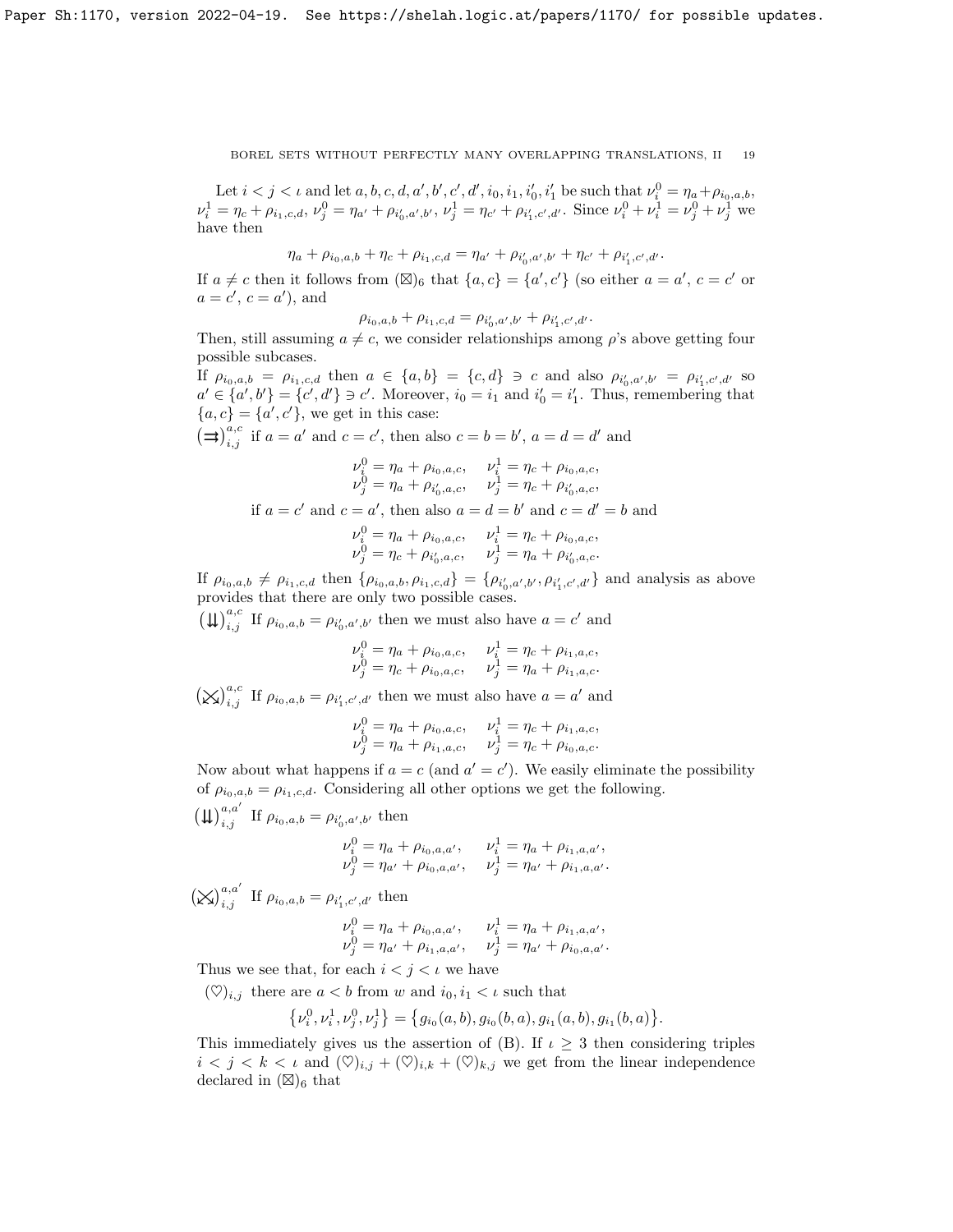Let $i < j < \iota$ and let $a, b, c, d, a', b', c', d', i_0, i_1, i'_0, i'_1$ be such that $\nu^0_i = \eta_a + \rho_{i_0,a,b}$, $\nu^1_i = \eta_c + \rho_{i_1,c,d}$, $\nu^0_j = \eta_{a'} + \rho_{i'_0,a',b'}$, $\nu^1_j = \eta_{c'} + \rho_{i'_1,c',d'}$. Since $\nu^0_i + \nu^1_i = \nu^0_j + \nu^1_j$ we have then

$$\eta_a + \rho_{i_0,a,b} + \eta_c + \rho_{i_1,c,d} = \eta_{a'} + \rho_{i'_0,a',b'} + \eta_{c'} + \rho_{i'_1,c',d'}.$$

If $a \neq c$ then it follows from $(\boxtimes)_6$ that $\{a, c\} = \{a', c'\}$ (so either $a = a'$, $c = c'$ or $a = c'$, $c = a'$), and

$$\rho_{i_0,a,b} + \rho_{i_1,c,d} = \rho_{i'_0,a',b'} + \rho_{i'_1,c',d'}.$$

Then, still assuming $a \neq c$, we consider relationships among $\rho$'s above getting four possible subcases.

If $\rho_{i_0,a,b} = \rho_{i_1,c,d}$ then $a \in \{a, b\} = \{c, d\} \ni c$ and also $\rho_{i'_0,a',b'} = \rho_{i'_1,c',d'}$ so $a' \in \{a', b'\} = \{c', d'\} \ni c'$. Moreover, $i_0 = i_1$ and $i'_0 = i'_1$. Thus, remembering that $\{a, c\} = \{a', c'\}$, we get in this case:

$(\rightrightarrows)^{a,c}_{i,j}$ if $a = a'$ and $c = c'$, then also $c = b = b'$, $a = d = d'$ and

$$\begin{aligned} \nu^0_i &= \eta_a + \rho_{i_0,a,c}, \quad & \nu^1_i &= \eta_c + \rho_{i_0,a,c}, \\ \nu^0_j &= \eta_a + \rho_{i'_0,a,c}, \quad & \nu^1_j &= \eta_c + \rho_{i'_0,a,c}, \end{aligned}$$

if $a = c'$ and $c = a'$, then also $a = d = b'$ and $c = d' = b$ and

$$\begin{aligned} \nu^0_i &= \eta_a + \rho_{i_0,a,c}, \quad & \nu^1_i &= \eta_c + \rho_{i_0,a,c}, \\ \nu^0_j &= \eta_c + \rho_{i'_0,a,c}, \quad & \nu^1_j &= \eta_a + \rho_{i'_0,a,c}. \end{aligned}$$

If $\rho_{i_0,a,b} \neq \rho_{i_1,c,d}$ then $\{\rho_{i_0,a,b}, \rho_{i_1,c,d}\} = \{\rho_{i'_0,a',b'}, \rho_{i'_1,c',d'}\}$ and analysis as above provides that there are only two possible cases.

$(\downdownarrows)^{a,c}_{i,j}$ If $\rho_{i_0,a,b} = \rho_{i'_0,a',b'}$ then we must also have $a = c'$ and

$$\begin{aligned} \nu^0_i &= \eta_a + \rho_{i_0,a,c}, \quad & \nu^1_i &= \eta_c + \rho_{i_1,a,c}, \\ \nu^0_j &= \eta_c + \rho_{i_0,a,c}, \quad & \nu^1_j &= \eta_a + \rho_{i_1,a,c}. \end{aligned}$$

$(\bowtie)^{a,c}_{i,j}$ If $\rho_{i_0,a,b} = \rho_{i'_1,c',d'}$ then we must also have $a = a'$ and

$$\begin{aligned} \nu^0_i &= \eta_a + \rho_{i_0,a,c}, \quad & \nu^1_i &= \eta_c + \rho_{i_1,a,c}, \\ \nu^0_j &= \eta_a + \rho_{i_1,a,c}, \quad & \nu^1_j &= \eta_c + \rho_{i_0,a,c}. \end{aligned}$$

Now about what happens if $a = c$ (and $a' = c'$). We easily eliminate the possibility of $\rho_{i_0,a,b} = \rho_{i_1,c,d}$. Considering all other options we get the following.

$(\downdownarrows)^{a,a'}_{i,j}$ If $\rho_{i_0,a,b} = \rho_{i'_0,a',b'}$ then

$$\begin{aligned} \nu^0_i &= \eta_a + \rho_{i_0,a,a'}, \quad & \nu^1_i &= \eta_a + \rho_{i_1,a,a'}, \\ \nu^0_j &= \eta_{a'} + \rho_{i_0,a,a'}, \quad & \nu^1_j &= \eta_{a'} + \rho_{i_1,a,a'}. \end{aligned}$$

$(\bowtie)^{a,a'}_{i,j}$ If $\rho_{i_0,a,b} = \rho_{i'_1,c',d'}$ then

$$\begin{aligned} \nu^0_i &= \eta_a + \rho_{i_0,a,a'}, \quad & \nu^1_i &= \eta_a + \rho_{i_1,a,a'}, \\ \nu^0_j &= \eta_{a'} + \rho_{i_1,a,a'}, \quad & \nu^1_j &= \eta_{a'} + \rho_{i_0,a,a'}. \end{aligned}$$

Thus we see that, for each $i < j < \iota$ we have

$(\heartsuit)_{i,j}$ there are $a < b$ from $w$ and $i_0, i_1 < \iota$ such that

$$\{\nu^0_i, \nu^1_i, \nu^0_j, \nu^1_j\} = \{g_{i_0}(a, b), g_{i_0}(b, a), g_{i_1}(a, b), g_{i_1}(b, a)\}.$$

This immediately gives us the assertion of (B). If $\iota \geq 3$ then considering triples $i < j < k < \iota$ and $(\heartsuit)_{i,j} + (\heartsuit)_{i,k} + (\heartsuit)_{k,j}$ we get from the linear independence declared in $(\boxtimes)_6$ that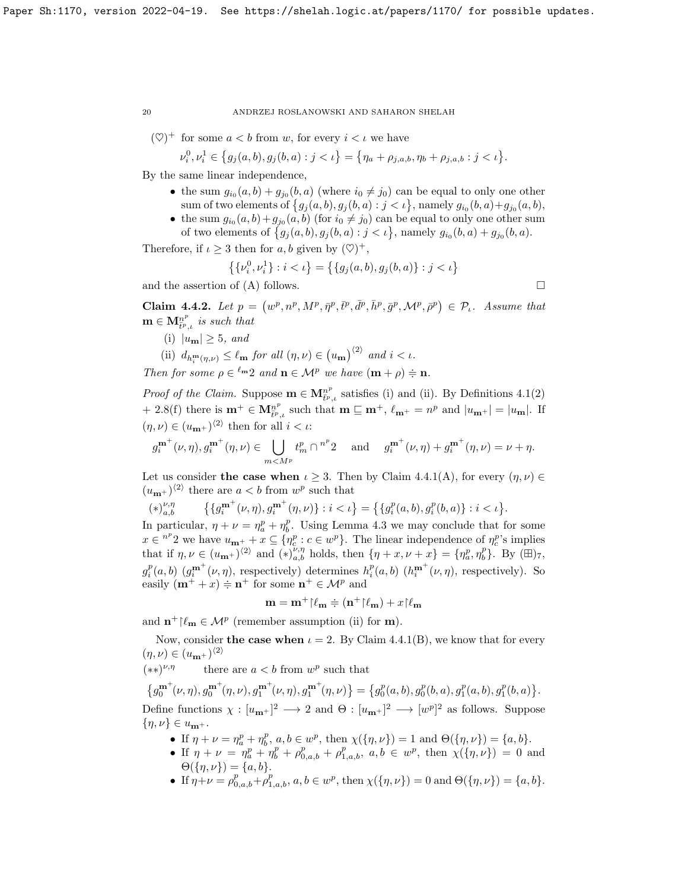$(\heartsuit)^+$ for some $a < b$ from $w$, for every $i < \iota$ we have

$$\nu_i^0, \nu_i^1 \in \big\{g_j(a,b), g_j(b,a) : j < \iota\big\} = \big\{\eta_a + \rho_{j,a,b}, \eta_b + \rho_{j,a,b} : j < \iota\big\}.$$

By the same linear independence,

- the sum $g_{i_0}(a,b) + g_{j_0}(b,a)$ (where $i_0 \neq j_0$) can be equal to only one other sum of two elements of $\big\{g_j(a,b), g_j(b,a) : j < \iota\big\}$, namely $g_{i_0}(b,a)+g_{j_0}(a,b)$,
- the sum $g_{i_0}(a,b)+g_{j_0}(a,b)$ (for $i_0 \neq j_0$) can be equal to only one other sum of two elements of $\big\{g_j(a,b), g_j(b,a) : j < \iota\big\}$, namely $g_{i_0}(b,a) + g_{j_0}(b,a)$.

Therefore, if $\iota \geq 3$ then for $a, b$ given by $(\heartsuit)^+$,

$$\big\{\{\nu_i^0, \nu_i^1\} : i < \iota\big\} = \big\{\{g_j(a,b), g_j(b,a)\} : j < \iota\big\}$$

and the assertion of (A) follows. $\square$

**Claim 4.4.2.** *Let $p = \big(w^p, n^p, M^p, \bar{\eta}^p, \bar{t}^p, \bar{d}^p, \bar{h}^p, \bar{g}^p, \mathcal{M}^p, \bar{\rho}^p\big) \in \mathcal{P}_\iota$. Assume that $\mathbf{m} \in \mathbf{M}^{n^p}_{\bar{t}^p,\iota}$ is such that*

(i) *$|u_{\mathbf{m}}| \geq 5$, and*

(ii) *$d_{h_i^{\mathbf{m}}(\eta,\nu)} \leq \ell_{\mathbf{m}}$ for all $(\eta,\nu) \in \big(u_{\mathbf{m}}\big)^{\langle 2\rangle}$ and $i < \iota$.*

*Then for some $\rho \in {}^{\ell_{\mathbf{m}}}2$ and $\mathbf{n} \in \mathcal{M}^p$ we have $(\mathbf{m} + \rho) \doteqdot \mathbf{n}$.*

*Proof of the Claim.* Suppose $\mathbf{m} \in \mathbf{M}^{n^p}_{\bar{t}^p,\iota}$ satisfies (i) and (ii). By Definitions 4.1(2) + 2.8(f) there is $\mathbf{m}^+ \in \mathbf{M}^{n^p}_{\bar{t}^p,\iota}$ such that $\mathbf{m} \sqsubseteq \mathbf{m}^+$, $\ell_{\mathbf{m}^+} = n^p$ and $|u_{\mathbf{m}^+}| = |u_{\mathbf{m}}|$. If $(\eta,\nu) \in (u_{\mathbf{m}^+})^{\langle 2\rangle}$ then for all $i < \iota$:

$$g_i^{\mathbf{m}^+}(\nu,\eta), g_i^{\mathbf{m}^+}(\eta,\nu) \in \bigcup_{m<M^p} t_m^p \cap {}^{n^p}2 \quad \text{ and } \quad g_i^{\mathbf{m}^+}(\nu,\eta) + g_i^{\mathbf{m}^+}(\eta,\nu) = \nu + \eta.$$

Let us consider **the case when** $\iota \geq 3$. Then by Claim 4.4.1(A), for every $(\eta,\nu) \in (u_{\mathbf{m}^+})^{\langle 2\rangle}$ there are $a < b$ from $w^p$ such that

$$(*)^{\nu,\eta}_{a,b} \qquad \big\{\{g_i^{\mathbf{m}^+}(\nu,\eta), g_i^{\mathbf{m}^+}(\eta,\nu)\} : i < \iota\big\} = \big\{\{g_i^p(a,b), g_i^p(b,a)\} : i < \iota\big\}.$$

In particular, $\eta + \nu = \eta_a^p + \eta_b^p$. Using Lemma 4.3 we may conclude that for some $x \in {}^{n^p}2$ we have $u_{\mathbf{m}^+} + x \subseteq \{\eta_c^p : c \in w^p\}$. The linear independence of $\eta_c^p$'s implies that if $\eta, \nu \in (u_{\mathbf{m}^+})^{\langle 2\rangle}$ and $(*)^{\nu,\eta}_{a,b}$ holds, then $\{\eta + x, \nu + x\} = \{\eta_a^p, \eta_b^p\}$. By $(\boxplus)_7$, $g_i^p(a,b)$ ($g_i^{\mathbf{m}^+}(\nu,\eta)$, respectively) determines $h_i^p(a,b)$ ($h_i^{\mathbf{m}^+}(\nu,\eta)$, respectively). So easily $(\mathbf{m}^+ + x) \doteqdot \mathbf{n}^+$ for some $\mathbf{n}^+ \in \mathcal{M}^p$ and

$$\mathbf{m} = \mathbf{m}^+{\restriction}\ell_{\mathbf{m}} \doteqdot (\mathbf{n}^+{\restriction}\ell_{\mathbf{m}}) + x{\restriction}\ell_{\mathbf{m}}$$

and $\mathbf{n}^+{\restriction}\ell_{\mathbf{m}} \in \mathcal{M}^p$ (remember assumption (ii) for $\mathbf{m}$).

Now, consider **the case when** $\iota = 2$. By Claim 4.4.1(B), we know that for every $(\eta,\nu) \in (u_{\mathbf{m}^+})^{\langle 2\rangle}$

$(**)^{\nu,\eta}$ there are $a < b$ from $w^p$ such that

$$\big\{g_0^{\mathbf{m}^+}(\nu,\eta), g_0^{\mathbf{m}^+}(\eta,\nu), g_1^{\mathbf{m}^+}(\nu,\eta), g_1^{\mathbf{m}^+}(\eta,\nu)\big\} = \big\{g_0^p(a,b), g_0^p(b,a), g_1^p(a,b), g_1^p(b,a)\big\}.$$

Define functions $\chi : [u_{\mathbf{m}^+}]^2 \longrightarrow 2$ and $\Theta : [u_{\mathbf{m}^+}]^2 \longrightarrow [w^p]^2$ as follows. Suppose $\{\eta,\nu\} \in u_{\mathbf{m}^+}$.

- If $\eta + \nu = \eta_a^p + \eta_b^p$, $a, b \in w^p$, then $\chi(\{\eta,\nu\}) = 1$ and $\Theta(\{\eta,\nu\}) = \{a,b\}$.
- If $\eta + \nu = \eta_a^p + \eta_b^p + \rho_{0,a,b}^p + \rho_{1,a,b}^p$, $a, b \in w^p$, then $\chi(\{\eta,\nu\}) = 0$ and $\Theta(\{\eta,\nu\}) = \{a,b\}$.
- If $\eta+\nu = \rho_{0,a,b}^p + \rho_{1,a,b}^p$, $a, b \in w^p$, then $\chi(\{\eta,\nu\}) = 0$ and $\Theta(\{\eta,\nu\}) = \{a,b\}$.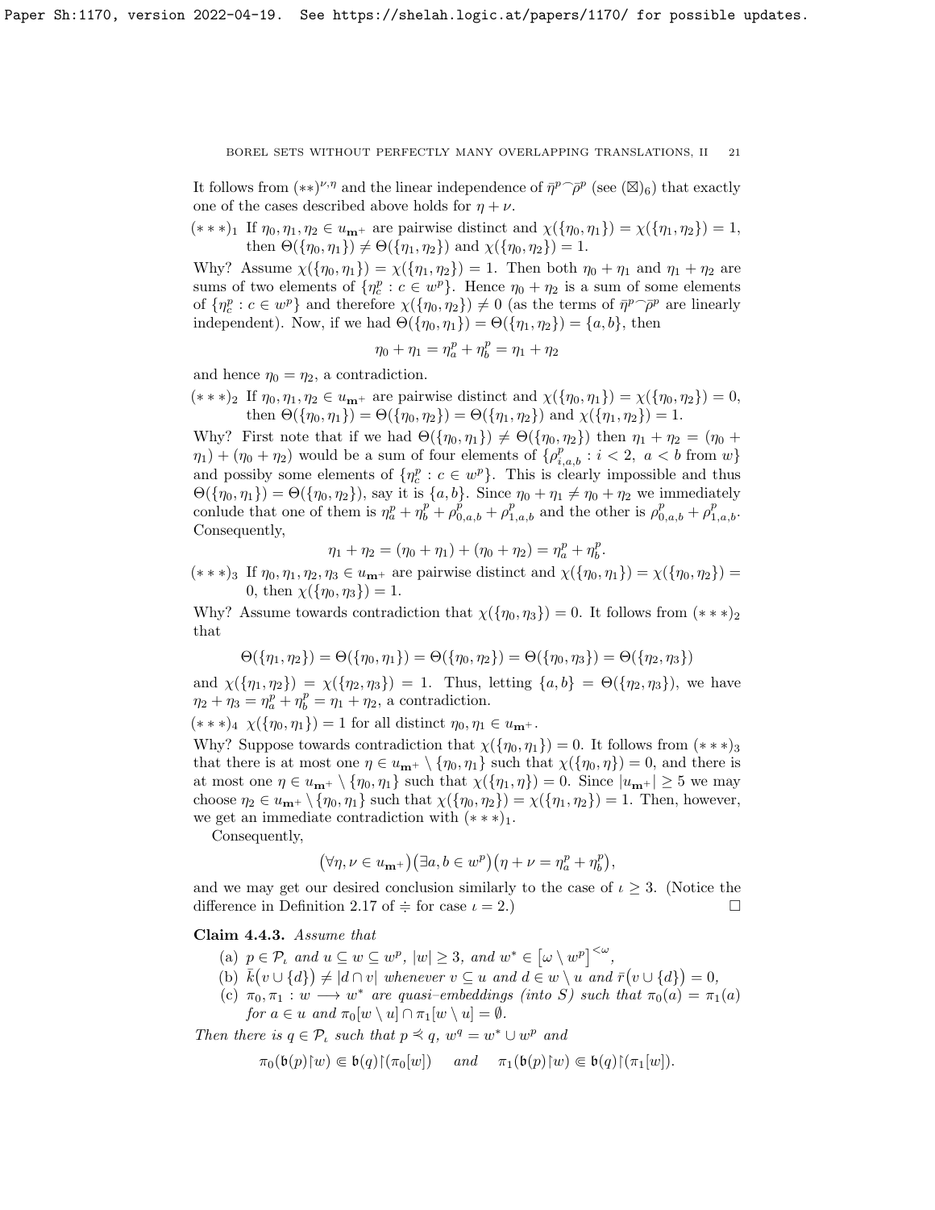It follows from $(**)^{\nu,\eta}$ and the linear independence of $\bar{\eta}^p{}^\frown\bar{\rho}^p$ (see $(\boxtimes)_6$) that exactly one of the cases described above holds for $\eta+\nu$.

$(***)_1$ If $\eta_0,\eta_1,\eta_2\in u_{\mathbf{m}^+}$ are pairwise distinct and $\chi(\{\eta_0,\eta_1\})=\chi(\{\eta_1,\eta_2\})=1$, then $\Theta(\{\eta_0,\eta_1\})\neq\Theta(\{\eta_1,\eta_2\})$ and $\chi(\{\eta_0,\eta_2\})=1$.

Why? Assume $\chi(\{\eta_0,\eta_1\})=\chi(\{\eta_1,\eta_2\})=1$. Then both $\eta_0+\eta_1$ and $\eta_1+\eta_2$ are sums of two elements of $\{\eta^p_c: c\in w^p\}$. Hence $\eta_0+\eta_2$ is a sum of some elements of $\{\eta^p_c: c\in w^p\}$ and therefore $\chi(\{\eta_0,\eta_2\})\neq 0$ (as the terms of $\bar{\eta}^p{}^\frown\bar{\rho}^p$ are linearly independent). Now, if we had $\Theta(\{\eta_0,\eta_1\})=\Theta(\{\eta_1,\eta_2\})=\{a,b\}$, then

$$\eta_0+\eta_1=\eta^p_a+\eta^p_b=\eta_1+\eta_2$$

and hence $\eta_0=\eta_2$, a contradiction.

$(***)_2$ If $\eta_0,\eta_1,\eta_2\in u_{\mathbf{m}^+}$ are pairwise distinct and $\chi(\{\eta_0,\eta_1\})=\chi(\{\eta_0,\eta_2\})=0$, then $\Theta(\{\eta_0,\eta_1\})=\Theta(\{\eta_0,\eta_2\})=\Theta(\{\eta_1,\eta_2\})$ and $\chi(\{\eta_1,\eta_2\})=1$.

Why? First note that if we had $\Theta(\{\eta_0,\eta_1\})\neq\Theta(\{\eta_0,\eta_2\})$ then $\eta_1+\eta_2=(\eta_0+\eta_1)+(\eta_0+\eta_2)$ would be a sum of four elements of $\{\rho^p_{i,a,b}: i<2,\ a<b \text{ from } w\}$ and possiby some elements of $\{\eta^p_c: c\in w^p\}$. This is clearly impossible and thus $\Theta(\{\eta_0,\eta_1\})=\Theta(\{\eta_0,\eta_2\})$, say it is $\{a,b\}$. Since $\eta_0+\eta_1\neq\eta_0+\eta_2$ we immediately conlude that one of them is $\eta^p_a+\eta^p_b+\rho^p_{0,a,b}+\rho^p_{1,a,b}$ and the other is $\rho^p_{0,a,b}+\rho^p_{1,a,b}$. Consequently,

$$\eta_1+\eta_2=(\eta_0+\eta_1)+(\eta_0+\eta_2)=\eta^p_a+\eta^p_b.$$

$(***)_3$ If $\eta_0,\eta_1,\eta_2,\eta_3\in u_{\mathbf{m}^+}$ are pairwise distinct and $\chi(\{\eta_0,\eta_1\})=\chi(\{\eta_0,\eta_2\})=0$, then $\chi(\{\eta_0,\eta_3\})=1$.

Why? Assume towards contradiction that $\chi(\{\eta_0,\eta_3\})=0$. It follows from $(***)_2$ that

$$\Theta(\{\eta_1,\eta_2\})=\Theta(\{\eta_0,\eta_1\})=\Theta(\{\eta_0,\eta_2\})=\Theta(\{\eta_0,\eta_3\})=\Theta(\{\eta_2,\eta_3\})$$

and $\chi(\{\eta_1,\eta_2\})=\chi(\{\eta_2,\eta_3\})=1$. Thus, letting $\{a,b\}=\Theta(\{\eta_2,\eta_3\})$, we have $\eta_2+\eta_3=\eta^p_a+\eta^p_b=\eta_1+\eta_2$, a contradiction.

$(***)_4$ $\chi(\{\eta_0,\eta_1\})=1$ for all distinct $\eta_0,\eta_1\in u_{\mathbf{m}^+}$.

Why? Suppose towards contradiction that $\chi(\{\eta_0,\eta_1\})=0$. It follows from $(***)_3$ that there is at most one $\eta\in u_{\mathbf{m}^+}\setminus\{\eta_0,\eta_1\}$ such that $\chi(\{\eta_0,\eta\})=0$, and there is at most one $\eta\in u_{\mathbf{m}^+}\setminus\{\eta_0,\eta_1\}$ such that $\chi(\{\eta_1,\eta\})=0$. Since $|u_{\mathbf{m}^+}|\geq 5$ we may choose $\eta_2\in u_{\mathbf{m}^+}\setminus\{\eta_0,\eta_1\}$ such that $\chi(\{\eta_0,\eta_2\})=\chi(\{\eta_1,\eta_2\})=1$. Then, however, we get an immediate contradiction with $(***)_1$.

Consequently,

$$\big(\forall\eta,\nu\in u_{\mathbf{m}^+}\big)\big(\exists a,b\in w^p\big)\big(\eta+\nu=\eta^p_a+\eta^p_b\big),$$

and we may get our desired conclusion similarly to the case of $\iota\geq 3$. (Notice the difference in Definition 2.17 of $\doteqdot$ for case $\iota=2$.) $\square$

**Claim 4.4.3.** *Assume that*

(a) $p\in\mathcal{P}_\iota$ *and* $u\subseteq w\subseteq w^p$, $|w|\geq 3$, *and* $w^*\in\big[\omega\setminus w^p\big]^{<\omega}$,

(b) $\bar{k}\big(v\cup\{d\}\big)\neq|d\cap v|$ *whenever* $v\subseteq u$ *and* $d\in w\setminus u$ *and* $\bar{r}\big(v\cup\{d\}\big)=0$,

(c) $\pi_0,\pi_1: w\longrightarrow w^*$ *are quasi–embeddings (into* $S$*) such that* $\pi_0(a)=\pi_1(a)$ *for* $a\in u$ *and* $\pi_0[w\setminus u]\cap\pi_1[w\setminus u]=\emptyset$.

*Then there is* $q\in\mathcal{P}_\iota$ *such that* $p\preccurlyeq q$, $w^q=w^*\cup w^p$ *and*

$$\pi_0(\mathfrak{b}(p)\restriction w)\Subset\mathfrak{b}(q)\restriction(\pi_0[w])\quad\text{ and }\quad\pi_1(\mathfrak{b}(p)\restriction w)\Subset\mathfrak{b}(q)\restriction(\pi_1[w]).$$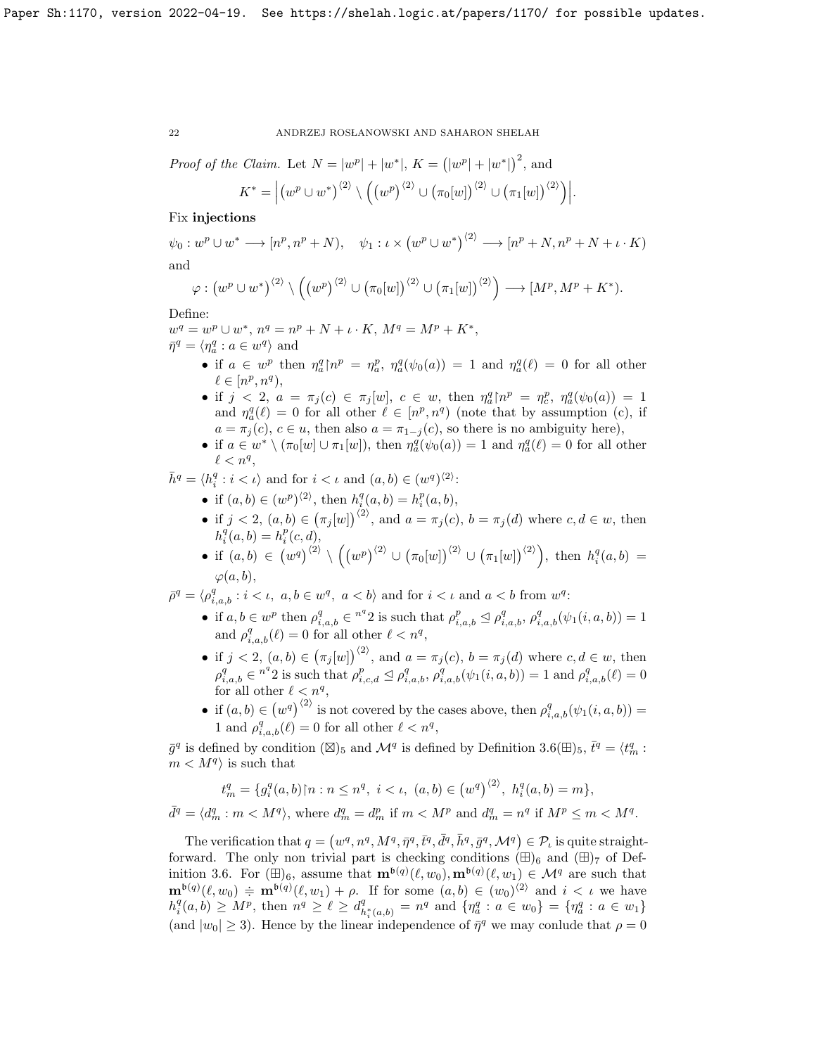*Proof of the Claim.* Let $N = |w^p| + |w^*|$, $K = \big(|w^p| + |w^*|\big)^2$, and

$$K^* = \Big|\big(w^p \cup w^*\big)^{\langle 2\rangle} \setminus \Big(\big(w^p\big)^{\langle 2\rangle} \cup \big(\pi_0[w]\big)^{\langle 2\rangle} \cup \big(\pi_1[w]\big)^{\langle 2\rangle}\Big)\Big|.$$

Fix **injections**

$$\psi_0 : w^p \cup w^* \longrightarrow [n^p, n^p + N), \quad \psi_1 : \iota \times \big(w^p \cup w^*\big)^{\langle 2\rangle} \longrightarrow [n^p + N, n^p + N + \iota \cdot K)$$

and

$$\varphi : \big(w^p \cup w^*\big)^{\langle 2\rangle} \setminus \Big(\big(w^p\big)^{\langle 2\rangle} \cup \big(\pi_0[w]\big)^{\langle 2\rangle} \cup \big(\pi_1[w]\big)^{\langle 2\rangle}\Big) \longrightarrow [M^p, M^p + K^*).$$

Define:
$w^q = w^p \cup w^*$, $n^q = n^p + N + \iota \cdot K$, $M^q = M^p + K^*$,
$\bar\eta^q = \langle \eta^q_a : a \in w^q\rangle$ and

- if $a \in w^p$ then $\eta^q_a{\restriction}n^p = \eta^p_a$, $\eta^q_a(\psi_0(a)) = 1$ and $\eta^q_a(\ell) = 0$ for all other $\ell \in [n^p, n^q)$,
- if $j < 2$, $a = \pi_j(c) \in \pi_j[w]$, $c \in w$, then $\eta^q_a{\restriction}n^p = \eta^p_c$, $\eta^q_a(\psi_0(a)) = 1$ and $\eta^q_a(\ell) = 0$ for all other $\ell \in [n^p, n^q)$ (note that by assumption (c), if $a = \pi_j(c)$, $c \in u$, then also $a = \pi_{1-j}(c)$, so there is no ambiguity here),
- if $a \in w^* \setminus (\pi_0[w] \cup \pi_1[w])$, then $\eta^q_a(\psi_0(a)) = 1$ and $\eta^q_a(\ell) = 0$ for all other $\ell < n^q$,

$\bar h^q = \langle h^q_i : i < \iota\rangle$ and for $i < \iota$ and $(a, b) \in (w^q)^{\langle 2\rangle}$:

- if $(a, b) \in (w^p)^{\langle 2\rangle}$, then $h^q_i(a, b) = h^p_i(a, b)$,
- if $j < 2$, $(a, b) \in \big(\pi_j[w]\big)^{\langle 2\rangle}$, and $a = \pi_j(c)$, $b = \pi_j(d)$ where $c, d \in w$, then $h^q_i(a, b) = h^p_i(c, d)$,
- if $(a, b) \in \big(w^q\big)^{\langle 2\rangle} \setminus \Big(\big(w^p\big)^{\langle 2\rangle} \cup \big(\pi_0[w]\big)^{\langle 2\rangle} \cup \big(\pi_1[w]\big)^{\langle 2\rangle}\Big)$, then $h^q_i(a, b) = \varphi(a, b)$,

$\bar\rho^q = \langle \rho^q_{i,a,b} : i < \iota,\ a, b \in w^q,\ a < b\rangle$ and for $i < \iota$ and $a < b$ from $w^q$:

- if $a, b \in w^p$ then $\rho^q_{i,a,b} \in {}^{n^q}2$ is such that $\rho^p_{i,a,b} \trianglelefteq \rho^q_{i,a,b}$, $\rho^q_{i,a,b}(\psi_1(i, a, b)) = 1$ and $\rho^q_{i,a,b}(\ell) = 0$ for all other $\ell < n^q$,
- if $j < 2$, $(a, b) \in \big(\pi_j[w]\big)^{\langle 2\rangle}$, and $a = \pi_j(c)$, $b = \pi_j(d)$ where $c, d \in w$, then $\rho^q_{i,a,b} \in {}^{n^q}2$ is such that $\rho^p_{i,c,d} \trianglelefteq \rho^q_{i,a,b}$, $\rho^q_{i,a,b}(\psi_1(i, a, b)) = 1$ and $\rho^q_{i,a,b}(\ell) = 0$ for all other $\ell < n^q$,
- if $(a, b) \in \big(w^q\big)^{\langle 2\rangle}$ is not covered by the cases above, then $\rho^q_{i,a,b}(\psi_1(i, a, b)) = 1$ and $\rho^q_{i,a,b}(\ell) = 0$ for all other $\ell < n^q$,

$\bar g^q$ is defined by condition $(\boxtimes)_5$ and $\mathcal{M}^q$ is defined by Definition 3.6$(\boxplus)_5$, $\bar t^q = \langle t^q_m : m < M^q\rangle$ is such that

$$t^q_m = \{g^q_i(a, b){\restriction}n : n \leq n^q,\ i < \iota,\ (a, b) \in \big(w^q\big)^{\langle 2\rangle},\ h^q_i(a, b) = m\},$$

$\bar d^q = \langle d^q_m : m < M^q\rangle$, where $d^q_m = d^p_m$ if $m < M^p$ and $d^q_m = n^q$ if $M^p \leq m < M^q$.

The verification that $q = \big(w^q, n^q, M^q, \bar\eta^q, \bar t^q, \bar d^q, \bar h^q, \bar g^q, \mathcal{M}^q\big) \in \mathcal{P}_\iota$ is quite straightforward. The only non trivial part is checking conditions $(\boxplus)_6$ and $(\boxplus)_7$ of Definition 3.6. For $(\boxplus)_6$, assume that $\mathbf{m}^{\mathfrak{b}(q)}(\ell, w_0), \mathbf{m}^{\mathfrak{b}(q)}(\ell, w_1) \in \mathcal{M}^q$ are such that $\mathbf{m}^{\mathfrak{b}(q)}(\ell, w_0) \doteqdot \mathbf{m}^{\mathfrak{b}(q)}(\ell, w_1) + \rho$. If for some $(a, b) \in (w_0)^{\langle 2\rangle}$ and $i < \iota$ we have $h^q_i(a, b) \geq M^p$, then $n^q \geq \ell \geq d^q_{h^*_i(a,b)} = n^q$ and $\{\eta^q_a : a \in w_0\} = \{\eta^q_a : a \in w_1\}$ (and $|w_0| \geq 3$). Hence by the linear independence of $\bar\eta^q$ we may conlude that $\rho = 0$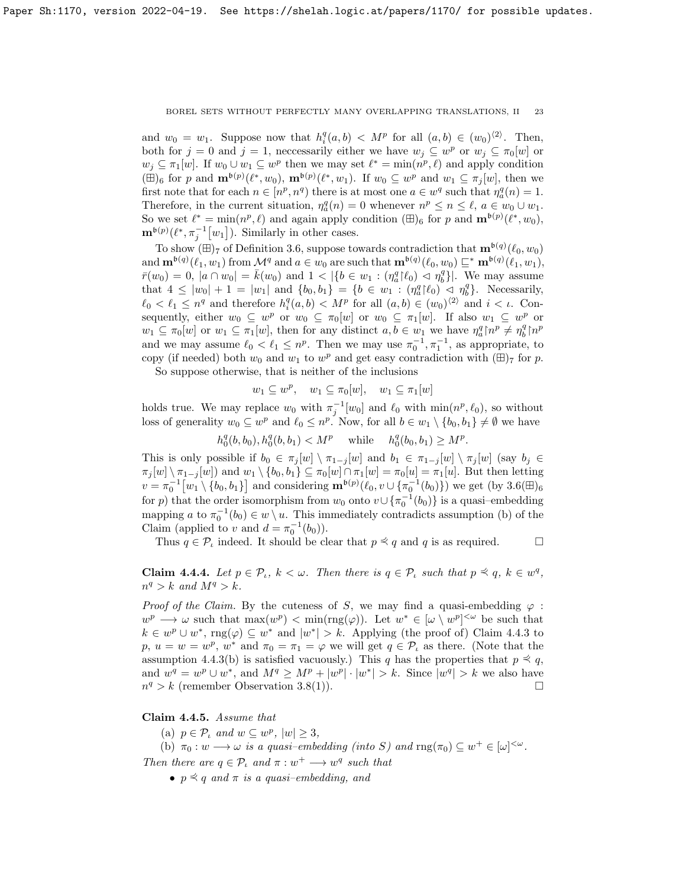and $w_0 = w_1$. Suppose now that $h^q_i(a,b) < M^p$ for all $(a,b) \in (w_0)^{\langle 2\rangle}$. Then, both for $j=0$ and $j=1$, neccessarily either we have $w_j \subseteq w^p$ or $w_j \subseteq \pi_0[w]$ or $w_j \subseteq \pi_1[w]$. If $w_0 \cup w_1 \subseteq w^p$ then we may set $\ell^* = \min(n^p, \ell)$ and apply condition $(\boxplus)_6$ for $p$ and $\mathbf{m}^{\mathfrak{b}(p)}(\ell^*, w_0)$, $\mathbf{m}^{\mathfrak{b}(p)}(\ell^*, w_1)$. If $w_0 \subseteq w^p$ and $w_1 \subseteq \pi_j[w]$, then we first note that for each $n \in [n^p, n^q)$ there is at most one $a \in w^q$ such that $\eta^q_a(n) = 1$. Therefore, in the current situation, $\eta^q_a(n) = 0$ whenever $n^p \leq n \leq \ell$, $a \in w_0 \cup w_1$. So we set $\ell^* = \min(n^p, \ell)$ and again apply condition $(\boxplus)_6$ for $p$ and $\mathbf{m}^{\mathfrak{b}(p)}(\ell^*, w_0)$, $\mathbf{m}^{\mathfrak{b}(p)}(\ell^*, \pi_j^{-1}[w_1])$. Similarly in other cases.

To show $(\boxplus)_7$ of Definition 3.6, suppose towards contradiction that $\mathbf{m}^{\mathfrak{b}(q)}(\ell_0, w_0)$ and $\mathbf{m}^{\mathfrak{b}(q)}(\ell_1, w_1)$ from $\mathcal{M}^q$ and $a \in w_0$ are such that $\mathbf{m}^{\mathfrak{b}(q)}(\ell_0, w_0) \sqsubseteq^* \mathbf{m}^{\mathfrak{b}(q)}(\ell_1, w_1)$, $\bar{r}(w_0) = 0$, $|a \cap w_0| = \bar{k}(w_0)$ and $1 < |\{b \in w_1 : (\eta^q_a{\restriction}\ell_0) \lhd \eta^q_b\}|$. We may assume that $4 \leq |w_0| + 1 = |w_1|$ and $\{b_0, b_1\} = \{b \in w_1 : (\eta^q_a{\restriction}\ell_0) \lhd \eta^q_b\}$. Necessarily, $\ell_0 < \ell_1 \leq n^q$ and therefore $h^q_i(a,b) < M^p$ for all $(a,b) \in (w_0)^{\langle 2\rangle}$ and $i < \iota$. Consequently, either $w_0 \subseteq w^p$ or $w_0 \subseteq \pi_0[w]$ or $w_0 \subseteq \pi_1[w]$. If also $w_1 \subseteq w^p$ or $w_1 \subseteq \pi_0[w]$ or $w_1 \subseteq \pi_1[w]$, then for any distinct $a, b \in w_1$ we have $\eta^q_a{\restriction}n^p \neq \eta^q_b{\restriction}n^p$ and we may assume $\ell_0 < \ell_1 \leq n^p$. Then we may use $\pi_0^{-1}, \pi_1^{-1}$, as appropriate, to copy (if needed) both $w_0$ and $w_1$ to $w^p$ and get easy contradiction with $(\boxplus)_7$ for $p$.

So suppose otherwise, that is neither of the inclusions

$$w_1 \subseteq w^p, \quad w_1 \subseteq \pi_0[w], \quad w_1 \subseteq \pi_1[w]$$

holds true. We may replace $w_0$ with $\pi_j^{-1}[w_0]$ and $\ell_0$ with $\min(n^p, \ell_0)$, so without loss of generality $w_0 \subseteq w^p$ and $\ell_0 \leq n^p$. Now, for all $b \in w_1 \setminus \{b_0, b_1\} \neq \emptyset$ we have

$$h^q_0(b, b_0), h^q_0(b, b_1) < M^p \quad \text{while} \quad h^q_0(b_0, b_1) \geq M^p.$$

This is only possible if $b_0 \in \pi_j[w] \setminus \pi_{1-j}[w]$ and $b_1 \in \pi_{1-j}[w] \setminus \pi_j[w]$ (say $b_j \in \pi_j[w] \setminus \pi_{1-j}[w]$) and $w_1 \setminus \{b_0, b_1\} \subseteq \pi_0[w] \cap \pi_1[w] = \pi_0[u] = \pi_1[u]$. But then letting $v = \pi_0^{-1}\big[w_1 \setminus \{b_0, b_1\}\big]$ and considering $\mathbf{m}^{\mathfrak{b}(p)}(\ell_0, v \cup \{\pi_0^{-1}(b_0)\})$ we get (by 3.6$(\boxplus)_6$ for $p$) that the order isomorphism from $w_0$ onto $v \cup \{\pi_0^{-1}(b_0)\}$ is a quasi–embedding mapping $a$ to $\pi_0^{-1}(b_0) \in w \setminus u$. This immediately contradicts assumption (b) of the Claim (applied to $v$ and $d = \pi_0^{-1}(b_0)$).

Thus $q \in \mathcal{P}_\iota$ indeed. It should be clear that $p \preccurlyeq q$ and $q$ is as required. $\square$

**Claim 4.4.4.** *Let $p \in \mathcal{P}_\iota$, $k < \omega$. Then there is $q \in \mathcal{P}_\iota$ such that $p \preccurlyeq q$, $k \in w^q$, $n^q > k$ and $M^q > k$.*

*Proof of the Claim.* By the cuteness of $S$, we may find a quasi-embedding $\varphi : w^p \longrightarrow \omega$ such that $\max(w^p) < \min(\operatorname{rng}(\varphi))$. Let $w^* \in [\omega \setminus w^p]^{<\omega}$ be such that $k \in w^p \cup w^*$, $\operatorname{rng}(\varphi) \subseteq w^*$ and $|w^*| > k$. Applying (the proof of) Claim 4.4.3 to $p$, $u = w = w^p$, $w^*$ and $\pi_0 = \pi_1 = \varphi$ we will get $q \in \mathcal{P}_\iota$ as there. (Note that the assumption 4.4.3(b) is satisfied vacuously.) This $q$ has the properties that $p \preccurlyeq q$, and $w^q = w^p \cup w^*$, and $M^q \geq M^p + |w^p| \cdot |w^*| > k$. Since $|w^q| > k$ we also have $n^q > k$ (remember Observation 3.8(1)). $\square$

**Claim 4.4.5.** *Assume that*

(a) $p \in \mathcal{P}_\iota$ *and* $w \subseteq w^p$, $|w| \geq 3$,

(b) $\pi_0 : w \longrightarrow \omega$ *is a quasi–embedding (into $S$) and* $\operatorname{rng}(\pi_0) \subseteq w^+ \in [\omega]^{<\omega}$.

*Then there are $q \in \mathcal{P}_\iota$ and $\pi : w^+ \longrightarrow w^q$ such that*

- $p \preccurlyeq q$ *and $\pi$ is a quasi–embedding, and*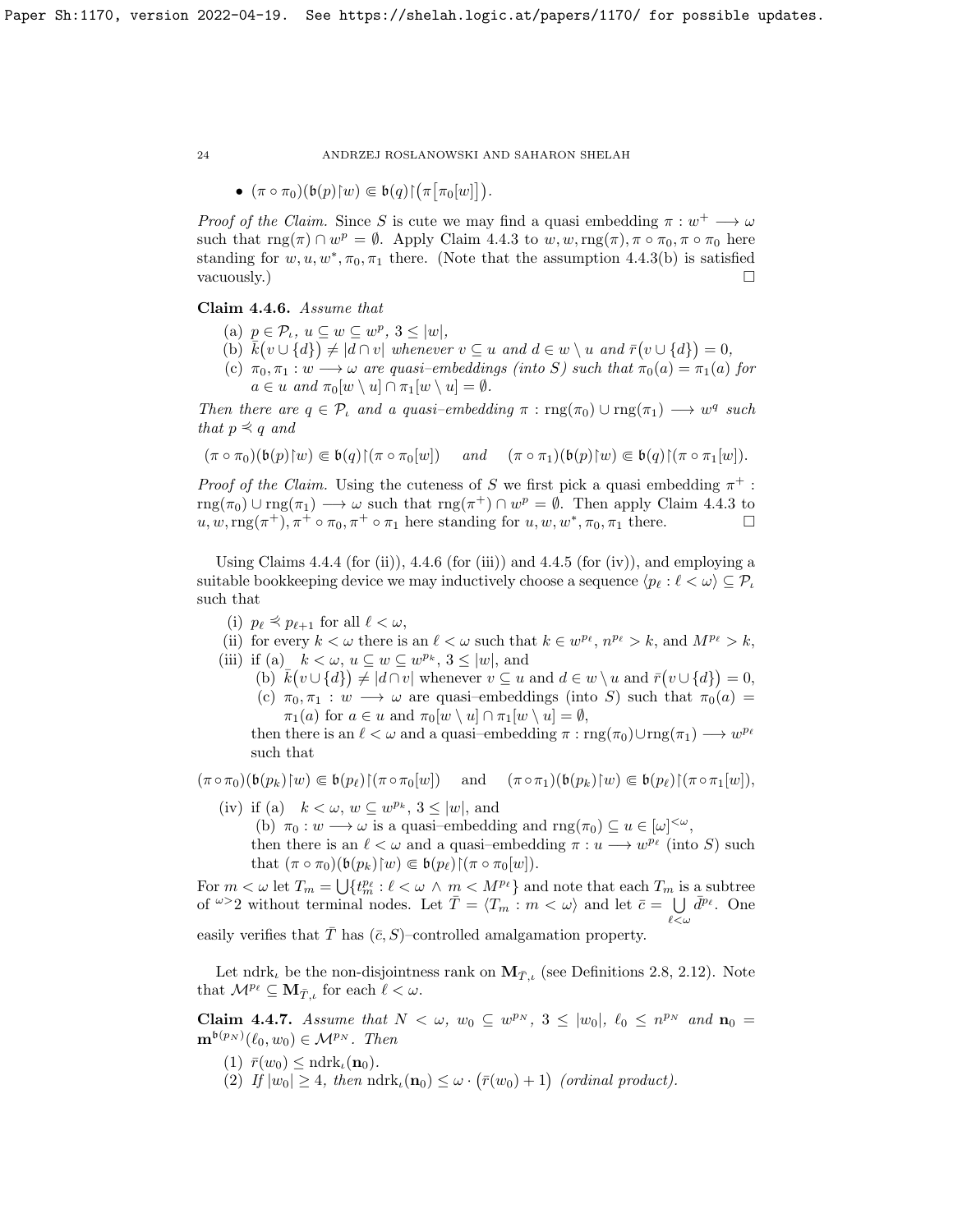- $(\pi\circ\pi_0)(\mathfrak{b}(p){\restriction}w)\Subset\mathfrak{b}(q){\restriction}\big(\pi\big[\pi_0[w]\big]\big)$.

*Proof of the Claim.* Since $S$ is cute we may find a quasi embedding $\pi: w^+\longrightarrow\omega$ such that $\mathrm{rng}(\pi)\cap w^p=\emptyset$. Apply Claim 4.4.3 to $w,w,\mathrm{rng}(\pi),\pi\circ\pi_0,\pi\circ\pi_0$ here standing for $w,u,w^*,\pi_0,\pi_1$ there. (Note that the assumption 4.4.3(b) is satisfied vacuously.) $\square$

**Claim 4.4.6.** *Assume that*

(a) $p\in\mathcal{P}_\iota$, $u\subseteq w\subseteq w^p$, $3\le|w|$,

(b) $\bar{k}\big(v\cup\{d\}\big)\neq|d\cap v|$ *whenever* $v\subseteq u$ *and* $d\in w\setminus u$ *and* $\bar{r}\big(v\cup\{d\}\big)=0$,

(c) $\pi_0,\pi_1: w\longrightarrow\omega$ *are quasi–embeddings (into $S$) such that* $\pi_0(a)=\pi_1(a)$ *for* $a\in u$ *and* $\pi_0[w\setminus u]\cap\pi_1[w\setminus u]=\emptyset$.

*Then there are* $q\in\mathcal{P}_\iota$ *and a quasi–embedding* $\pi:\mathrm{rng}(\pi_0)\cup\mathrm{rng}(\pi_1)\longrightarrow w^q$ *such that* $p\preccurlyeq q$ *and*

$$(\pi\circ\pi_0)(\mathfrak{b}(p){\restriction}w)\Subset\mathfrak{b}(q){\restriction}(\pi\circ\pi_0[w])\quad\text{ and }\quad(\pi\circ\pi_1)(\mathfrak{b}(p){\restriction}w)\Subset\mathfrak{b}(q){\restriction}(\pi\circ\pi_1[w]).$$

*Proof of the Claim.* Using the cuteness of $S$ we first pick a quasi embedding $\pi^+:\mathrm{rng}(\pi_0)\cup\mathrm{rng}(\pi_1)\longrightarrow\omega$ such that $\mathrm{rng}(\pi^+)\cap w^p=\emptyset$. Then apply Claim 4.4.3 to $u,w,\mathrm{rng}(\pi^+),\pi^+\circ\pi_0,\pi^+\circ\pi_1$ here standing for $u,w,w^*,\pi_0,\pi_1$ there. $\square$

Using Claims 4.4.4 (for (ii)), 4.4.6 (for (iii)) and 4.4.5 (for (iv)), and employing a suitable bookkeeping device we may inductively choose a sequence $\langle p_\ell:\ell<\omega\rangle\subseteq\mathcal{P}_\iota$ such that

(i) $p_\ell\preccurlyeq p_{\ell+1}$ for all $\ell<\omega$,

(ii) for every $k<\omega$ there is an $\ell<\omega$ such that $k\in w^{p_\ell}$, $n^{p_\ell}>k$, and $M^{p_\ell}>k$,

(iii) if (a) $k<\omega$, $u\subseteq w\subseteq w^{p_k}$, $3\le|w|$, and
  (b) $\bar{k}\big(v\cup\{d\}\big)\neq|d\cap v|$ whenever $v\subseteq u$ and $d\in w\setminus u$ and $\bar{r}\big(v\cup\{d\}\big)=0$,
  (c) $\pi_0,\pi_1: w\longrightarrow\omega$ are quasi–embeddings (into $S$) such that $\pi_0(a)=\pi_1(a)$ for $a\in u$ and $\pi_0[w\setminus u]\cap\pi_1[w\setminus u]=\emptyset$,
  then there is an $\ell<\omega$ and a quasi–embedding $\pi:\mathrm{rng}(\pi_0)\cup\mathrm{rng}(\pi_1)\longrightarrow w^{p_\ell}$ such that

$$(\pi\circ\pi_0)(\mathfrak{b}(p_k){\restriction}w)\Subset\mathfrak{b}(p_\ell){\restriction}(\pi\circ\pi_0[w])\quad\text{ and }\quad(\pi\circ\pi_1)(\mathfrak{b}(p_k){\restriction}w)\Subset\mathfrak{b}(p_\ell){\restriction}(\pi\circ\pi_1[w]),$$

(iv) if (a) $k<\omega$, $w\subseteq w^{p_k}$, $3\le|w|$, and
  (b) $\pi_0: w\longrightarrow\omega$ is a quasi–embedding and $\mathrm{rng}(\pi_0)\subseteq u\in[\omega]^{<\omega}$,
  then there is an $\ell<\omega$ and a quasi–embedding $\pi: u\longrightarrow w^{p_\ell}$ (into $S$) such that $(\pi\circ\pi_0)(\mathfrak{b}(p_k){\restriction}w)\Subset\mathfrak{b}(p_\ell){\restriction}(\pi\circ\pi_0[w])$.

For $m<\omega$ let $T_m=\bigcup\{t^{p_\ell}_m:\ell<\omega\wedge m<M^{p_\ell}\}$ and note that each $T_m$ is a subtree of ${}^{\omega>}2$ without terminal nodes. Let $\bar{T}=\langle T_m:m<\omega\rangle$ and let $\bar{c}=\bigcup\limits_{\ell<\omega}\bar{d}^{p_\ell}$. One easily verifies that $\bar{T}$ has $(\bar{c},S)$–controlled amalgamation property.

Let $\mathrm{ndrk}_\iota$ be the non-disjointness rank on $\mathbf{M}_{\bar{T},\iota}$ (see Definitions 2.8, 2.12). Note that $\mathcal{M}^{p_\ell}\subseteq\mathbf{M}_{\bar{T},\iota}$ for each $\ell<\omega$.

**Claim 4.4.7.** *Assume that* $N<\omega$, $w_0\subseteq w^{p_N}$, $3\le|w_0|$, $\ell_0\le n^{p_N}$ *and* $\mathbf{n}_0=\mathbf{m}^{\mathfrak{b}(p_N)}(\ell_0,w_0)\in\mathcal{M}^{p_N}$. *Then*

(1) $\bar{r}(w_0)\le\mathrm{ndrk}_\iota(\mathbf{n}_0)$.

(2) *If* $|w_0|\ge4$, *then* $\mathrm{ndrk}_\iota(\mathbf{n}_0)\le\omega\cdot\big(\bar{r}(w_0)+1\big)$ *(ordinal product).*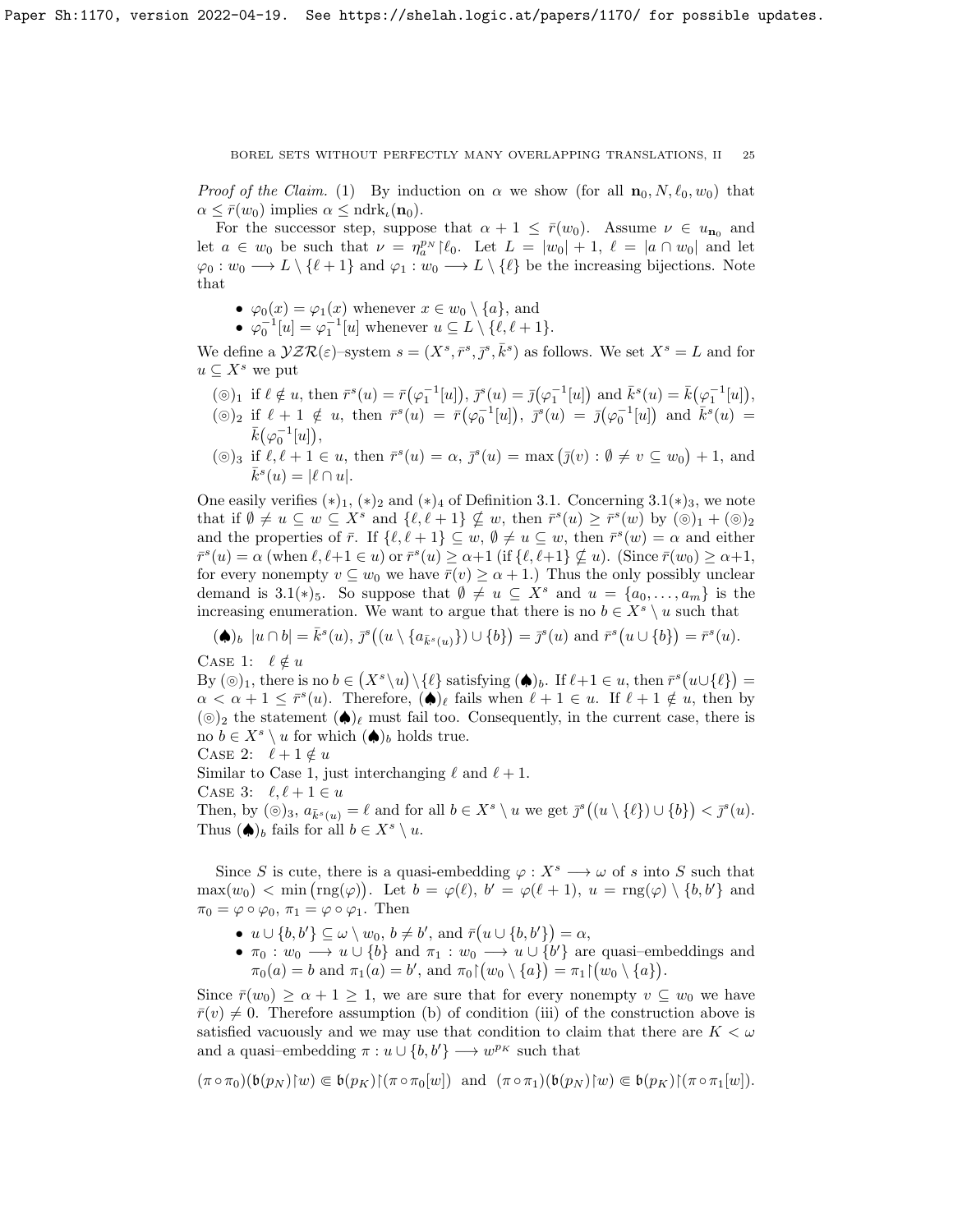*Proof of the Claim.* (1) By induction on $\alpha$ we show (for all $\mathbf{n}_0, N, \ell_0, w_0$) that $\alpha \leq \bar{r}(w_0)$ implies $\alpha \leq \mathrm{ndrk}_\iota(\mathbf{n}_0)$.

For the successor step, suppose that $\alpha + 1 \leq \bar{r}(w_0)$. Assume $\nu \in u_{\mathbf{n}_0}$ and let $a \in w_0$ be such that $\nu = \eta_a^{p_N}{\restriction}\ell_0$. Let $L = |w_0| + 1$, $\ell = |a \cap w_0|$ and let $\varphi_0 : w_0 \longrightarrow L \setminus \{\ell+1\}$ and $\varphi_1 : w_0 \longrightarrow L \setminus \{\ell\}$ be the increasing bijections. Note that

- $\varphi_0(x) = \varphi_1(x)$ whenever $x \in w_0 \setminus \{a\}$, and
- $\varphi_0^{-1}[u] = \varphi_1^{-1}[u]$ whenever $u \subseteq L \setminus \{\ell, \ell+1\}$.

We define a $\mathcal{YZR}(\varepsilon)$–system $s = (X^s, \bar{r}^s, \bar{\jmath}^s, \bar{k}^s)$ as follows. We set $X^s = L$ and for $u \subseteq X^s$ we put

- $(\circledcirc)_1$ if $\ell \notin u$, then $\bar{r}^s(u) = \bar{r}\big(\varphi_1^{-1}[u]\big)$, $\bar{\jmath}^s(u) = \bar{\jmath}\big(\varphi_1^{-1}[u]\big)$ and $\bar{k}^s(u) = \bar{k}\big(\varphi_1^{-1}[u]\big)$,
- $(\circledcirc)_2$ if $\ell+1 \notin u$, then $\bar{r}^s(u) = \bar{r}\big(\varphi_0^{-1}[u]\big)$, $\bar{\jmath}^s(u) = \bar{\jmath}\big(\varphi_0^{-1}[u]\big)$ and $\bar{k}^s(u) = \bar{k}\big(\varphi_0^{-1}[u]\big)$,
- $(\circledcirc)_3$ if $\ell, \ell+1 \in u$, then $\bar{r}^s(u) = \alpha$, $\bar{\jmath}^s(u) = \max\big(\bar{\jmath}(v) : \emptyset \neq v \subseteq w_0\big) + 1$, and $\bar{k}^s(u) = |\ell \cap u|$.

One easily verifies $(*)_1$, $(*)_2$ and $(*)_4$ of Definition 3.1. Concerning 3.1$(*)_3$, we note that if $\emptyset \neq u \subseteq w \subseteq X^s$ and $\{\ell, \ell+1\} \nsubseteq w$, then $\bar{r}^s(u) \geq \bar{r}^s(w)$ by $(\circledcirc)_1 + (\circledcirc)_2$ and the properties of $\bar{r}$. If $\{\ell, \ell+1\} \subseteq w$, $\emptyset \neq u \subseteq w$, then $\bar{r}^s(w) = \alpha$ and either $\bar{r}^s(u) = \alpha$ (when $\ell, \ell+1 \in u$) or $\bar{r}^s(u) \geq \alpha+1$ (if $\{\ell, \ell+1\} \nsubseteq u$). (Since $\bar{r}(w_0) \geq \alpha+1$, for every nonempty $v \subseteq w_0$ we have $\bar{r}(v) \geq \alpha+1$.) Thus the only possibly unclear demand is 3.1$(*)_5$. So suppose that $\emptyset \neq u \subseteq X^s$ and $u = \{a_0, \ldots, a_m\}$ is the increasing enumeration. We want to argue that there is no $b \in X^s \setminus u$ such that

$(\spadesuit)_b$ $|u \cap b| = \bar{k}^s(u)$, $\bar{\jmath}^s\big((u \setminus \{a_{\bar{k}^s(u)}\}) \cup \{b\}\big) = \bar{\jmath}^s(u)$ and $\bar{r}^s\big(u \cup \{b\}\big) = \bar{r}^s(u)$.

Case 1: $\ell \notin u$
By $(\circledcirc)_1$, there is no $b \in \big(X^s \setminus u\big) \setminus \{\ell\}$ satisfying $(\spadesuit)_b$. If $\ell+1 \in u$, then $\bar{r}^s\big(u \cup \{\ell\}\big) = \alpha < \alpha+1 \leq \bar{r}^s(u)$. Therefore, $(\spadesuit)_\ell$ fails when $\ell+1 \in u$. If $\ell+1 \notin u$, then by $(\circledcirc)_2$ the statement $(\spadesuit)_\ell$ must fail too. Consequently, in the current case, there is no $b \in X^s \setminus u$ for which $(\spadesuit)_b$ holds true.
Case 2: $\ell+1 \notin u$
Similar to Case 1, just interchanging $\ell$ and $\ell+1$.
Case 3: $\ell, \ell+1 \in u$
Then, by $(\circledcirc)_3$, $a_{\bar{k}^s(u)} = \ell$ and for all $b \in X^s \setminus u$ we get $\bar{\jmath}^s\big((u \setminus \{\ell\}) \cup \{b\}\big) < \bar{\jmath}^s(u)$. Thus $(\spadesuit)_b$ fails for all $b \in X^s \setminus u$.

Since $S$ is cute, there is a quasi-embedding $\varphi : X^s \longrightarrow \omega$ of $s$ into $S$ such that $\max(w_0) < \min\big(\mathrm{rng}(\varphi)\big)$. Let $b = \varphi(\ell)$, $b' = \varphi(\ell+1)$, $u = \mathrm{rng}(\varphi) \setminus \{b, b'\}$ and $\pi_0 = \varphi \circ \varphi_0$, $\pi_1 = \varphi \circ \varphi_1$. Then

- $u \cup \{b, b'\} \subseteq \omega \setminus w_0$, $b \neq b'$, and $\bar{r}\big(u \cup \{b, b'\}\big) = \alpha$,
- $\pi_0 : w_0 \longrightarrow u \cup \{b\}$ and $\pi_1 : w_0 \longrightarrow u \cup \{b'\}$ are quasi–embeddings and $\pi_0(a) = b$ and $\pi_1(a) = b'$, and $\pi_0{\restriction}\big(w_0 \setminus \{a\}\big) = \pi_1{\restriction}\big(w_0 \setminus \{a\}\big)$.

Since $\bar{r}(w_0) \geq \alpha+1 \geq 1$, we are sure that for every nonempty $v \subseteq w_0$ we have $\bar{r}(v) \neq 0$. Therefore assumption (b) of condition (iii) of the construction above is satisfied vacuously and we may use that condition to claim that there are $K < \omega$ and a quasi–embedding $\pi : u \cup \{b, b'\} \longrightarrow w^{p_K}$ such that

$$(\pi \circ \pi_0)(\mathfrak{b}(p_N){\restriction}w) \Subset \mathfrak{b}(p_K){\restriction}(\pi \circ \pi_0[w]) \ \text{ and } \ (\pi \circ \pi_1)(\mathfrak{b}(p_N){\restriction}w) \Subset \mathfrak{b}(p_K){\restriction}(\pi \circ \pi_1[w]).$$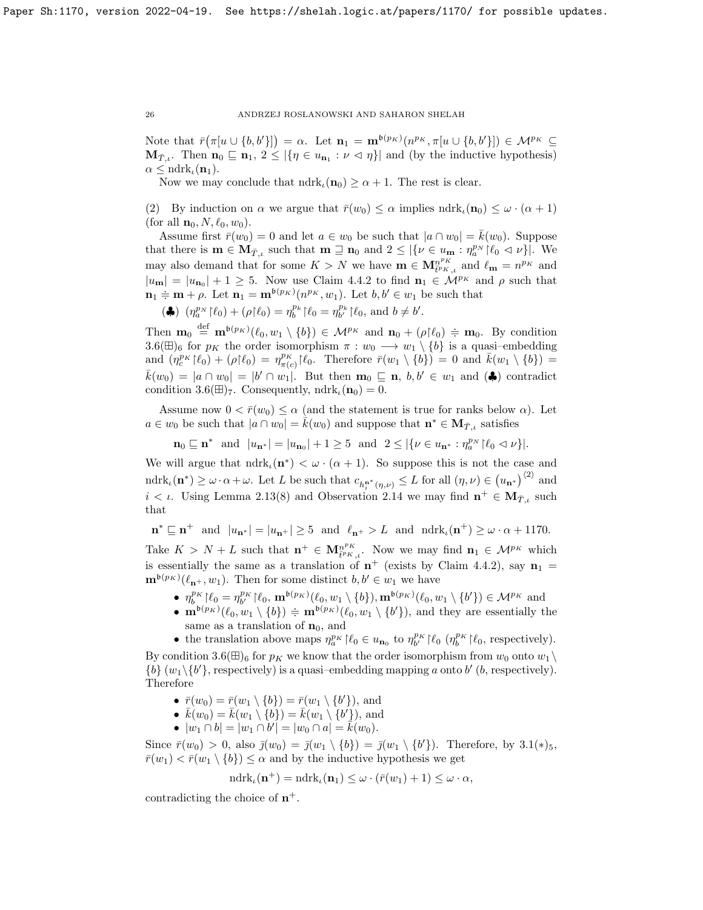Note that $\bar{r}(\pi[u \cup \{b, b'\}]) = \alpha$. Let $\mathbf{n}_1 = \mathbf{m}^{\mathfrak{b}(p_K)}(n^{p_K}, \pi[u \cup \{b, b'\}]) \in \mathcal{M}^{p_K} \subseteq \mathbf{M}_{\bar{T},\iota}$. Then $\mathbf{n}_0 \sqsubseteq \mathbf{n}_1$, $2 \leq |\{\eta \in u_{\mathbf{n}_1} : \nu \vartriangleleft \eta\}|$ and (by the inductive hypothesis) $\alpha \leq \mathrm{ndrk}_\iota(\mathbf{n}_1)$.

Now we may conclude that $\mathrm{ndrk}_\iota(\mathbf{n}_0) \geq \alpha + 1$. The rest is clear.

(2) By induction on $\alpha$ we argue that $\bar{r}(w_0) \leq \alpha$ implies $\mathrm{ndrk}_\iota(\mathbf{n}_0) \leq \omega \cdot (\alpha + 1)$ (for all $\mathbf{n}_0, N, \ell_0, w_0$).

Assume first $\bar{r}(w_0) = 0$ and let $a \in w_0$ be such that $|a \cap w_0| = \bar{k}(w_0)$. Suppose that there is $\mathbf{m} \in \mathbf{M}_{\bar{T},\iota}$ such that $\mathbf{m} \sqsupseteq \mathbf{n}_0$ and $2 \leq |\{\nu \in u_{\mathbf{m}} : \eta_a^{p_N} {\restriction} \ell_0 \vartriangleleft \nu\}|$. We may also demand that for some $K > N$ we have $\mathbf{m} \in \mathbf{M}^{n^{p_K}}_{\bar{t}^{p_K},\iota}$ and $\ell_{\mathbf{m}} = n^{p_K}$ and $|u_{\mathbf{m}}| = |u_{\mathbf{n}_0}| + 1 \geq 5$. Now use Claim 4.4.2 to find $\mathbf{n}_1 \in \mathcal{M}^{p_K}$ and $\rho$ such that $\mathbf{n}_1 \doteqdot \mathbf{m} + \rho$. Let $\mathbf{n}_1 = \mathbf{m}^{\mathfrak{b}(p_K)}(n^{p_K}, w_1)$. Let $b, b' \in w_1$ be such that

($\clubsuit$) $(\eta_a^{p_N} {\restriction} \ell_0) + (\rho {\restriction} \ell_0) = \eta_b^{p_k} {\restriction} \ell_0 = \eta_{b'}^{p_k} {\restriction} \ell_0$, and $b \neq b'$.

Then $\mathbf{m}_0 \stackrel{\mathrm{def}}{=} \mathbf{m}^{\mathfrak{b}(p_K)}(\ell_0, w_1 \setminus \{b\}) \in \mathcal{M}^{p_K}$ and $\mathbf{n}_0 + (\rho {\restriction} \ell_0) \doteqdot \mathbf{m}_0$. By condition 3.6($\boxplus$)$_6$ for $p_K$ the order isomorphism $\pi : w_0 \longrightarrow w_1 \setminus \{b\}$ is a quasi–embedding and $(\eta_c^{p_K} {\restriction} \ell_0) + (\rho {\restriction} \ell_0) = \eta_{\pi(c)}^{p_K} {\restriction} \ell_0$. Therefore $\bar{r}(w_1 \setminus \{b\}) = 0$ and $\bar{k}(w_1 \setminus \{b\}) = \bar{k}(w_0) = |a \cap w_0| = |b' \cap w_1|$. But then $\mathbf{m}_0 \sqsubseteq \mathbf{n}$, $b, b' \in w_1$ and ($\clubsuit$) contradict condition 3.6($\boxplus$)$_7$. Consequently, $\mathrm{ndrk}_\iota(\mathbf{n}_0) = 0$.

Assume now $0 < \bar{r}(w_0) \leq \alpha$ (and the statement is true for ranks below $\alpha$). Let $a \in w_0$ be such that $|a \cap w_0| = \bar{k}(w_0)$ and suppose that $\mathbf{n}^* \in \mathbf{M}_{\bar{T},\iota}$ satisfies

$$\mathbf{n}_0 \sqsubseteq \mathbf{n}^* \ \text{ and } \ |u_{\mathbf{n}^*}| = |u_{\mathbf{n}_0}| + 1 \geq 5 \ \text{ and } \ 2 \leq |\{\nu \in u_{\mathbf{n}^*} : \eta_a^{p_N} {\restriction} \ell_0 \vartriangleleft \nu\}|.$$

We will argue that $\mathrm{ndrk}_\iota(\mathbf{n}^*) < \omega \cdot (\alpha + 1)$. So suppose this is not the case and $\mathrm{ndrk}_\iota(\mathbf{n}^*) \geq \omega \cdot \alpha + \omega$. Let $L$ be such that $c_{h_i^{\mathbf{n}^*}(\eta,\nu)} \leq L$ for all $(\eta, \nu) \in (u_{\mathbf{n}^*})^{\langle 2 \rangle}$ and $i < \iota$. Using Lemma 2.13(8) and Observation 2.14 we may find $\mathbf{n}^+ \in \mathbf{M}_{\bar{T},\iota}$ such that

$$\mathbf{n}^* \sqsubseteq \mathbf{n}^+ \ \text{ and } \ |u_{\mathbf{n}^*}| = |u_{\mathbf{n}^+}| \geq 5 \ \text{ and } \ \ell_{\mathbf{n}^+} > L \ \text{ and } \ \mathrm{ndrk}_\iota(\mathbf{n}^+) \geq \omega \cdot \alpha + 1170.$$

Take $K > N + L$ such that $\mathbf{n}^+ \in \mathbf{M}^{n^{p_K}}_{\bar{t}^{p_K},\iota}$. Now we may find $\mathbf{n}_1 \in \mathcal{M}^{p_K}$ which is essentially the same as a translation of $\mathbf{n}^+$ (exists by Claim 4.4.2), say $\mathbf{n}_1 = \mathbf{m}^{\mathfrak{b}(p_K)}(\ell_{\mathbf{n}^+}, w_1)$. Then for some distinct $b, b' \in w_1$ we have

- $\eta_b^{p_K} {\restriction} \ell_0 = \eta_{b'}^{p_K} {\restriction} \ell_0$, $\mathbf{m}^{\mathfrak{b}(p_K)}(\ell_0, w_1 \setminus \{b\}), \mathbf{m}^{\mathfrak{b}(p_K)}(\ell_0, w_1 \setminus \{b'\}) \in \mathcal{M}^{p_K}$ and
- $\mathbf{m}^{\mathfrak{b}(p_K)}(\ell_0, w_1 \setminus \{b\}) \doteqdot \mathbf{m}^{\mathfrak{b}(p_K)}(\ell_0, w_1 \setminus \{b'\})$, and they are essentially the same as a translation of $\mathbf{n}_0$, and
- the translation above maps $\eta_a^{p_K} {\restriction} \ell_0 \in u_{\mathbf{n}_0}$ to $\eta_{b'}^{p_K} {\restriction} \ell_0$ ($\eta_b^{p_K} {\restriction} \ell_0$, respectively).

By condition 3.6($\boxplus$)$_6$ for $p_K$ we know that the order isomorphism from $w_0$ onto $w_1 \setminus \{b\}$ ($w_1 \setminus \{b'\}$, respectively) is a quasi–embedding mapping $a$ onto $b'$ ($b$, respectively). Therefore

- $\bar{r}(w_0) = \bar{r}(w_1 \setminus \{b\}) = \bar{r}(w_1 \setminus \{b'\})$, and
- $\bar{k}(w_0) = \bar{k}(w_1 \setminus \{b\}) = \bar{k}(w_1 \setminus \{b'\})$, and
- $|w_1 \cap b| = |w_1 \cap b'| = |w_0 \cap a| = \bar{k}(w_0)$.

Since $\bar{r}(w_0) > 0$, also $\bar{\jmath}(w_0) = \bar{\jmath}(w_1 \setminus \{b\}) = \bar{\jmath}(w_1 \setminus \{b'\})$. Therefore, by 3.1$(*)_5$, $\bar{r}(w_1) < \bar{r}(w_1 \setminus \{b\}) \leq \alpha$ and by the inductive hypothesis we get

$$\mathrm{ndrk}_\iota(\mathbf{n}^+) = \mathrm{ndrk}_\iota(\mathbf{n}_1) \leq \omega \cdot (\bar{r}(w_1) + 1) \leq \omega \cdot \alpha,$$

contradicting the choice of $\mathbf{n}^+$.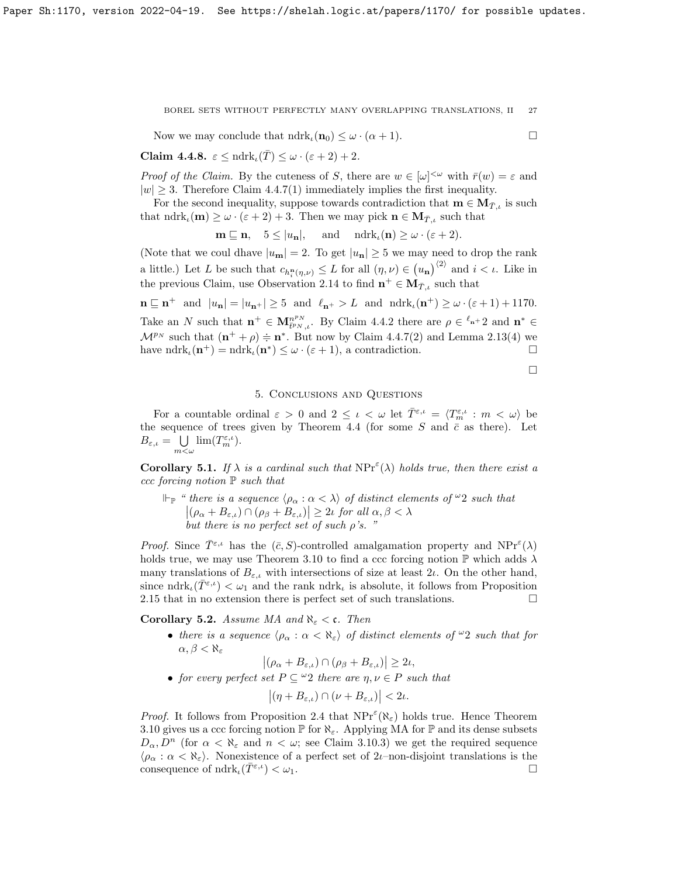Now we may conclude that $\mathrm{ndrk}_\iota(\mathbf{n}_0) \leq \omega\cdot(\alpha+1)$. $\square$

**Claim 4.4.8.** $\varepsilon \leq \mathrm{ndrk}_\iota(\bar{T}) \leq \omega\cdot(\varepsilon+2)+2$.

*Proof of the Claim.* By the cuteness of $S$, there are $w\in[\omega]^{<\omega}$ with $\bar{r}(w)=\varepsilon$ and $|w|\geq 3$. Therefore Claim 4.4.7(1) immediately implies the first inequality.

For the second inequality, suppose towards contradiction that $\mathbf{m}\in\mathbf{M}_{\bar{T},\iota}$ is such that $\mathrm{ndrk}_\iota(\mathbf{m})\geq\omega\cdot(\varepsilon+2)+3$. Then we may pick $\mathbf{n}\in\mathbf{M}_{\bar{T},\iota}$ such that

$$\mathbf{m}\sqsubseteq\mathbf{n},\quad 5\leq|u_{\mathbf{n}}|,\quad \text{and}\quad \mathrm{ndrk}_\iota(\mathbf{n})\geq\omega\cdot(\varepsilon+2).$$

(Note that we coul dhave $|u_{\mathbf{m}}|=2$. To get $|u_{\mathbf{n}}|\geq 5$ we may need to drop the rank a little.) Let $L$ be such that $c_{h_i^{\mathbf{n}}(\eta,\nu)}\leq L$ for all $(\eta,\nu)\in\big(u_{\mathbf{n}}\big)^{\langle 2\rangle}$ and $i<\iota$. Like in the previous Claim, use Observation 2.14 to find $\mathbf{n}^+\in\mathbf{M}_{\bar{T},\iota}$ such that

$\mathbf{n}\sqsubseteq\mathbf{n}^+$ and $|u_{\mathbf{n}}|=|u_{\mathbf{n}^+}|\geq 5$ and $\ell_{\mathbf{n}^+}>L$ and $\mathrm{ndrk}_\iota(\mathbf{n}^+)\geq\omega\cdot(\varepsilon+1)+1170$.

Take an $N$ such that $\mathbf{n}^+\in\mathbf{M}^{p_N}_{\bar{t}^{p_N},\iota}$. By Claim 4.4.2 there are $\rho\in{}^{\ell_{\mathbf{n}^+}}2$ and $\mathbf{n}^*\in\mathcal{M}^{p_N}$ such that $(\mathbf{n}^++\rho)\doteqdot\mathbf{n}^*$. But now by Claim 4.4.7(2) and Lemma 2.13(4) we have $\mathrm{ndrk}_\iota(\mathbf{n}^+)=\mathrm{ndrk}_\iota(\mathbf{n}^*)\leq\omega\cdot(\varepsilon+1)$, a contradiction. $\square$

$\square$

## 5. Conclusions and Questions

For a countable ordinal $\varepsilon>0$ and $2\leq\iota<\omega$ let $\bar{T}^{\varepsilon,\iota}=\langle T^{\varepsilon,\iota}_m : m<\omega\rangle$ be the sequence of trees given by Theorem 4.4 (for some $S$ and $\bar{c}$ as there). Let $B_{\varepsilon,\iota}=\bigcup\limits_{m<\omega}\lim(T^{\varepsilon,\iota}_m)$.

**Corollary 5.1.** *If $\lambda$ is a cardinal such that $\mathrm{NPr}^\varepsilon(\lambda)$ holds true, then there exist a ccc forcing notion $\mathbb{P}$ such that*

> $\Vdash_{\mathbb{P}}$ *" there is a sequence $\langle\rho_\alpha:\alpha<\lambda\rangle$ of distinct elements of ${}^\omega 2$ such that $\big|(\rho_\alpha+B_{\varepsilon,\iota})\cap(\rho_\beta+B_{\varepsilon,\iota})\big|\geq 2\iota$ for all $\alpha,\beta<\lambda$ but there is no perfect set of such $\rho$'s. "*

*Proof.* Since $\bar{T}^{\varepsilon,\iota}$ has the $(\bar{c},S)$-controlled amalgamation property and $\mathrm{NPr}^\varepsilon(\lambda)$ holds true, we may use Theorem 3.10 to find a ccc forcing notion $\mathbb{P}$ which adds $\lambda$ many translations of $B_{\varepsilon,\iota}$ with intersections of size at least $2\iota$. On the other hand, since $\mathrm{ndrk}_\iota(\bar{T}^{\varepsilon,\iota})<\omega_1$ and the rank $\mathrm{ndrk}_\iota$ is absolute, it follows from Proposition 2.15 that in no extension there is perfect set of such translations. $\square$

**Corollary 5.2.** *Assume MA and $\aleph_\varepsilon<\mathfrak{c}$. Then*

- *there is a sequence $\langle\rho_\alpha:\alpha<\aleph_\varepsilon\rangle$ of distinct elements of ${}^\omega 2$ such that for $\alpha,\beta<\aleph_\varepsilon$*
$$\big|(\rho_\alpha+B_{\varepsilon,\iota})\cap(\rho_\beta+B_{\varepsilon,\iota})\big|\geq 2\iota,$$
- *for every perfect set $P\subseteq{}^\omega 2$ there are $\eta,\nu\in P$ such that*
$$\big|(\eta+B_{\varepsilon,\iota})\cap(\nu+B_{\varepsilon,\iota})\big|<2\iota.$$

*Proof.* It follows from Proposition 2.4 that $\mathrm{NPr}^\varepsilon(\aleph_\varepsilon)$ holds true. Hence Theorem 3.10 gives us a ccc forcing notion $\mathbb{P}$ for $\aleph_\varepsilon$. Applying MA for $\mathbb{P}$ and its dense subsets $D_\alpha, D^n$ (for $\alpha<\aleph_\varepsilon$ and $n<\omega$; see Claim 3.10.3) we get the required sequence $\langle\rho_\alpha:\alpha<\aleph_\varepsilon\rangle$. Nonexistence of a perfect set of $2\iota$–non-disjoint translations is the consequence of $\mathrm{ndrk}_\iota(\bar{T}^{\varepsilon,\iota})<\omega_1$. $\square$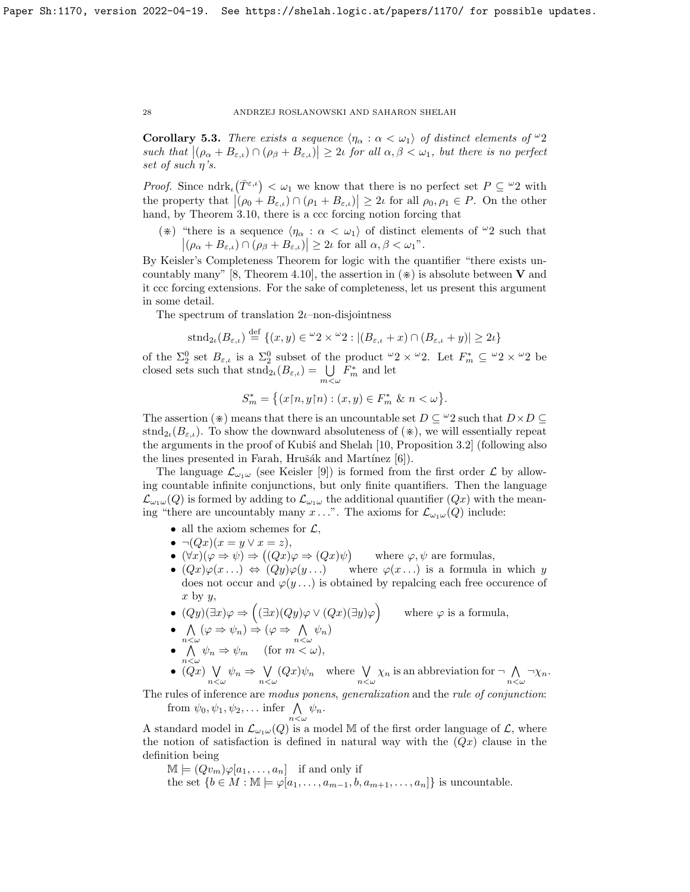**Corollary 5.3.** *There exists a sequence $\langle \eta_\alpha : \alpha < \omega_1 \rangle$ of distinct elements of ${}^\omega 2$ such that $\left|(\rho_\alpha + B_{\varepsilon,\iota}) \cap (\rho_\beta + B_{\varepsilon,\iota})\right| \geq 2\iota$ for all $\alpha, \beta < \omega_1$, but there is no perfect set of such $\eta$'s.*

*Proof.* Since $\mathrm{ndrk}_\iota\big(\bar{T}^{\varepsilon,\iota}\big) < \omega_1$ we know that there is no perfect set $P \subseteq {}^\omega 2$ with the property that $\left|(\rho_0 + B_{\varepsilon,\iota}) \cap (\rho_1 + B_{\varepsilon,\iota})\right| \geq 2\iota$ for all $\rho_0, \rho_1 \in P$. On the other hand, by Theorem 3.10, there is a ccc forcing notion forcing that

($\circledast$) "there is a sequence $\langle \eta_\alpha : \alpha < \omega_1 \rangle$ of distinct elements of ${}^\omega 2$ such that $\left|(\rho_\alpha + B_{\varepsilon,\iota}) \cap (\rho_\beta + B_{\varepsilon,\iota})\right| \geq 2\iota$ for all $\alpha, \beta < \omega_1$".

By Keisler's Completeness Theorem for logic with the quantifier "there exists uncountably many" [8, Theorem 4.10], the assertion in ($\circledast$) is absolute between $\mathbf{V}$ and it ccc forcing extensions. For the sake of completeness, let us present this argument in some detail.

The spectrum of translation $2\iota$–non-disjointness

$$\mathrm{stnd}_{2\iota}(B_{\varepsilon,\iota}) \stackrel{\mathrm{def}}{=} \{(x,y) \in {}^\omega 2 \times {}^\omega 2 : |(B_{\varepsilon,\iota} + x) \cap (B_{\varepsilon,\iota} + y)| \geq 2\iota\}$$

of the $\Sigma^0_2$ set $B_{\varepsilon,\iota}$ is a $\Sigma^0_2$ subset of the product ${}^\omega 2 \times {}^\omega 2$. Let $F^*_m \subseteq {}^\omega 2 \times {}^\omega 2$ be closed sets such that $\mathrm{stnd}_{2\iota}(B_{\varepsilon,\iota}) = \bigcup\limits_{m<\omega} F^*_m$ and let

$$S^*_m = \big\{(x{\restriction}n, y{\restriction}n) : (x,y) \in F^*_m \ \&\ n < \omega\big\}.$$

The assertion ($\circledast$) means that there is an uncountable set $D \subseteq {}^\omega 2$ such that $D \times D \subseteq \mathrm{stnd}_{2\iota}(B_{\varepsilon,\iota})$. To show the downward absoluteness of ($\circledast$), we will essentially repeat the arguments in the proof of Kubiś and Shelah [10, Proposition 3.2] (following also the lines presented in Farah, Hrušák and Martínez [6]).

The language $\mathcal{L}_{\omega_1\omega}$ (see Keisler [9]) is formed from the first order $\mathcal{L}$ by allowing countable infinite conjunctions, but only finite quantifiers. Then the language $\mathcal{L}_{\omega_1\omega}(Q)$ is formed by adding to $\mathcal{L}_{\omega_1\omega}$ the additional quantifier $(Qx)$ with the meaning "there are uncountably many $x \ldots$". The axioms for $\mathcal{L}_{\omega_1\omega}(Q)$ include:

- all the axiom schemes for $\mathcal{L}$,
- $\neg(Qx)(x = y \vee x = z)$,
- $(\forall x)(\varphi \Rightarrow \psi) \Rightarrow \big((Qx)\varphi \Rightarrow (Qx)\psi\big)$ where $\varphi, \psi$ are formulas,
- $(Qx)\varphi(x \ldots) \Leftrightarrow (Qy)\varphi(y \ldots)$ where $\varphi(x\ldots)$ is a formula in which $y$ does not occur and $\varphi(y\ldots)$ is obtained by repalcing each free occurence of $x$ by $y$,
- $(Qy)(\exists x)\varphi \Rightarrow \Big((\exists x)(Qy)\varphi \vee (Qx)(\exists y)\varphi\Big)$ where $\varphi$ is a formula,
- $\bigwedge\limits_{n<\omega}(\varphi \Rightarrow \psi_n) \Rightarrow (\varphi \Rightarrow \bigwedge\limits_{n<\omega}\psi_n)$
- $\bigwedge\limits_{n<\omega}\psi_n \Rightarrow \psi_m$ (for $m < \omega$),
- $(Qx)\bigvee\limits_{n<\omega}\psi_n \Rightarrow \bigvee\limits_{n<\omega}(Qx)\psi_n$ where $\bigvee\limits_{n<\omega}\chi_n$ is an abbreviation for $\neg\bigwedge\limits_{n<\omega}\neg\chi_n$.

The rules of inference are *modus ponens*, *generalization* and the *rule of conjunction*: from $\psi_0, \psi_1, \psi_2, \ldots$ infer $\bigwedge\limits_{n<\omega}\psi_n$.

A standard model in $\mathcal{L}_{\omega_1\omega}(Q)$ is a model $\mathbb{M}$ of the first order language of $\mathcal{L}$, where the notion of satisfaction is defined in natural way with the $(Qx)$ clause in the definition being

$\mathbb{M} \models (Qv_m)\varphi[a_1, \ldots, a_n]$ if and only if
the set $\{b \in M : \mathbb{M} \models \varphi[a_1, \ldots, a_{m-1}, b, a_{m+1}, \ldots, a_n]\}$ is uncountable.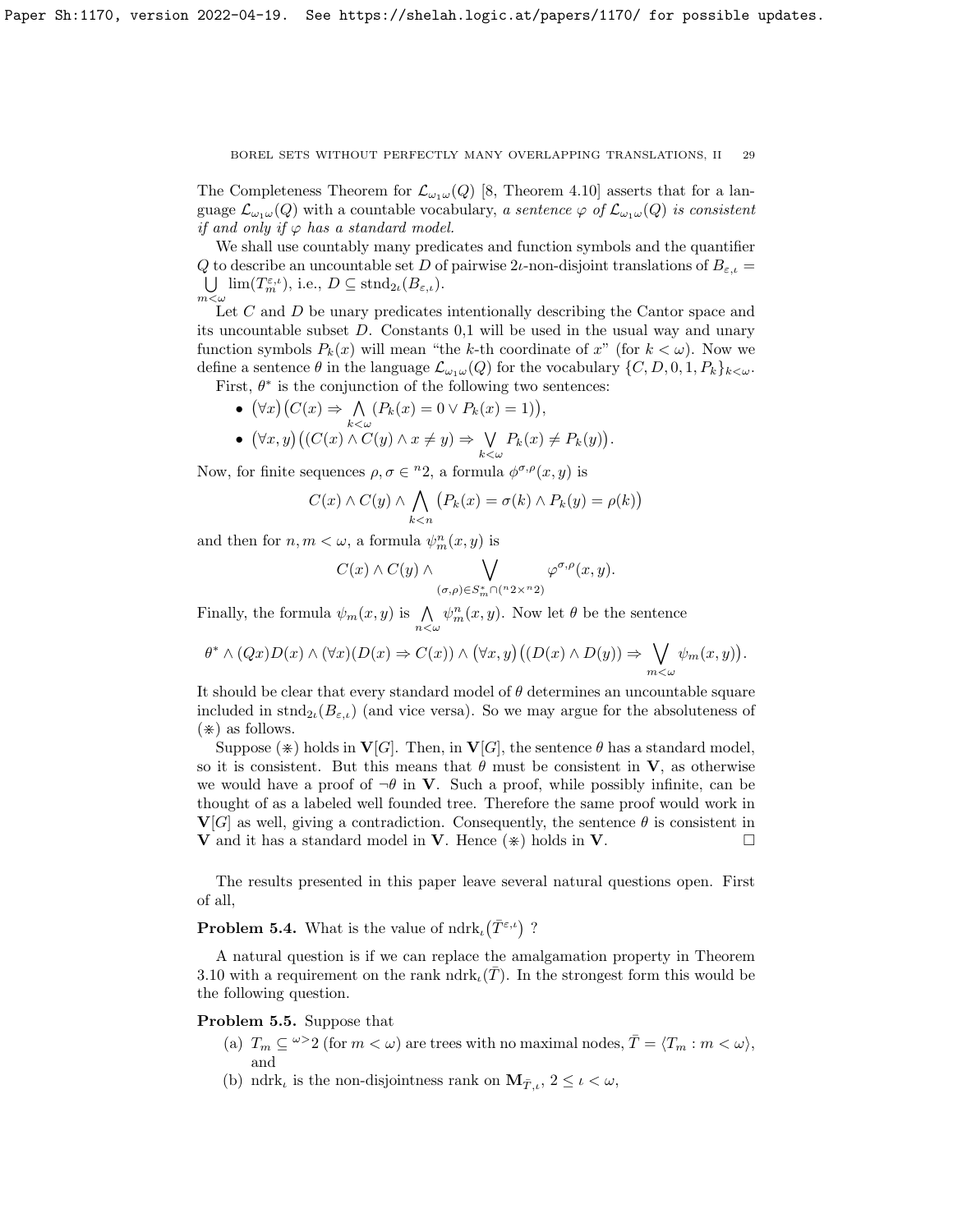The Completeness Theorem for $\mathcal{L}_{\omega_1\omega}(Q)$ [8, Theorem 4.10] asserts that for a language $\mathcal{L}_{\omega_1\omega}(Q)$ with a countable vocabulary, *a sentence $\varphi$ of $\mathcal{L}_{\omega_1\omega}(Q)$ is consistent if and only if $\varphi$ has a standard model.*

We shall use countably many predicates and function symbols and the quantifier $Q$ to describe an uncountable set $D$ of pairwise $2\iota$-non-disjoint translations of $B_{\varepsilon,\iota} = \bigcup\limits_{m<\omega} \lim(T^{\varepsilon,\iota}_m)$, i.e., $D \subseteq \mathrm{stnd}_{2\iota}(B_{\varepsilon,\iota})$.

Let $C$ and $D$ be unary predicates intentionally describing the Cantor space and its uncountable subset $D$. Constants 0,1 will be used in the usual way and unary function symbols $P_k(x)$ will mean "the $k$-th coordinate of $x$" (for $k<\omega$). Now we define a sentence $\theta$ in the language $\mathcal{L}_{\omega_1\omega}(Q)$ for the vocabulary $\{C, D, 0, 1, P_k\}_{k<\omega}$.

First, $\theta^*$ is the conjunction of the following two sentences:

- $(\forall x)\big(C(x) \Rightarrow \bigwedge\limits_{k<\omega} (P_k(x)=0 \vee P_k(x)=1)\big)$,
- $(\forall x, y)\big((C(x)\wedge C(y)\wedge x\neq y) \Rightarrow \bigvee\limits_{k<\omega} P_k(x)\neq P_k(y)\big)$.

Now, for finite sequences $\rho, \sigma \in {}^n 2$, a formula $\phi^{\sigma,\rho}(x,y)$ is

$$C(x)\wedge C(y)\wedge \bigwedge_{k<n} \big(P_k(x)=\sigma(k)\wedge P_k(y)=\rho(k)\big)$$

and then for $n, m<\omega$, a formula $\psi^n_m(x,y)$ is

$$C(x)\wedge C(y)\wedge \bigvee_{(\sigma,\rho)\in S^*_m\cap({}^n 2\times {}^n 2)} \varphi^{\sigma,\rho}(x,y).$$

Finally, the formula $\psi_m(x,y)$ is $\bigwedge\limits_{n<\omega} \psi^n_m(x,y)$. Now let $\theta$ be the sentence

$$\theta^* \wedge (Qx)D(x)\wedge(\forall x)(D(x)\Rightarrow C(x))\wedge\big(\forall x,y\big)\big((D(x)\wedge D(y))\Rightarrow \bigvee_{m<\omega}\psi_m(x,y)\big).$$

It should be clear that every standard model of $\theta$ determines an uncountable square included in $\mathrm{stnd}_{2\iota}(B_{\varepsilon,\iota})$ (and vice versa). So we may argue for the absoluteness of ($\circledast$) as follows.

Suppose ($\circledast$) holds in $\mathbf{V}[G]$. Then, in $\mathbf{V}[G]$, the sentence $\theta$ has a standard model, so it is consistent. But this means that $\theta$ must be consistent in $\mathbf{V}$, as otherwise we would have a proof of $\neg\theta$ in $\mathbf{V}$. Such a proof, while possibly infinite, can be thought of as a labeled well founded tree. Therefore the same proof would work in $\mathbf{V}[G]$ as well, giving a contradiction. Consequently, the sentence $\theta$ is consistent in $\mathbf{V}$ and it has a standard model in $\mathbf{V}$. Hence ($\circledast$) holds in $\mathbf{V}$. $\square$

The results presented in this paper leave several natural questions open. First of all,

**Problem 5.4.** What is the value of $\mathrm{ndrk}_\iota\big(\bar{T}^{\varepsilon,\iota}\big)$ ?

A natural question is if we can replace the amalgamation property in Theorem 3.10 with a requirement on the rank $\mathrm{ndrk}_\iota(\bar{T})$. In the strongest form this would be the following question.

**Problem 5.5.** Suppose that

(a) $T_m \subseteq {}^{\omega>}2$ (for $m<\omega$) are trees with no maximal nodes, $\bar{T}=\langle T_m : m<\omega\rangle$, and

(b) $\mathrm{ndrk}_\iota$ is the non-disjointness rank on $\mathbf{M}_{\bar{T},\iota}$, $2\leq\iota<\omega$,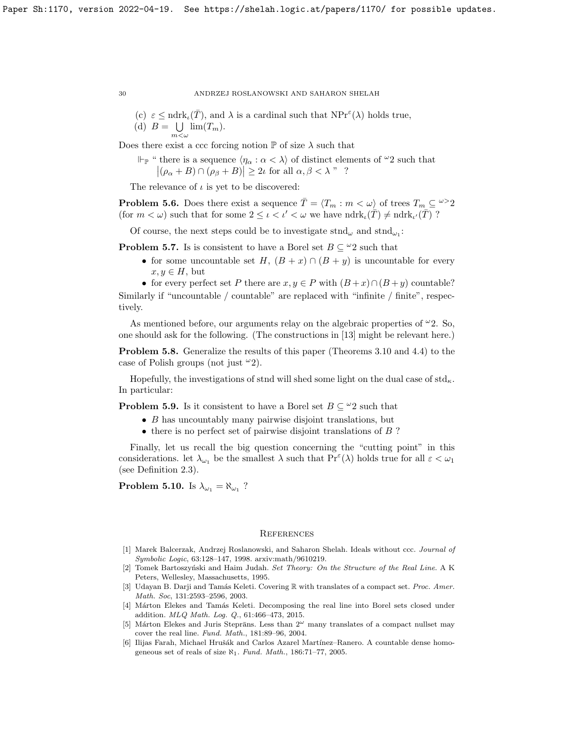(c) $\varepsilon \leq \mathrm{ndrk}_\iota(\bar{T})$, and $\lambda$ is a cardinal such that $\mathrm{NPr}^\varepsilon(\lambda)$ holds true,

(d) $B = \bigcup\limits_{m<\omega} \lim(T_m)$.

Does there exist a ccc forcing notion $\mathbb{P}$ of size $\lambda$ such that

$\Vdash_{\mathbb{P}}$ " there is a sequence $\langle \eta_\alpha : \alpha < \lambda \rangle$ of distinct elements of ${}^\omega 2$ such that $\big|(\rho_\alpha + B) \cap (\rho_\beta + B)\big| \geq 2\iota$ for all $\alpha, \beta < \lambda$ " ?

The relevance of $\iota$ is yet to be discovered:

**Problem 5.6.** Does there exist a sequence $\bar{T} = \langle T_m : m < \omega \rangle$ of trees $T_m \subseteq {}^{\omega>}2$ (for $m < \omega$) such that for some $2 \leq \iota < \iota' < \omega$ we have $\mathrm{ndrk}_\iota(\bar{T}) \neq \mathrm{ndrk}_{\iota'}(\bar{T})$ ?

Of course, the next steps could be to investigate $\mathrm{stnd}_\omega$ and $\mathrm{stnd}_{\omega_1}$:

**Problem 5.7.** Is is consistent to have a Borel set $B \subseteq {}^\omega 2$ such that

- for some uncountable set $H$, $(B + x) \cap (B + y)$ is uncountable for every $x, y \in H$, but
- for every perfect set $P$ there are $x, y \in P$ with $(B+x) \cap (B+y)$ countable?

Similarly if "uncountable / countable" are replaced with "infinite / finite", respectively.

As mentioned before, our arguments relay on the algebraic properties of ${}^\omega 2$. So, one should ask for the following. (The constructions in [13] might be relevant here.)

**Problem 5.8.** Generalize the results of this paper (Theorems 3.10 and 4.4) to the case of Polish groups (not just ${}^\omega 2$).

Hopefully, the investigations of stnd will shed some light on the dual case of $\mathrm{std}_\kappa$. In particular:

**Problem 5.9.** Is it consistent to have a Borel set $B \subseteq {}^\omega 2$ such that

- $B$ has uncountably many pairwise disjoint translations, but
- there is no perfect set of pairwise disjoint translations of $B$ ?

Finally, let us recall the big question concerning the "cutting point" in this considerations. let $\lambda_{\omega_1}$ be the smallest $\lambda$ such that $\mathrm{Pr}^\varepsilon(\lambda)$ holds true for all $\varepsilon < \omega_1$ (see Definition 2.3).

**Problem 5.10.** Is $\lambda_{\omega_1} = \aleph_{\omega_1}$ ?

## References

[1] Marek Balcerzak, Andrzej Roslanowski, and Saharon Shelah. Ideals without ccc. *Journal of Symbolic Logic*, 63:128–147, 1998. arxiv:math/9610219.

[2] Tomek Bartoszyński and Haim Judah. *Set Theory: On the Structure of the Real Line*. A K Peters, Wellesley, Massachusetts, 1995.

[3] Udayan B. Darji and Tamás Keleti. Covering $\mathbb{R}$ with translates of a compact set. *Proc. Amer. Math. Soc*, 131:2593–2596, 2003.

[4] Márton Elekes and Tamás Keleti. Decomposing the real line into Borel sets closed under addition. *MLQ Math. Log. Q.*, 61:466–473, 2015.

[5] Márton Elekes and Juris Steprāns. Less than $2^\omega$ many translates of a compact nullset may cover the real line. *Fund. Math.*, 181:89–96, 2004.

[6] Ilijas Farah, Michael Hrušák and Carlos Azarel Martínez–Ranero. A countable dense homogeneous set of reals of size $\aleph_1$. *Fund. Math.*, 186:71–77, 2005.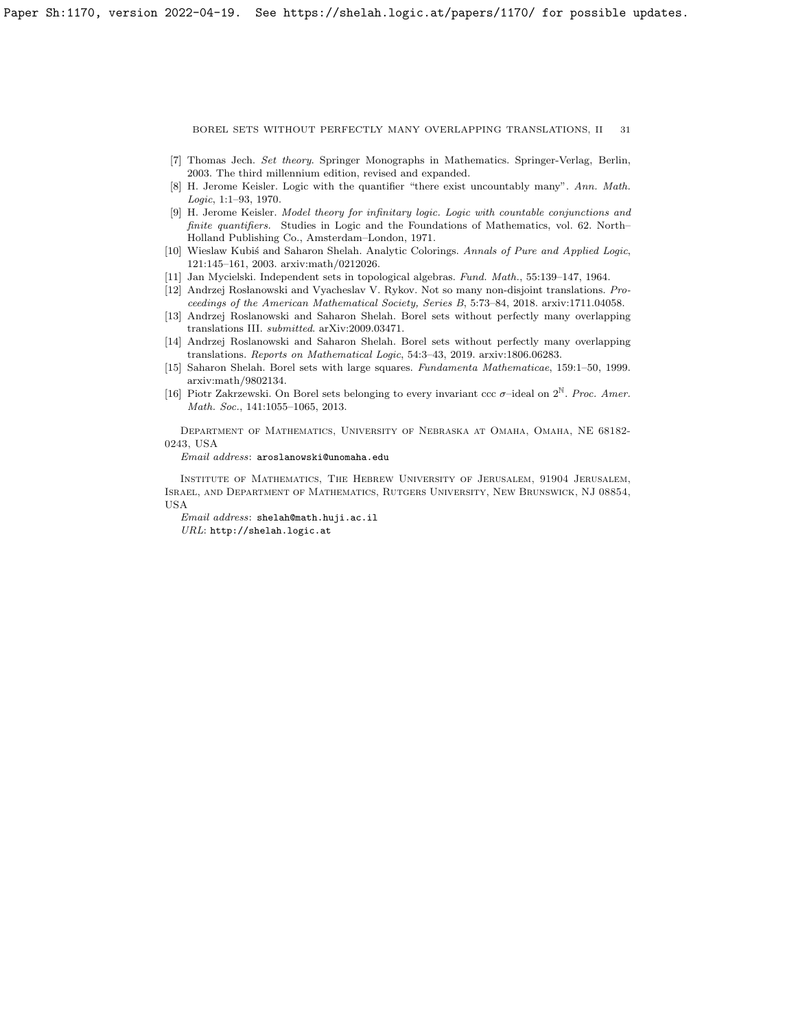[7] Thomas Jech. *Set theory.* Springer Monographs in Mathematics. Springer-Verlag, Berlin, 2003. The third millennium edition, revised and expanded.

[8] H. Jerome Keisler. Logic with the quantifier "there exist uncountably many". *Ann. Math. Logic*, 1:1–93, 1970.

[9] H. Jerome Keisler. *Model theory for infinitary logic. Logic with countable conjunctions and finite quantifiers.* Studies in Logic and the Foundations of Mathematics, vol. 62. North–Holland Publishing Co., Amsterdam–London, 1971.

[10] Wieslaw Kubiś and Saharon Shelah. Analytic Colorings. *Annals of Pure and Applied Logic*, 121:145–161, 2003. arxiv:math/0212026.

[11] Jan Mycielski. Independent sets in topological algebras. *Fund. Math.*, 55:139–147, 1964.

[12] Andrzej Rosłanowski and Vyacheslav V. Rykov. Not so many non-disjoint translations. *Proceedings of the American Mathematical Society, Series B*, 5:73–84, 2018. arxiv:1711.04058.

[13] Andrzej Roslanowski and Saharon Shelah. Borel sets without perfectly many overlapping translations III. *submitted*. arXiv:2009.03471.

[14] Andrzej Roslanowski and Saharon Shelah. Borel sets without perfectly many overlapping translations. *Reports on Mathematical Logic*, 54:3–43, 2019. arxiv:1806.06283.

[15] Saharon Shelah. Borel sets with large squares. *Fundamenta Mathematicae*, 159:1–50, 1999. arxiv:math/9802134.

[16] Piotr Zakrzewski. On Borel sets belonging to every invariant ccc $\sigma$–ideal on $2^{\mathbb{N}}$. *Proc. Amer. Math. Soc.*, 141:1055–1065, 2013.

Department of Mathematics, University of Nebraska at Omaha, Omaha, NE 68182-0243, USA

*Email address*: aroslanowski@unomaha.edu

Institute of Mathematics, The Hebrew University of Jerusalem, 91904 Jerusalem, Israel, and Department of Mathematics, Rutgers University, New Brunswick, NJ 08854, USA

*Email address*: shelah@math.huji.ac.il

*URL*: http://shelah.logic.at